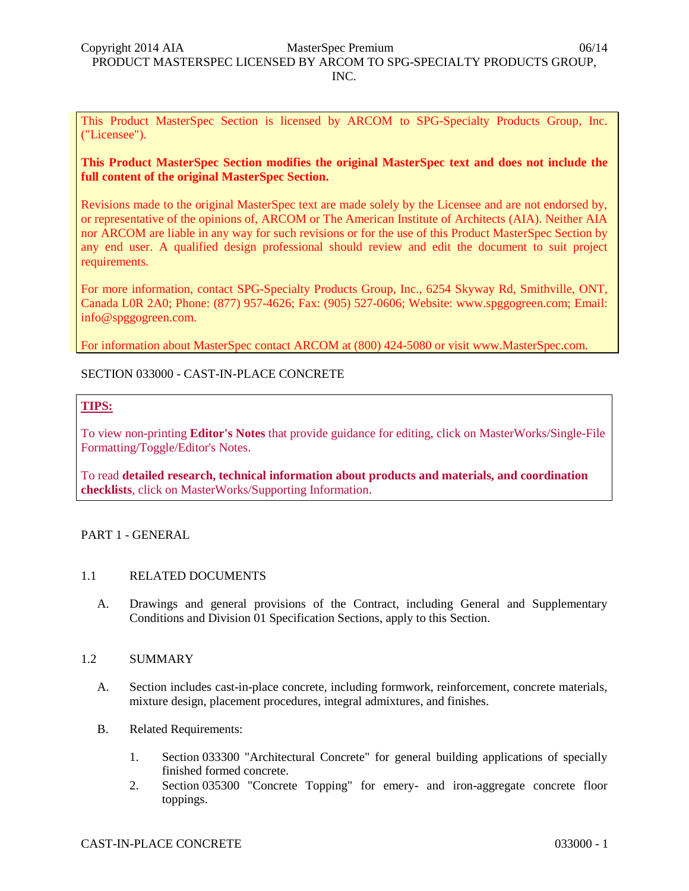This Product MasterSpec Section is licensed by ARCOM to SPG-Specialty Products Group, Inc. ("Licensee").

**This Product MasterSpec Section modifies the original MasterSpec text and does not include the full content of the original MasterSpec Section.**

Revisions made to the original MasterSpec text are made solely by the Licensee and are not endorsed by, or representative of the opinions of, ARCOM or The American Institute of Architects (AIA). Neither AIA nor ARCOM are liable in any way for such revisions or for the use of this Product MasterSpec Section by any end user. A qualified design professional should review and edit the document to suit project requirements.

For more information, contact SPG-Specialty Products Group, Inc., 6254 Skyway Rd, Smithville, ONT, Canada L0R 2A0; Phone: (877) 957-4626; Fax: (905) 527-0606; Website: www.spggogreen.com; Email: info@spggogreen.com.

For information about MasterSpec contact ARCOM at (800) 424-5080 or visit www.MasterSpec.com.

# SECTION 033000 - CAST-IN-PLACE CONCRETE

**TIPS:**

To view non-printing **Editor's Notes** that provide guidance for editing, click on MasterWorks/Single-File Formatting/Toggle/Editor's Notes.

To read **detailed research, technical information about products and materials, and coordination checklists**, click on MasterWorks/Supporting Information.

## PART 1 - GENERAL

### 1.1 RELATED DOCUMENTS

A. Drawings and general provisions of the Contract, including General and Supplementary Conditions and Division 01 Specification Sections, apply to this Section.

### 1.2 SUMMARY

A. Section includes cast-in-place concrete, including formwork, reinforcement, concrete materials, mixture design, placement procedures, integral admixtures, and finishes.

B. Related Requirements:

1. Section 033300 "Architectural Concrete" for general building applications of specially finished formed concrete.
2. Section 035300 "Concrete Topping" for emery- and iron-aggregate concrete floor toppings.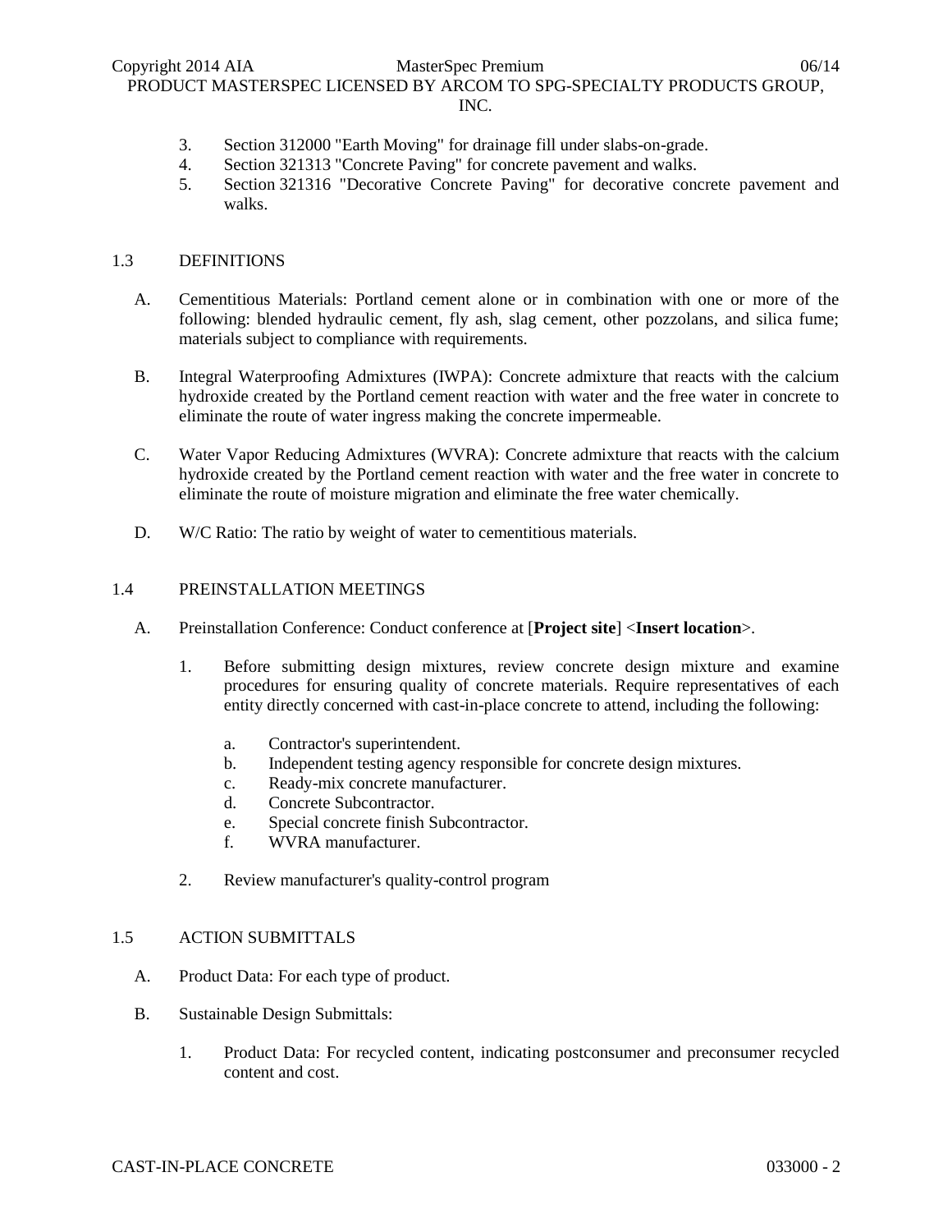3. Section 312000 "Earth Moving" for drainage fill under slabs-on-grade.
4. Section 321313 "Concrete Paving" for concrete pavement and walks.
5. Section 321316 "Decorative Concrete Paving" for decorative concrete pavement and walks.

## 1.3 DEFINITIONS

A. Cementitious Materials: Portland cement alone or in combination with one or more of the following: blended hydraulic cement, fly ash, slag cement, other pozzolans, and silica fume; materials subject to compliance with requirements.

B. Integral Waterproofing Admixtures (IWPA): Concrete admixture that reacts with the calcium hydroxide created by the Portland cement reaction with water and the free water in concrete to eliminate the route of water ingress making the concrete impermeable.

C. Water Vapor Reducing Admixtures (WVRA): Concrete admixture that reacts with the calcium hydroxide created by the Portland cement reaction with water and the free water in concrete to eliminate the route of moisture migration and eliminate the free water chemically.

D. W/C Ratio: The ratio by weight of water to cementitious materials.

## 1.4 PREINSTALLATION MEETINGS

A. Preinstallation Conference: Conduct conference at [**Project site**] <**Insert location**>.

1. Before submitting design mixtures, review concrete design mixture and examine procedures for ensuring quality of concrete materials. Require representatives of each entity directly concerned with cast-in-place concrete to attend, including the following:

   a. Contractor's superintendent.
   b. Independent testing agency responsible for concrete design mixtures.
   c. Ready-mix concrete manufacturer.
   d. Concrete Subcontractor.
   e. Special concrete finish Subcontractor.
   f. WVRA manufacturer.

2. Review manufacturer's quality-control program

## 1.5 ACTION SUBMITTALS

A. Product Data: For each type of product.

B. Sustainable Design Submittals:

1. Product Data: For recycled content, indicating postconsumer and preconsumer recycled content and cost.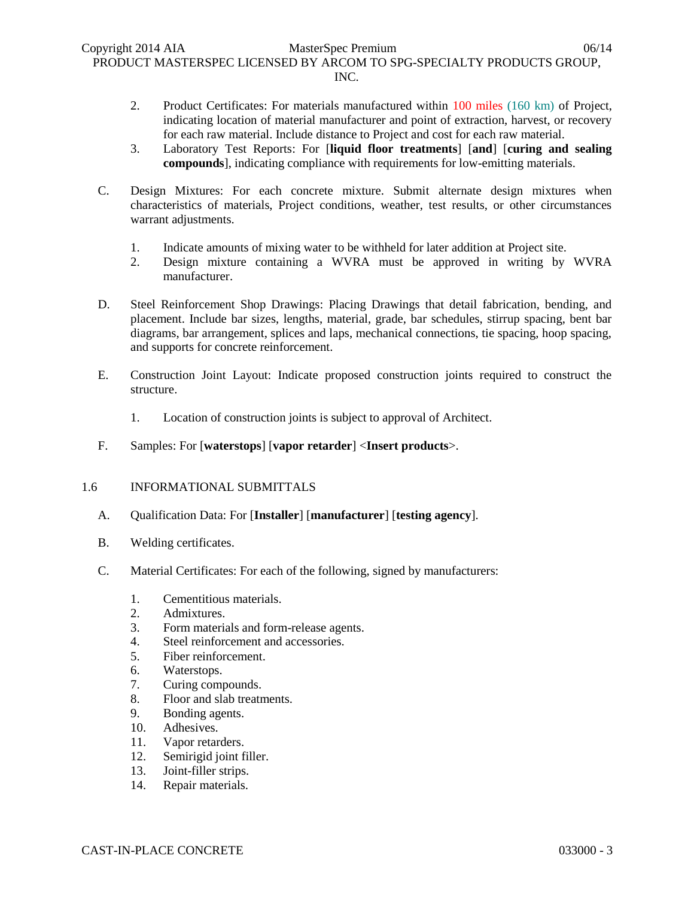2. Product Certificates: For materials manufactured within 100 miles (160 km) of Project, indicating location of material manufacturer and point of extraction, harvest, or recovery for each raw material. Include distance to Project and cost for each raw material.
3. Laboratory Test Reports: For [**liquid floor treatments**] [**and**] [**curing and sealing compounds**], indicating compliance with requirements for low-emitting materials.

C. Design Mixtures: For each concrete mixture. Submit alternate design mixtures when characteristics of materials, Project conditions, weather, test results, or other circumstances warrant adjustments.

1. Indicate amounts of mixing water to be withheld for later addition at Project site.
2. Design mixture containing a WVRA must be approved in writing by WVRA manufacturer.

D. Steel Reinforcement Shop Drawings: Placing Drawings that detail fabrication, bending, and placement. Include bar sizes, lengths, material, grade, bar schedules, stirrup spacing, bent bar diagrams, bar arrangement, splices and laps, mechanical connections, tie spacing, hoop spacing, and supports for concrete reinforcement.

E. Construction Joint Layout: Indicate proposed construction joints required to construct the structure.

1. Location of construction joints is subject to approval of Architect.

F. Samples: For [**waterstops**] [**vapor retarder**] <**Insert products**>.

## 1.6 INFORMATIONAL SUBMITTALS

A. Qualification Data: For [**Installer**] [**manufacturer**] [**testing agency**].

B. Welding certificates.

C. Material Certificates: For each of the following, signed by manufacturers:

1. Cementitious materials.
2. Admixtures.
3. Form materials and form-release agents.
4. Steel reinforcement and accessories.
5. Fiber reinforcement.
6. Waterstops.
7. Curing compounds.
8. Floor and slab treatments.
9. Bonding agents.
10. Adhesives.
11. Vapor retarders.
12. Semirigid joint filler.
13. Joint-filler strips.
14. Repair materials.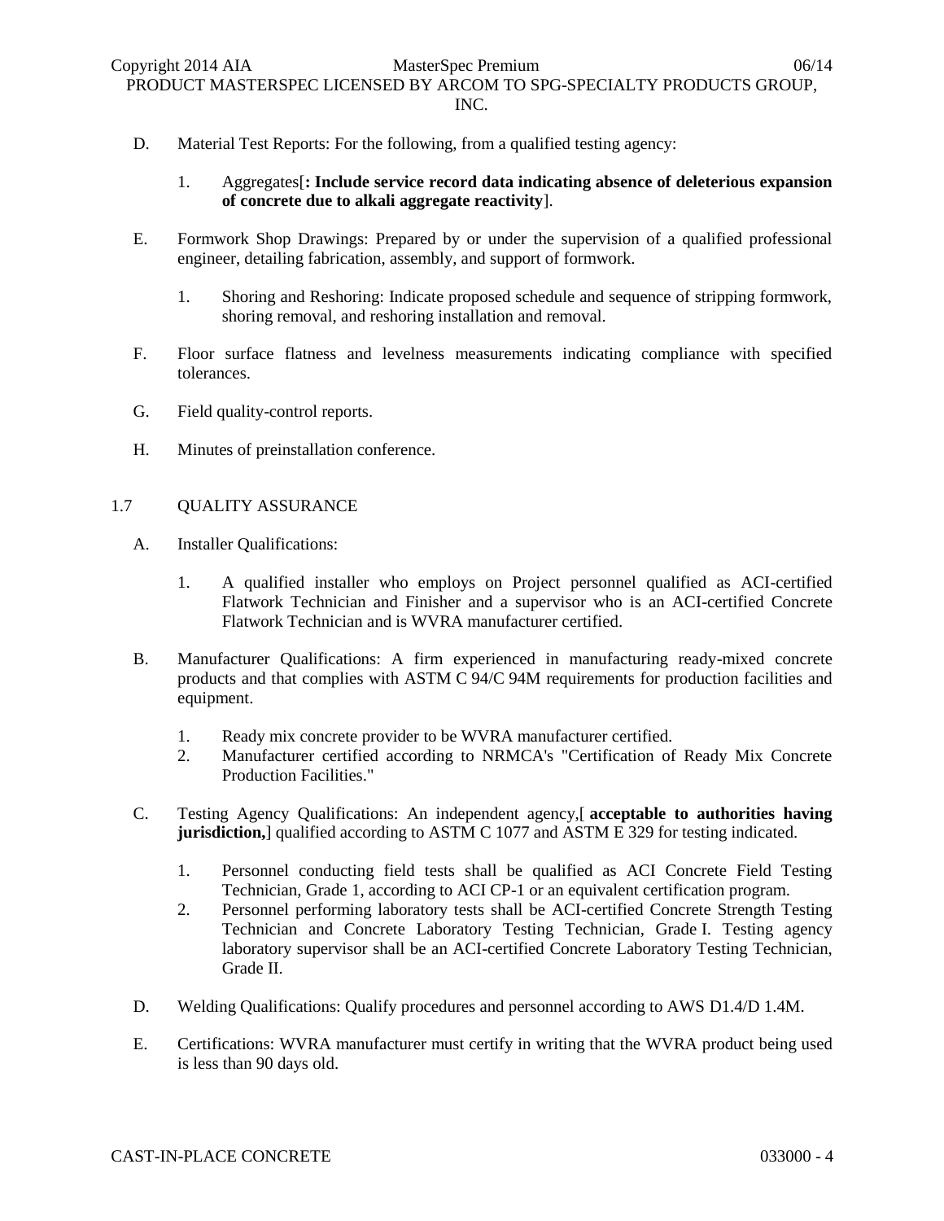D. Material Test Reports: For the following, from a qualified testing agency:

   1. Aggregates[**: Include service record data indicating absence of deleterious expansion of concrete due to alkali aggregate reactivity**].

E. Formwork Shop Drawings: Prepared by or under the supervision of a qualified professional engineer, detailing fabrication, assembly, and support of formwork.

   1. Shoring and Reshoring: Indicate proposed schedule and sequence of stripping formwork, shoring removal, and reshoring installation and removal.

F. Floor surface flatness and levelness measurements indicating compliance with specified tolerances.

G. Field quality-control reports.

H. Minutes of preinstallation conference.

## 1.7 QUALITY ASSURANCE

A. Installer Qualifications:

   1. A qualified installer who employs on Project personnel qualified as ACI-certified Flatwork Technician and Finisher and a supervisor who is an ACI-certified Concrete Flatwork Technician and is WVRA manufacturer certified.

B. Manufacturer Qualifications: A firm experienced in manufacturing ready-mixed concrete products and that complies with ASTM C 94/C 94M requirements for production facilities and equipment.

   1. Ready mix concrete provider to be WVRA manufacturer certified.
   2. Manufacturer certified according to NRMCA's "Certification of Ready Mix Concrete Production Facilities."

C. Testing Agency Qualifications: An independent agency,[ **acceptable to authorities having jurisdiction,**] qualified according to ASTM C 1077 and ASTM E 329 for testing indicated.

   1. Personnel conducting field tests shall be qualified as ACI Concrete Field Testing Technician, Grade 1, according to ACI CP-1 or an equivalent certification program.
   2. Personnel performing laboratory tests shall be ACI-certified Concrete Strength Testing Technician and Concrete Laboratory Testing Technician, Grade I. Testing agency laboratory supervisor shall be an ACI-certified Concrete Laboratory Testing Technician, Grade II.

D. Welding Qualifications: Qualify procedures and personnel according to AWS D1.4/D 1.4M.

E. Certifications: WVRA manufacturer must certify in writing that the WVRA product being used is less than 90 days old.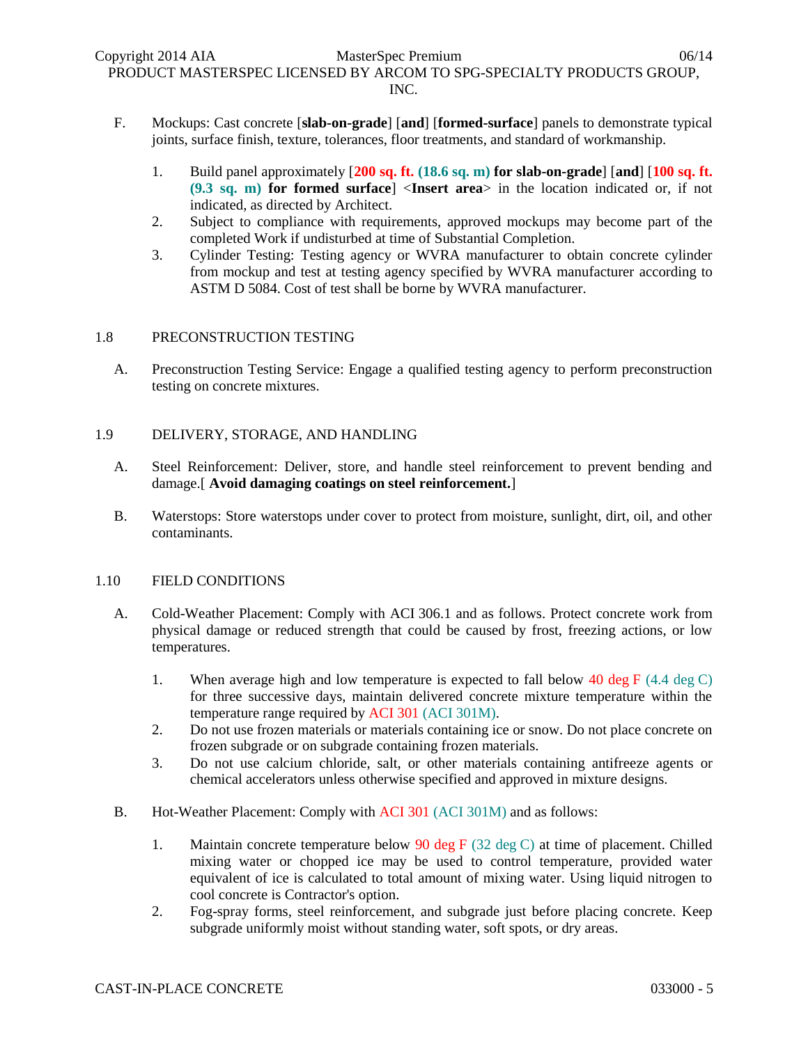F. Mockups: Cast concrete [**slab-on-grade**] [**and**] [**formed-surface**] panels to demonstrate typical joints, surface finish, texture, tolerances, floor treatments, and standard of workmanship.

1. Build panel approximately [**200 sq. ft. (18.6 sq. m) for slab-on-grade**] [**and**] [**100 sq. ft. (9.3 sq. m) for formed surface**] <**Insert area**> in the location indicated or, if not indicated, as directed by Architect.
2. Subject to compliance with requirements, approved mockups may become part of the completed Work if undisturbed at time of Substantial Completion.
3. Cylinder Testing: Testing agency or WVRA manufacturer to obtain concrete cylinder from mockup and test at testing agency specified by WVRA manufacturer according to ASTM D 5084. Cost of test shall be borne by WVRA manufacturer.

## 1.8 PRECONSTRUCTION TESTING

A. Preconstruction Testing Service: Engage a qualified testing agency to perform preconstruction testing on concrete mixtures.

## 1.9 DELIVERY, STORAGE, AND HANDLING

A. Steel Reinforcement: Deliver, store, and handle steel reinforcement to prevent bending and damage.[ **Avoid damaging coatings on steel reinforcement.**]

B. Waterstops: Store waterstops under cover to protect from moisture, sunlight, dirt, oil, and other contaminants.

## 1.10 FIELD CONDITIONS

A. Cold-Weather Placement: Comply with ACI 306.1 and as follows. Protect concrete work from physical damage or reduced strength that could be caused by frost, freezing actions, or low temperatures.

1. When average high and low temperature is expected to fall below 40 deg F (4.4 deg C) for three successive days, maintain delivered concrete mixture temperature within the temperature range required by ACI 301 (ACI 301M).
2. Do not use frozen materials or materials containing ice or snow. Do not place concrete on frozen subgrade or on subgrade containing frozen materials.
3. Do not use calcium chloride, salt, or other materials containing antifreeze agents or chemical accelerators unless otherwise specified and approved in mixture designs.

B. Hot-Weather Placement: Comply with ACI 301 (ACI 301M) and as follows:

1. Maintain concrete temperature below 90 deg F (32 deg C) at time of placement. Chilled mixing water or chopped ice may be used to control temperature, provided water equivalent of ice is calculated to total amount of mixing water. Using liquid nitrogen to cool concrete is Contractor's option.
2. Fog-spray forms, steel reinforcement, and subgrade just before placing concrete. Keep subgrade uniformly moist without standing water, soft spots, or dry areas.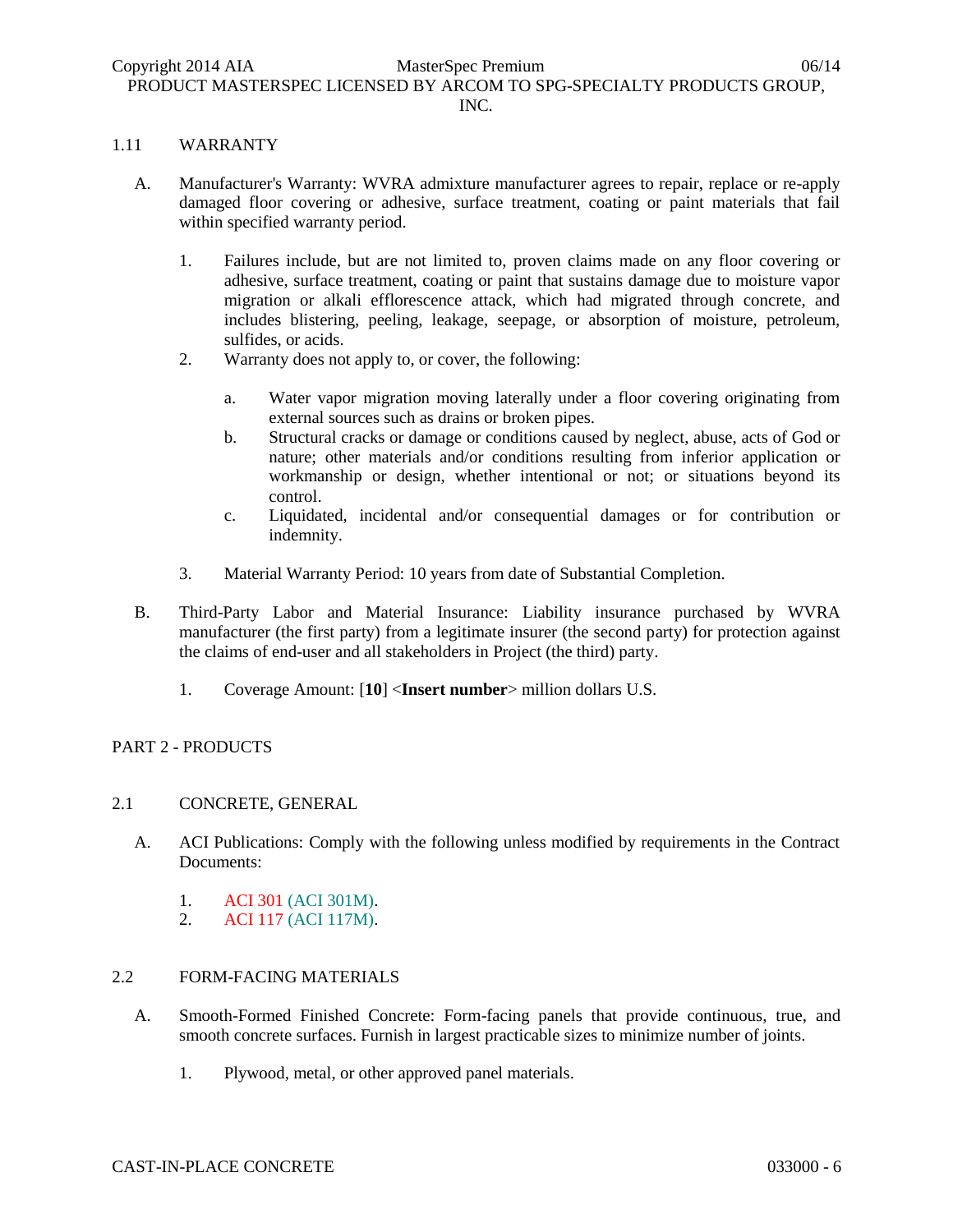## 1.11 WARRANTY

A. Manufacturer's Warranty: WVRA admixture manufacturer agrees to repair, replace or re-apply damaged floor covering or adhesive, surface treatment, coating or paint materials that fail within specified warranty period.

   1. Failures include, but are not limited to, proven claims made on any floor covering or adhesive, surface treatment, coating or paint that sustains damage due to moisture vapor migration or alkali efflorescence attack, which had migrated through concrete, and includes blistering, peeling, leakage, seepage, or absorption of moisture, petroleum, sulfides, or acids.
   2. Warranty does not apply to, or cover, the following:

      a. Water vapor migration moving laterally under a floor covering originating from external sources such as drains or broken pipes.
      b. Structural cracks or damage or conditions caused by neglect, abuse, acts of God or nature; other materials and/or conditions resulting from inferior application or workmanship or design, whether intentional or not; or situations beyond its control.
      c. Liquidated, incidental and/or consequential damages or for contribution or indemnity.

   3. Material Warranty Period: 10 years from date of Substantial Completion.

B. Third-Party Labor and Material Insurance: Liability insurance purchased by WVRA manufacturer (the first party) from a legitimate insurer (the second party) for protection against the claims of end-user and all stakeholders in Project (the third) party.

   1. Coverage Amount: [**10**] <**Insert number**> million dollars U.S.

# PART 2 - PRODUCTS

## 2.1 CONCRETE, GENERAL

A. ACI Publications: Comply with the following unless modified by requirements in the Contract Documents:

   1. ACI 301 (ACI 301M).
   2. ACI 117 (ACI 117M).

## 2.2 FORM-FACING MATERIALS

A. Smooth-Formed Finished Concrete: Form-facing panels that provide continuous, true, and smooth concrete surfaces. Furnish in largest practicable sizes to minimize number of joints.

   1. Plywood, metal, or other approved panel materials.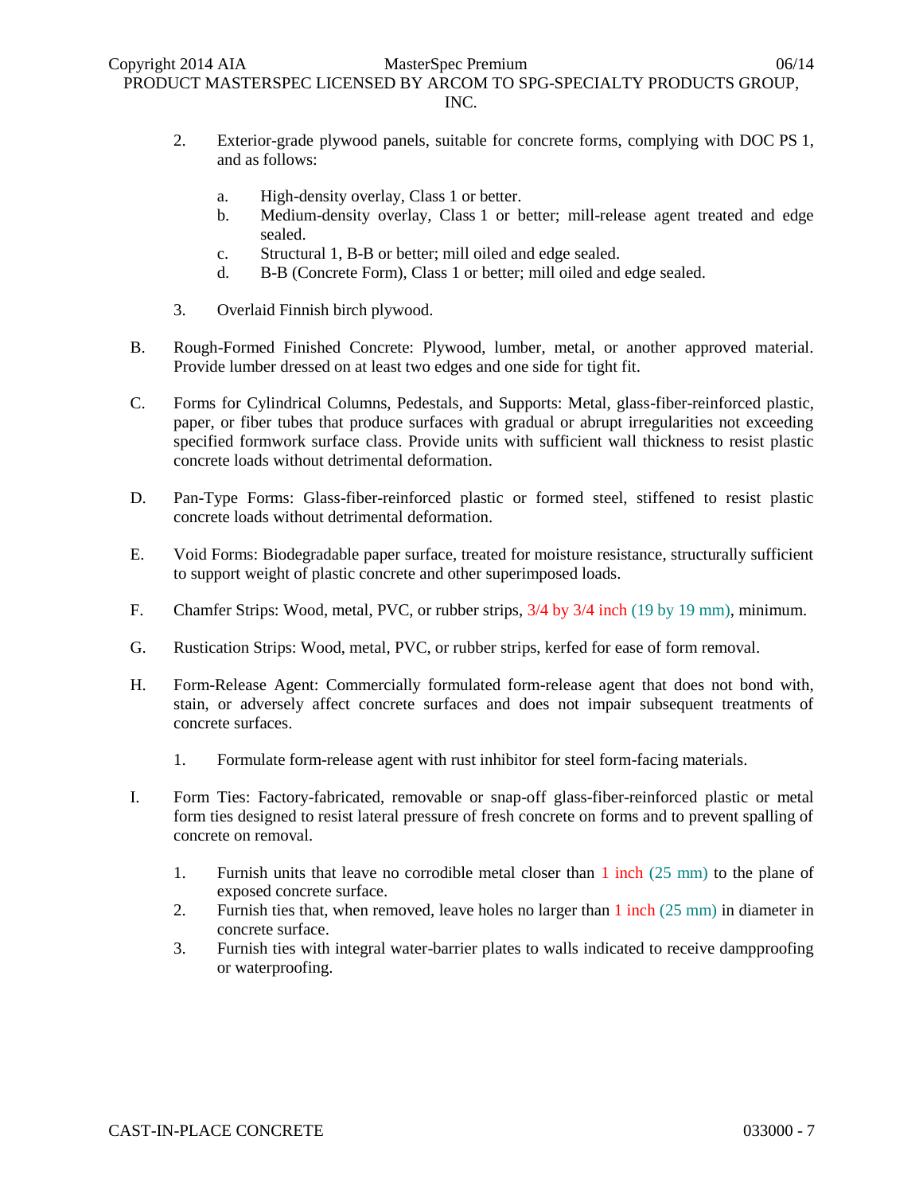2. Exterior-grade plywood panels, suitable for concrete forms, complying with DOC PS 1, and as follows:

    a. High-density overlay, Class 1 or better.
    b. Medium-density overlay, Class 1 or better; mill-release agent treated and edge sealed.
    c. Structural 1, B-B or better; mill oiled and edge sealed.
    d. B-B (Concrete Form), Class 1 or better; mill oiled and edge sealed.

3. Overlaid Finnish birch plywood.

B. Rough-Formed Finished Concrete: Plywood, lumber, metal, or another approved material. Provide lumber dressed on at least two edges and one side for tight fit.

C. Forms for Cylindrical Columns, Pedestals, and Supports: Metal, glass-fiber-reinforced plastic, paper, or fiber tubes that produce surfaces with gradual or abrupt irregularities not exceeding specified formwork surface class. Provide units with sufficient wall thickness to resist plastic concrete loads without detrimental deformation.

D. Pan-Type Forms: Glass-fiber-reinforced plastic or formed steel, stiffened to resist plastic concrete loads without detrimental deformation.

E. Void Forms: Biodegradable paper surface, treated for moisture resistance, structurally sufficient to support weight of plastic concrete and other superimposed loads.

F. Chamfer Strips: Wood, metal, PVC, or rubber strips, 3/4 by 3/4 inch (19 by 19 mm), minimum.

G. Rustication Strips: Wood, metal, PVC, or rubber strips, kerfed for ease of form removal.

H. Form-Release Agent: Commercially formulated form-release agent that does not bond with, stain, or adversely affect concrete surfaces and does not impair subsequent treatments of concrete surfaces.

1. Formulate form-release agent with rust inhibitor for steel form-facing materials.

I. Form Ties: Factory-fabricated, removable or snap-off glass-fiber-reinforced plastic or metal form ties designed to resist lateral pressure of fresh concrete on forms and to prevent spalling of concrete on removal.

1. Furnish units that leave no corrodible metal closer than 1 inch (25 mm) to the plane of exposed concrete surface.
2. Furnish ties that, when removed, leave holes no larger than 1 inch (25 mm) in diameter in concrete surface.
3. Furnish ties with integral water-barrier plates to walls indicated to receive dampproofing or waterproofing.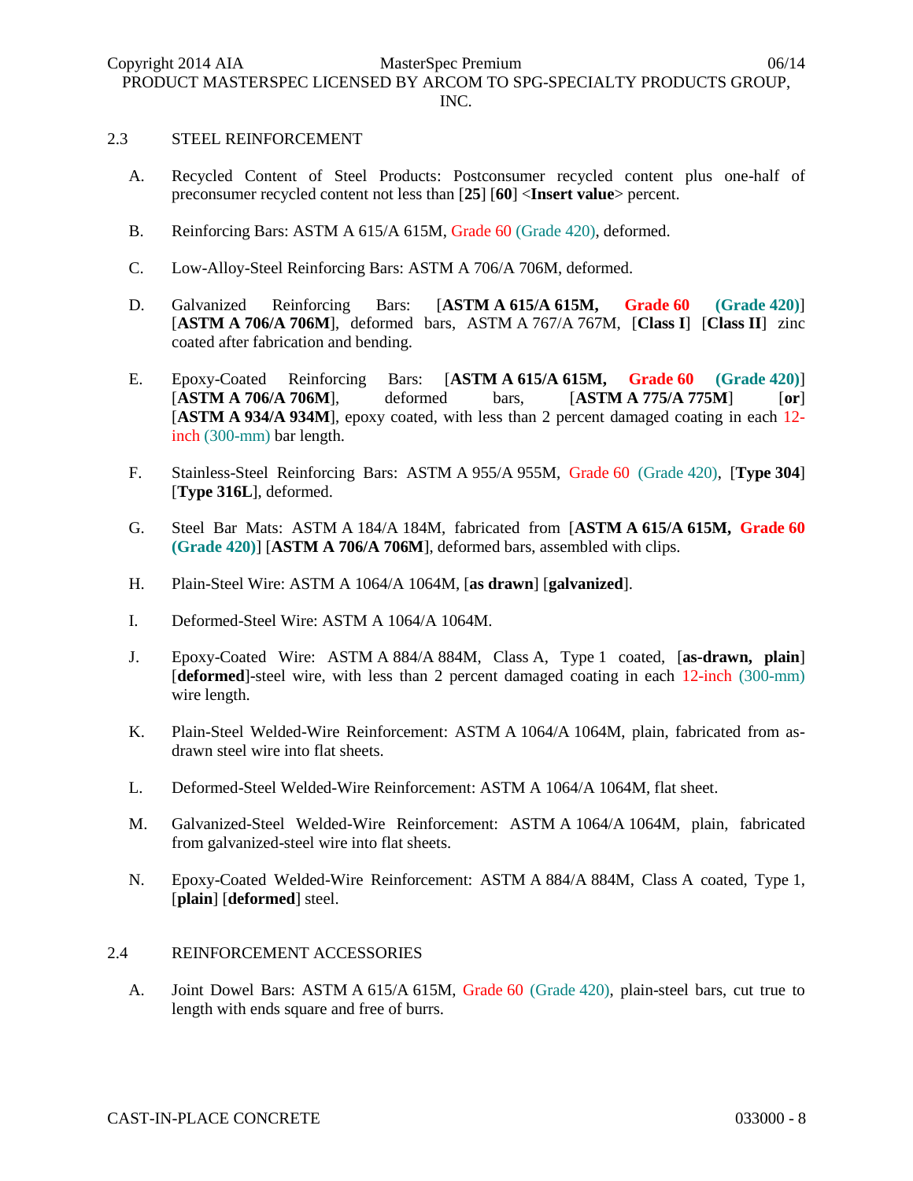## 2.3 STEEL REINFORCEMENT

A. Recycled Content of Steel Products: Postconsumer recycled content plus one-half of preconsumer recycled content not less than [**25**] [**60**] <**Insert value**> percent.

B. Reinforcing Bars: ASTM A 615/A 615M, Grade 60 (Grade 420), deformed.

C. Low-Alloy-Steel Reinforcing Bars: ASTM A 706/A 706M, deformed.

D. Galvanized Reinforcing Bars: [**ASTM A 615/A 615M, Grade 60 (Grade 420)**] [**ASTM A 706/A 706M**], deformed bars, ASTM A 767/A 767M, [**Class I**] [**Class II**] zinc coated after fabrication and bending.

E. Epoxy-Coated Reinforcing Bars: [**ASTM A 615/A 615M, Grade 60 (Grade 420)**] [**ASTM A 706/A 706M**], deformed bars, [**ASTM A 775/A 775M**] [**or**] [**ASTM A 934/A 934M**], epoxy coated, with less than 2 percent damaged coating in each 12-inch (300-mm) bar length.

F. Stainless-Steel Reinforcing Bars: ASTM A 955/A 955M, Grade 60 (Grade 420), [**Type 304**] [**Type 316L**], deformed.

G. Steel Bar Mats: ASTM A 184/A 184M, fabricated from [**ASTM A 615/A 615M, Grade 60 (Grade 420)**] [**ASTM A 706/A 706M**], deformed bars, assembled with clips.

H. Plain-Steel Wire: ASTM A 1064/A 1064M, [**as drawn**] [**galvanized**].

I. Deformed-Steel Wire: ASTM A 1064/A 1064M.

J. Epoxy-Coated Wire: ASTM A 884/A 884M, Class A, Type 1 coated, [**as-drawn, plain**] [**deformed**]-steel wire, with less than 2 percent damaged coating in each 12-inch (300-mm) wire length.

K. Plain-Steel Welded-Wire Reinforcement: ASTM A 1064/A 1064M, plain, fabricated from as-drawn steel wire into flat sheets.

L. Deformed-Steel Welded-Wire Reinforcement: ASTM A 1064/A 1064M, flat sheet.

M. Galvanized-Steel Welded-Wire Reinforcement: ASTM A 1064/A 1064M, plain, fabricated from galvanized-steel wire into flat sheets.

N. Epoxy-Coated Welded-Wire Reinforcement: ASTM A 884/A 884M, Class A coated, Type 1, [**plain**] [**deformed**] steel.

## 2.4 REINFORCEMENT ACCESSORIES

A. Joint Dowel Bars: ASTM A 615/A 615M, Grade 60 (Grade 420), plain-steel bars, cut true to length with ends square and free of burrs.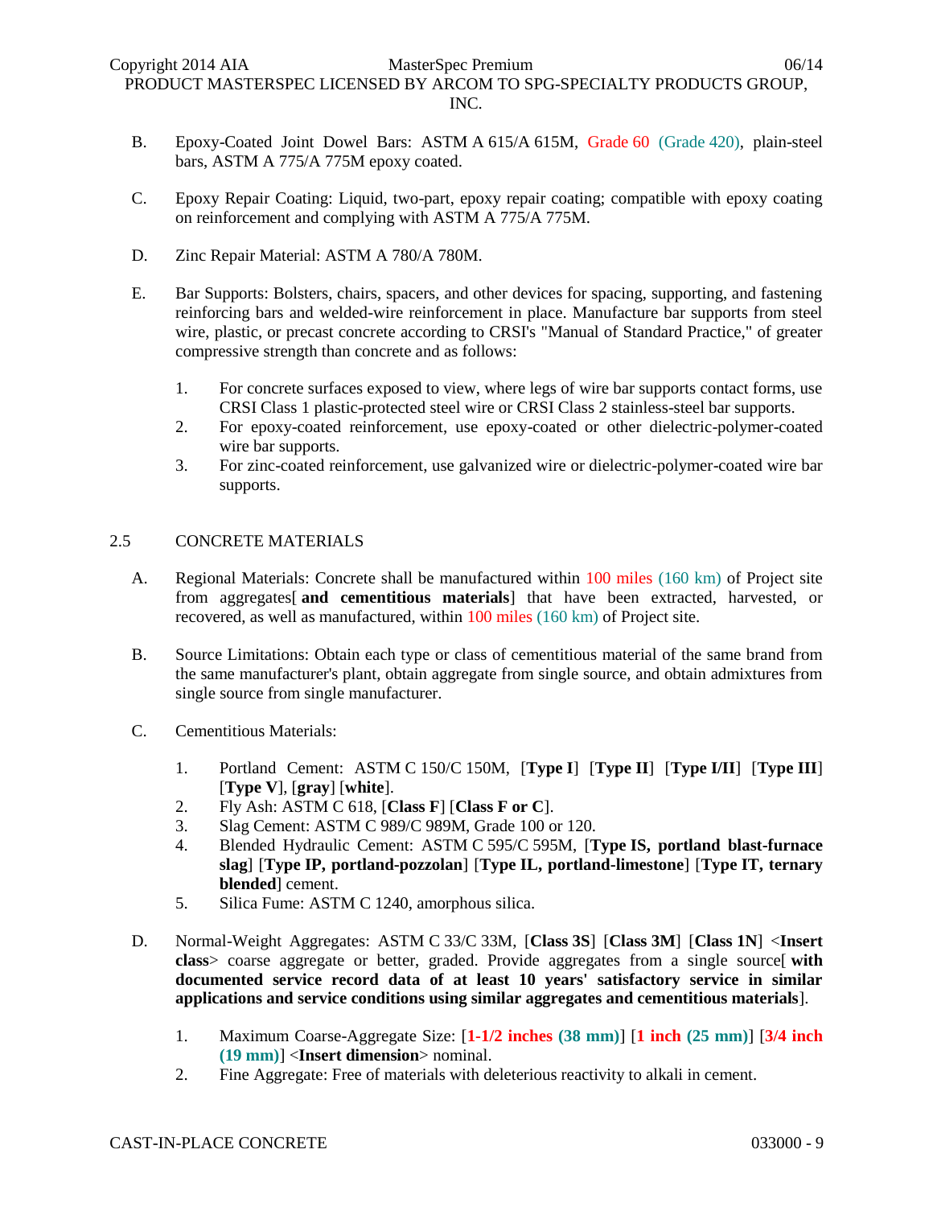B. Epoxy-Coated Joint Dowel Bars: ASTM A 615/A 615M, Grade 60 (Grade 420), plain-steel bars, ASTM A 775/A 775M epoxy coated.

C. Epoxy Repair Coating: Liquid, two-part, epoxy repair coating; compatible with epoxy coating on reinforcement and complying with ASTM A 775/A 775M.

D. Zinc Repair Material: ASTM A 780/A 780M.

E. Bar Supports: Bolsters, chairs, spacers, and other devices for spacing, supporting, and fastening reinforcing bars and welded-wire reinforcement in place. Manufacture bar supports from steel wire, plastic, or precast concrete according to CRSI's "Manual of Standard Practice," of greater compressive strength than concrete and as follows:

1. For concrete surfaces exposed to view, where legs of wire bar supports contact forms, use CRSI Class 1 plastic-protected steel wire or CRSI Class 2 stainless-steel bar supports.
2. For epoxy-coated reinforcement, use epoxy-coated or other dielectric-polymer-coated wire bar supports.
3. For zinc-coated reinforcement, use galvanized wire or dielectric-polymer-coated wire bar supports.

## 2.5 CONCRETE MATERIALS

A. Regional Materials: Concrete shall be manufactured within 100 miles (160 km) of Project site from aggregates[ **and cementitious materials**] that have been extracted, harvested, or recovered, as well as manufactured, within 100 miles (160 km) of Project site.

B. Source Limitations: Obtain each type or class of cementitious material of the same brand from the same manufacturer's plant, obtain aggregate from single source, and obtain admixtures from single source from single manufacturer.

C. Cementitious Materials:

1. Portland Cement: ASTM C 150/C 150M, [**Type I**] [**Type II**] [**Type I/II**] [**Type III**] [**Type V**], [**gray**] [**white**].
2. Fly Ash: ASTM C 618, [**Class F**] [**Class F or C**].
3. Slag Cement: ASTM C 989/C 989M, Grade 100 or 120.
4. Blended Hydraulic Cement: ASTM C 595/C 595M, [**Type IS, portland blast-furnace slag**] [**Type IP, portland-pozzolan**] [**Type IL, portland-limestone**] [**Type IT, ternary blended**] cement.
5. Silica Fume: ASTM C 1240, amorphous silica.

D. Normal-Weight Aggregates: ASTM C 33/C 33M, [**Class 3S**] [**Class 3M**] [**Class 1N**] <**Insert class**> coarse aggregate or better, graded. Provide aggregates from a single source[ **with documented service record data of at least 10 years' satisfactory service in similar applications and service conditions using similar aggregates and cementitious materials**].

1. Maximum Coarse-Aggregate Size: [**1-1/2 inches (38 mm)**] [**1 inch (25 mm)**] [**3/4 inch (19 mm)**] <**Insert dimension**> nominal.
2. Fine Aggregate: Free of materials with deleterious reactivity to alkali in cement.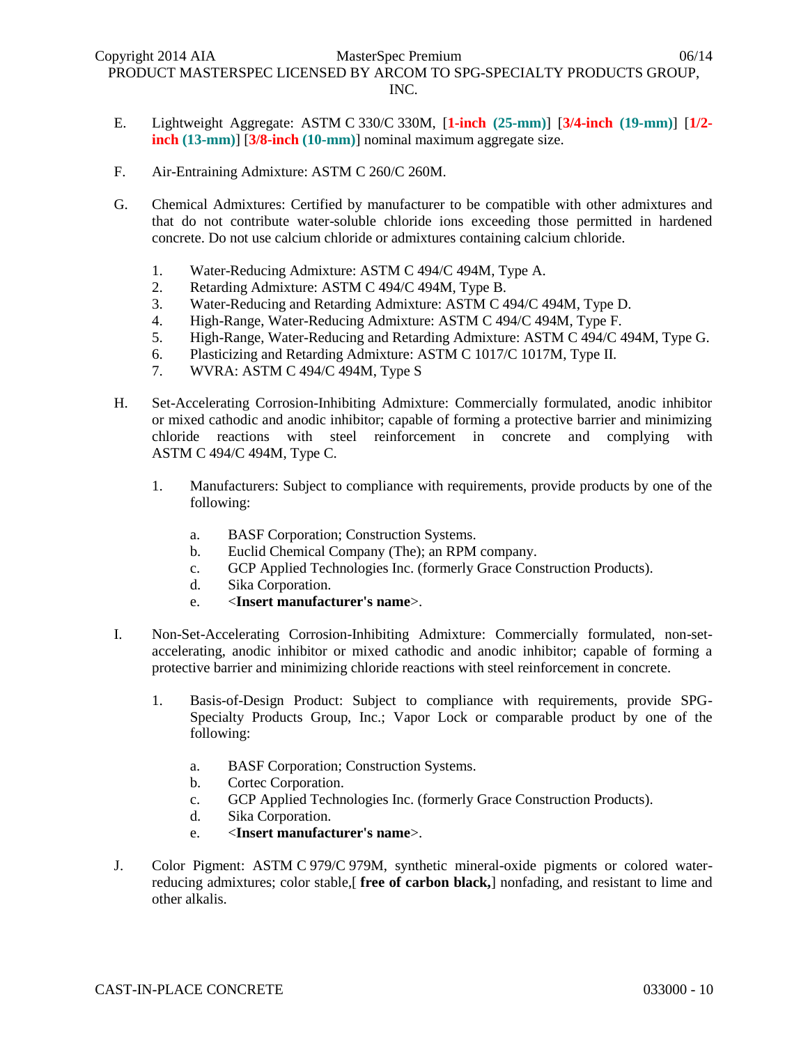E. Lightweight Aggregate: ASTM C 330/C 330M, [**1-inch (25-mm)**] [**3/4-inch (19-mm)**] [**1/2-inch (13-mm)**] [**3/8-inch (10-mm)**] nominal maximum aggregate size.

F. Air-Entraining Admixture: ASTM C 260/C 260M.

G. Chemical Admixtures: Certified by manufacturer to be compatible with other admixtures and that do not contribute water-soluble chloride ions exceeding those permitted in hardened concrete. Do not use calcium chloride or admixtures containing calcium chloride.

1. Water-Reducing Admixture: ASTM C 494/C 494M, Type A.
2. Retarding Admixture: ASTM C 494/C 494M, Type B.
3. Water-Reducing and Retarding Admixture: ASTM C 494/C 494M, Type D.
4. High-Range, Water-Reducing Admixture: ASTM C 494/C 494M, Type F.
5. High-Range, Water-Reducing and Retarding Admixture: ASTM C 494/C 494M, Type G.
6. Plasticizing and Retarding Admixture: ASTM C 1017/C 1017M, Type II.
7. WVRA: ASTM C 494/C 494M, Type S

H. Set-Accelerating Corrosion-Inhibiting Admixture: Commercially formulated, anodic inhibitor or mixed cathodic and anodic inhibitor; capable of forming a protective barrier and minimizing chloride reactions with steel reinforcement in concrete and complying with ASTM C 494/C 494M, Type C.

1. Manufacturers: Subject to compliance with requirements, provide products by one of the following:

   a. BASF Corporation; Construction Systems.
   b. Euclid Chemical Company (The); an RPM company.
   c. GCP Applied Technologies Inc. (formerly Grace Construction Products).
   d. Sika Corporation.
   e. <**Insert manufacturer's name**>.

I. Non-Set-Accelerating Corrosion-Inhibiting Admixture: Commercially formulated, non-set-accelerating, anodic inhibitor or mixed cathodic and anodic inhibitor; capable of forming a protective barrier and minimizing chloride reactions with steel reinforcement in concrete.

1. Basis-of-Design Product: Subject to compliance with requirements, provide SPG-Specialty Products Group, Inc.; Vapor Lock or comparable product by one of the following:

   a. BASF Corporation; Construction Systems.
   b. Cortec Corporation.
   c. GCP Applied Technologies Inc. (formerly Grace Construction Products).
   d. Sika Corporation.
   e. <**Insert manufacturer's name**>.

J. Color Pigment: ASTM C 979/C 979M, synthetic mineral-oxide pigments or colored water-reducing admixtures; color stable,[ **free of carbon black,**] nonfading, and resistant to lime and other alkalis.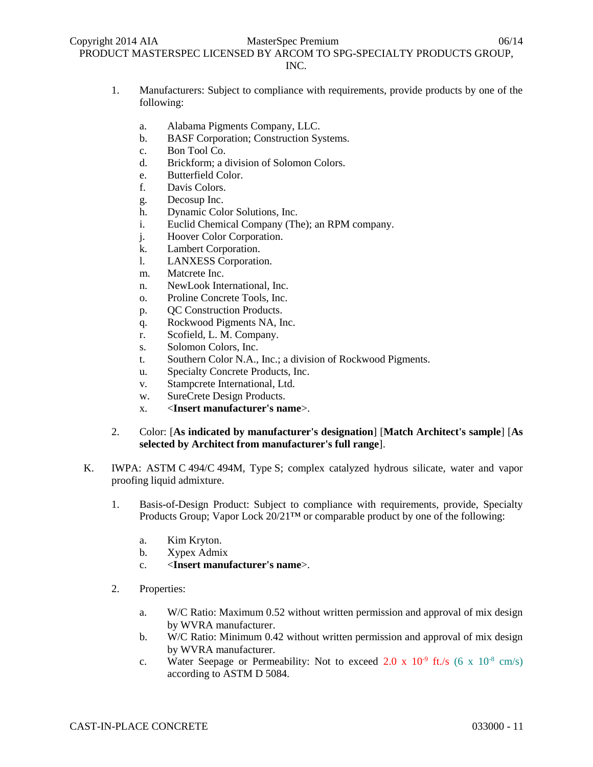1. Manufacturers: Subject to compliance with requirements, provide products by one of the following:

    a. Alabama Pigments Company, LLC.
    b. BASF Corporation; Construction Systems.
    c. Bon Tool Co.
    d. Brickform; a division of Solomon Colors.
    e. Butterfield Color.
    f. Davis Colors.
    g. Decosup Inc.
    h. Dynamic Color Solutions, Inc.
    i. Euclid Chemical Company (The); an RPM company.
    j. Hoover Color Corporation.
    k. Lambert Corporation.
    l. LANXESS Corporation.
    m. Matcrete Inc.
    n. NewLook International, Inc.
    o. Proline Concrete Tools, Inc.
    p. QC Construction Products.
    q. Rockwood Pigments NA, Inc.
    r. Scofield, L. M. Company.
    s. Solomon Colors, Inc.
    t. Southern Color N.A., Inc.; a division of Rockwood Pigments.
    u. Specialty Concrete Products, Inc.
    v. Stampcrete International, Ltd.
    w. SureCrete Design Products.
    x. <**Insert manufacturer's name**>.

2. Color: [**As indicated by manufacturer's designation**] [**Match Architect's sample**] [**As selected by Architect from manufacturer's full range**].

K. IWPA: ASTM C 494/C 494M, Type S; complex catalyzed hydrous silicate, water and vapor proofing liquid admixture.

1. Basis-of-Design Product: Subject to compliance with requirements, provide, Specialty Products Group; Vapor Lock 20/21™ or comparable product by one of the following:

    a. Kim Kryton.
    b. Xypex Admix
    c. <**Insert manufacturer's name**>.

2. Properties:

    a. W/C Ratio: Maximum 0.52 without written permission and approval of mix design by WVRA manufacturer.
    b. W/C Ratio: Minimum 0.42 without written permission and approval of mix design by WVRA manufacturer.
    c. Water Seepage or Permeability: Not to exceed $2.0 \times 10^{-9}$ ft./s ($6 \times 10^{-8}$ cm/s) according to ASTM D 5084.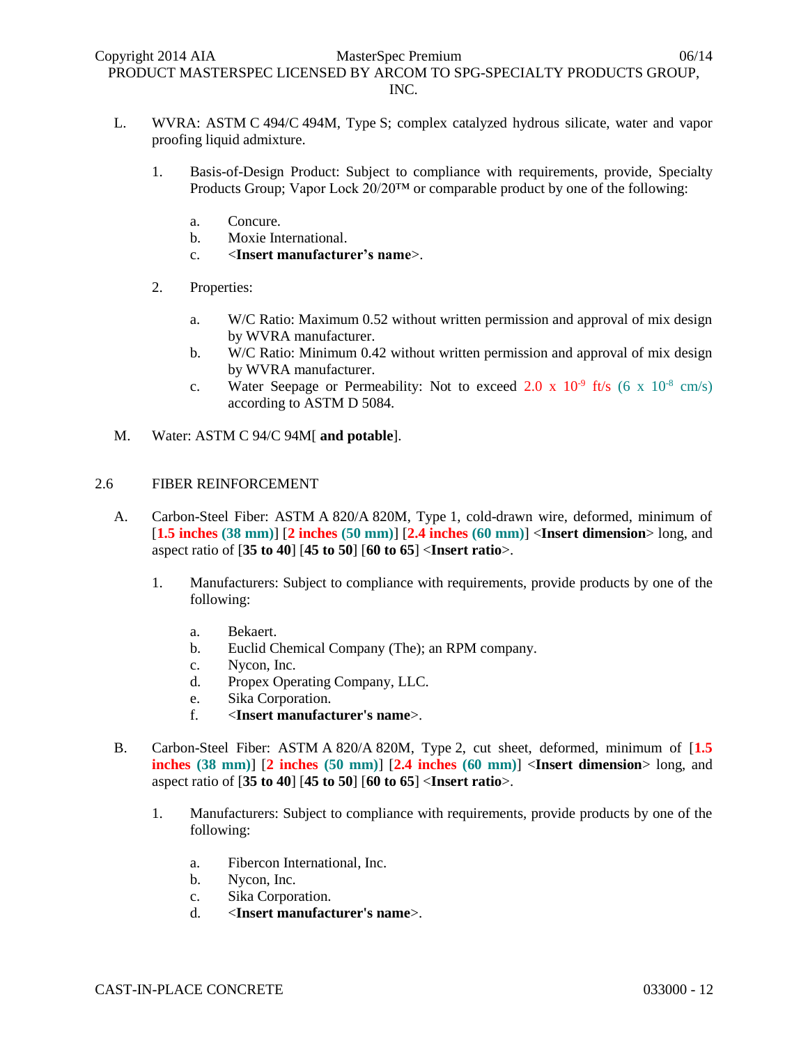L. WVRA: ASTM C 494/C 494M, Type S; complex catalyzed hydrous silicate, water and vapor proofing liquid admixture.

   1. Basis-of-Design Product: Subject to compliance with requirements, provide, Specialty Products Group; Vapor Lock 20/20™ or comparable product by one of the following:

      a. Concure.
      b. Moxie International.
      c. <**Insert manufacturer's name**>.

   2. Properties:

      a. W/C Ratio: Maximum 0.52 without written permission and approval of mix design by WVRA manufacturer.
      b. W/C Ratio: Minimum 0.42 without written permission and approval of mix design by WVRA manufacturer.
      c. Water Seepage or Permeability: Not to exceed $2.0 \times 10^{-9}$ ft/s ($6 \times 10^{-8}$ cm/s) according to ASTM D 5084.

M. Water: ASTM C 94/C 94M[ **and potable**].

## 2.6 FIBER REINFORCEMENT

A. Carbon-Steel Fiber: ASTM A 820/A 820M, Type 1, cold-drawn wire, deformed, minimum of [**1.5 inches (38 mm)**] [**2 inches (50 mm)**] [**2.4 inches (60 mm)**] <**Insert dimension**> long, and aspect ratio of [**35 to 40**] [**45 to 50**] [**60 to 65**] <**Insert ratio**>.

   1. Manufacturers: Subject to compliance with requirements, provide products by one of the following:

      a. Bekaert.
      b. Euclid Chemical Company (The); an RPM company.
      c. Nycon, Inc.
      d. Propex Operating Company, LLC.
      e. Sika Corporation.
      f. <**Insert manufacturer's name**>.

B. Carbon-Steel Fiber: ASTM A 820/A 820M, Type 2, cut sheet, deformed, minimum of [**1.5 inches (38 mm)**] [**2 inches (50 mm)**] [**2.4 inches (60 mm)**] <**Insert dimension**> long, and aspect ratio of [**35 to 40**] [**45 to 50**] [**60 to 65**] <**Insert ratio**>.

   1. Manufacturers: Subject to compliance with requirements, provide products by one of the following:

      a. Fibercon International, Inc.
      b. Nycon, Inc.
      c. Sika Corporation.
      d. <**Insert manufacturer's name**>.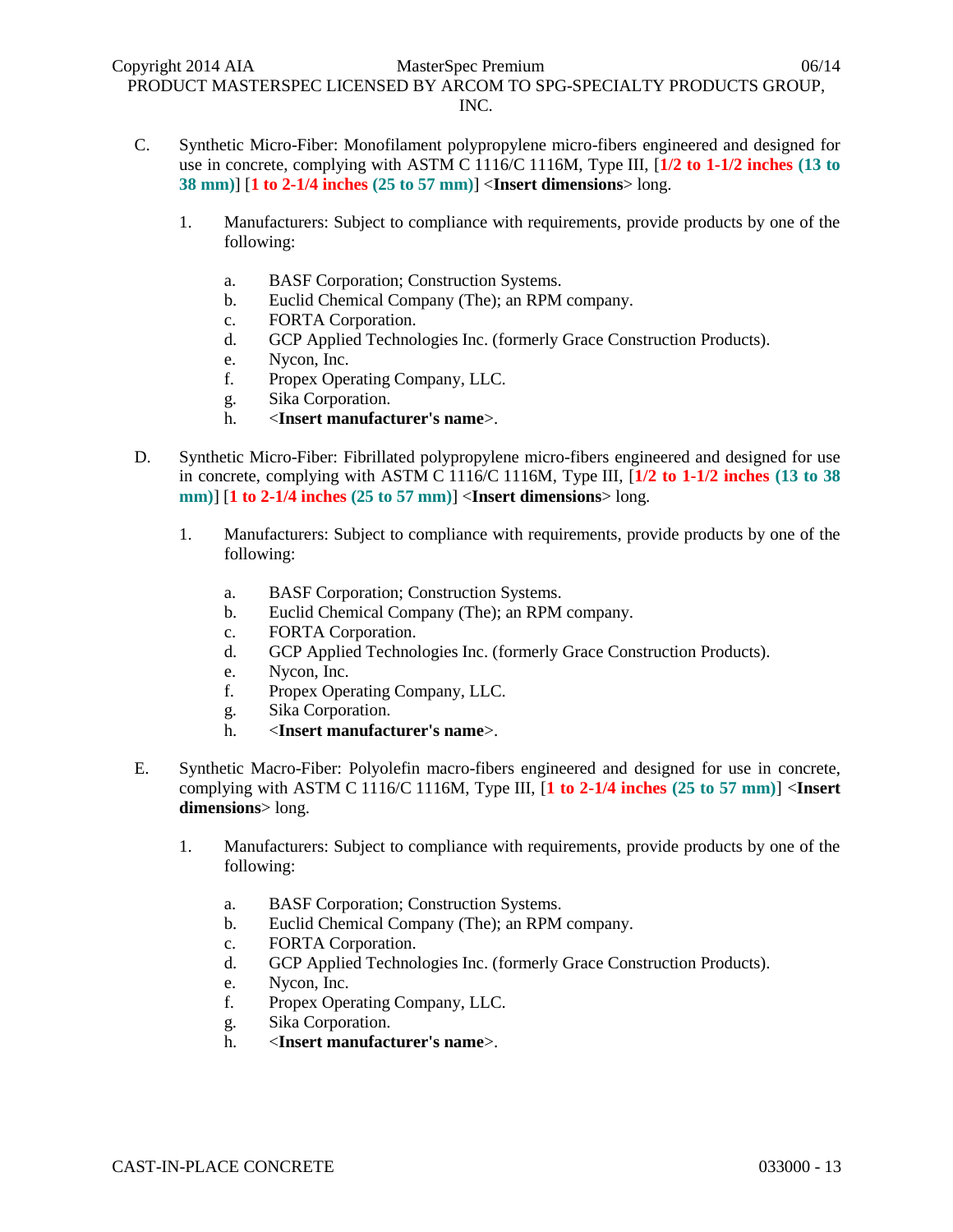C. Synthetic Micro-Fiber: Monofilament polypropylene micro-fibers engineered and designed for use in concrete, complying with ASTM C 1116/C 1116M, Type III, [**1/2 to 1-1/2 inches (13 to 38 mm)**] [**1 to 2-1/4 inches (25 to 57 mm)**] <**Insert dimensions**> long.

1. Manufacturers: Subject to compliance with requirements, provide products by one of the following:

    a. BASF Corporation; Construction Systems.
    b. Euclid Chemical Company (The); an RPM company.
    c. FORTA Corporation.
    d. GCP Applied Technologies Inc. (formerly Grace Construction Products).
    e. Nycon, Inc.
    f. Propex Operating Company, LLC.
    g. Sika Corporation.
    h. <**Insert manufacturer's name**>.

D. Synthetic Micro-Fiber: Fibrillated polypropylene micro-fibers engineered and designed for use in concrete, complying with ASTM C 1116/C 1116M, Type III, [**1/2 to 1-1/2 inches (13 to 38 mm)**] [**1 to 2-1/4 inches (25 to 57 mm)**] <**Insert dimensions**> long.

1. Manufacturers: Subject to compliance with requirements, provide products by one of the following:

    a. BASF Corporation; Construction Systems.
    b. Euclid Chemical Company (The); an RPM company.
    c. FORTA Corporation.
    d. GCP Applied Technologies Inc. (formerly Grace Construction Products).
    e. Nycon, Inc.
    f. Propex Operating Company, LLC.
    g. Sika Corporation.
    h. <**Insert manufacturer's name**>.

E. Synthetic Macro-Fiber: Polyolefin macro-fibers engineered and designed for use in concrete, complying with ASTM C 1116/C 1116M, Type III, [**1 to 2-1/4 inches (25 to 57 mm)**] <**Insert dimensions**> long.

1. Manufacturers: Subject to compliance with requirements, provide products by one of the following:

    a. BASF Corporation; Construction Systems.
    b. Euclid Chemical Company (The); an RPM company.
    c. FORTA Corporation.
    d. GCP Applied Technologies Inc. (formerly Grace Construction Products).
    e. Nycon, Inc.
    f. Propex Operating Company, LLC.
    g. Sika Corporation.
    h. <**Insert manufacturer's name**>.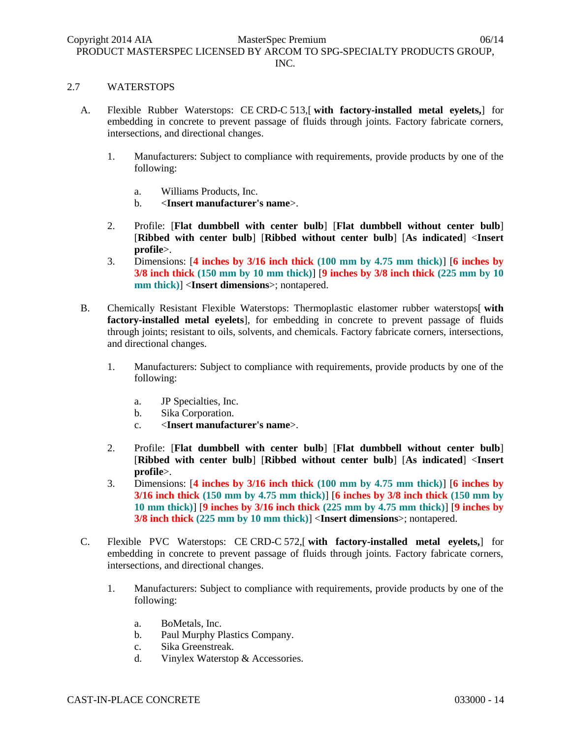2.7 WATERSTOPS

A. Flexible Rubber Waterstops: CE CRD-C 513,[ **with factory-installed metal eyelets,**] for embedding in concrete to prevent passage of fluids through joints. Factory fabricate corners, intersections, and directional changes.

   1. Manufacturers: Subject to compliance with requirements, provide products by one of the following:

      a. Williams Products, Inc.
      b. <**Insert manufacturer's name**>.

   2. Profile: [**Flat dumbbell with center bulb**] [**Flat dumbbell without center bulb**] [**Ribbed with center bulb**] [**Ribbed without center bulb**] [**As indicated**] <**Insert profile**>.
   3. Dimensions: [**4 inches by 3/16 inch thick (100 mm by 4.75 mm thick)**] [**6 inches by 3/8 inch thick (150 mm by 10 mm thick)**] [**9 inches by 3/8 inch thick (225 mm by 10 mm thick)**] <**Insert dimensions**>; nontapered.

B. Chemically Resistant Flexible Waterstops: Thermoplastic elastomer rubber waterstops[ **with factory-installed metal eyelets**], for embedding in concrete to prevent passage of fluids through joints; resistant to oils, solvents, and chemicals. Factory fabricate corners, intersections, and directional changes.

   1. Manufacturers: Subject to compliance with requirements, provide products by one of the following:

      a. JP Specialties, Inc.
      b. Sika Corporation.
      c. <**Insert manufacturer's name**>.

   2. Profile: [**Flat dumbbell with center bulb**] [**Flat dumbbell without center bulb**] [**Ribbed with center bulb**] [**Ribbed without center bulb**] [**As indicated**] <**Insert profile**>.
   3. Dimensions: [**4 inches by 3/16 inch thick (100 mm by 4.75 mm thick)**] [**6 inches by 3/16 inch thick (150 mm by 4.75 mm thick)**] [**6 inches by 3/8 inch thick (150 mm by 10 mm thick)**] [**9 inches by 3/16 inch thick (225 mm by 4.75 mm thick)**] [**9 inches by 3/8 inch thick (225 mm by 10 mm thick)**] <**Insert dimensions**>; nontapered.

C. Flexible PVC Waterstops: CE CRD-C 572,[ **with factory-installed metal eyelets,**] for embedding in concrete to prevent passage of fluids through joints. Factory fabricate corners, intersections, and directional changes.

   1. Manufacturers: Subject to compliance with requirements, provide products by one of the following:

      a. BoMetals, Inc.
      b. Paul Murphy Plastics Company.
      c. Sika Greenstreak.
      d. Vinylex Waterstop & Accessories.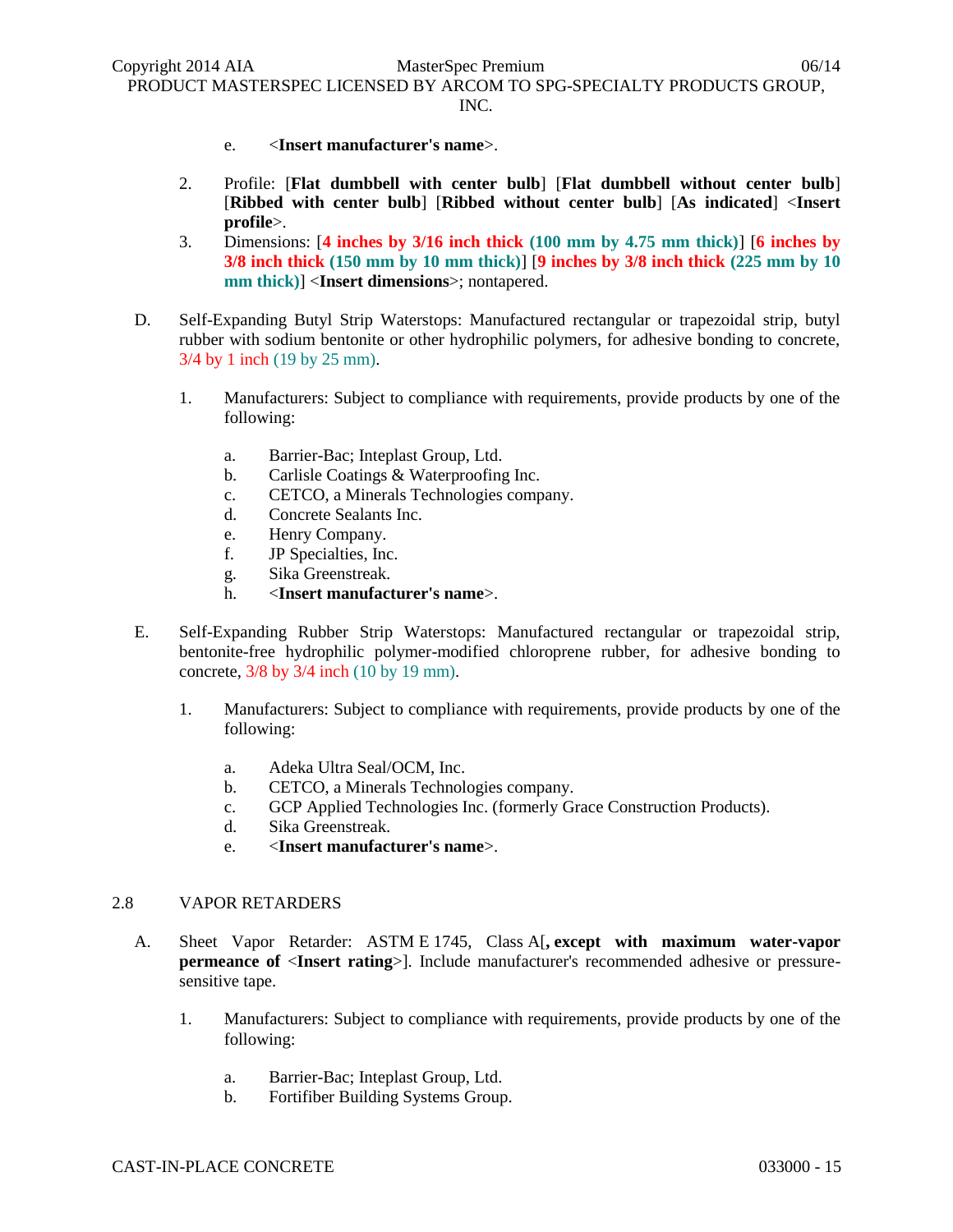e. <**Insert manufacturer's name**>.

2. Profile: [**Flat dumbbell with center bulb**] [**Flat dumbbell without center bulb**] [**Ribbed with center bulb**] [**Ribbed without center bulb**] [**As indicated**] <**Insert profile**>.
3. Dimensions: [**4 inches by 3/16 inch thick (100 mm by 4.75 mm thick)**] [**6 inches by 3/8 inch thick (150 mm by 10 mm thick)**] [**9 inches by 3/8 inch thick (225 mm by 10 mm thick)**] <**Insert dimensions**>; nontapered.

D. Self-Expanding Butyl Strip Waterstops: Manufactured rectangular or trapezoidal strip, butyl rubber with sodium bentonite or other hydrophilic polymers, for adhesive bonding to concrete, 3/4 by 1 inch (19 by 25 mm).

1. Manufacturers: Subject to compliance with requirements, provide products by one of the following:

   a. Barrier-Bac; Inteplast Group, Ltd.
   b. Carlisle Coatings & Waterproofing Inc.
   c. CETCO, a Minerals Technologies company.
   d. Concrete Sealants Inc.
   e. Henry Company.
   f. JP Specialties, Inc.
   g. Sika Greenstreak.
   h. <**Insert manufacturer's name**>.

E. Self-Expanding Rubber Strip Waterstops: Manufactured rectangular or trapezoidal strip, bentonite-free hydrophilic polymer-modified chloroprene rubber, for adhesive bonding to concrete, 3/8 by 3/4 inch (10 by 19 mm).

1. Manufacturers: Subject to compliance with requirements, provide products by one of the following:

   a. Adeka Ultra Seal/OCM, Inc.
   b. CETCO, a Minerals Technologies company.
   c. GCP Applied Technologies Inc. (formerly Grace Construction Products).
   d. Sika Greenstreak.
   e. <**Insert manufacturer's name**>.

## 2.8 VAPOR RETARDERS

A. Sheet Vapor Retarder: ASTM E 1745, Class A[**, except with maximum water-vapor permeance of** <**Insert rating**>]. Include manufacturer's recommended adhesive or pressure-sensitive tape.

1. Manufacturers: Subject to compliance with requirements, provide products by one of the following:

   a. Barrier-Bac; Inteplast Group, Ltd.
   b. Fortifiber Building Systems Group.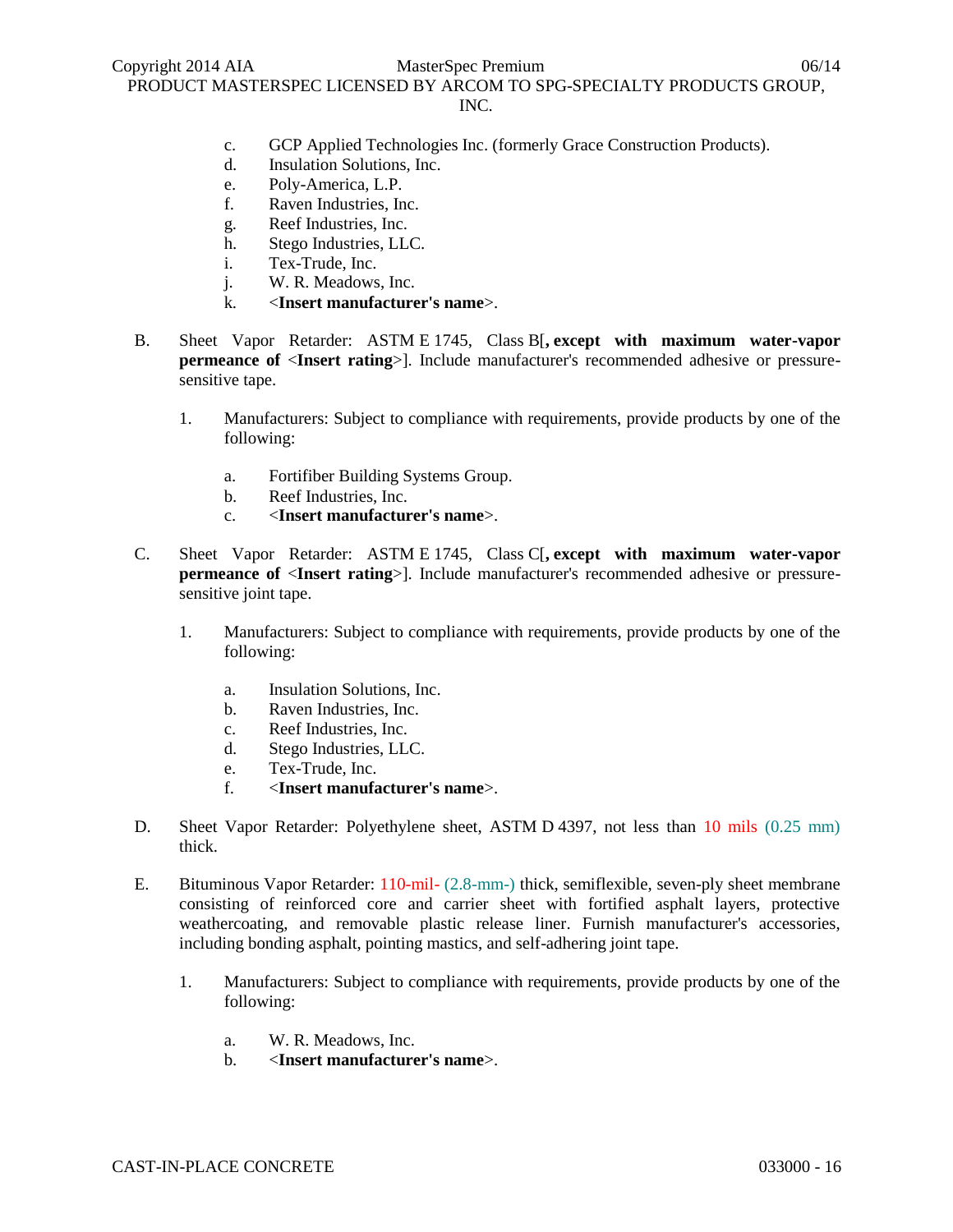c. GCP Applied Technologies Inc. (formerly Grace Construction Products).
d. Insulation Solutions, Inc.
e. Poly-America, L.P.
f. Raven Industries, Inc.
g. Reef Industries, Inc.
h. Stego Industries, LLC.
i. Tex-Trude, Inc.
j. W. R. Meadows, Inc.
k. <**Insert manufacturer's name**>.

B. Sheet Vapor Retarder: ASTM E 1745, Class B[**, except with maximum water-vapor permeance of** <**Insert rating**>]. Include manufacturer's recommended adhesive or pressure-sensitive tape.

1. Manufacturers: Subject to compliance with requirements, provide products by one of the following:

   a. Fortifiber Building Systems Group.
   b. Reef Industries, Inc.
   c. <**Insert manufacturer's name**>.

C. Sheet Vapor Retarder: ASTM E 1745, Class C[**, except with maximum water-vapor permeance of** <**Insert rating**>]. Include manufacturer's recommended adhesive or pressure-sensitive joint tape.

1. Manufacturers: Subject to compliance with requirements, provide products by one of the following:

   a. Insulation Solutions, Inc.
   b. Raven Industries, Inc.
   c. Reef Industries, Inc.
   d. Stego Industries, LLC.
   e. Tex-Trude, Inc.
   f. <**Insert manufacturer's name**>.

D. Sheet Vapor Retarder: Polyethylene sheet, ASTM D 4397, not less than 10 mils (0.25 mm) thick.

E. Bituminous Vapor Retarder: 110-mil- (2.8-mm-) thick, semiflexible, seven-ply sheet membrane consisting of reinforced core and carrier sheet with fortified asphalt layers, protective weathercoating, and removable plastic release liner. Furnish manufacturer's accessories, including bonding asphalt, pointing mastics, and self-adhering joint tape.

1. Manufacturers: Subject to compliance with requirements, provide products by one of the following:

   a. W. R. Meadows, Inc.
   b. <**Insert manufacturer's name**>.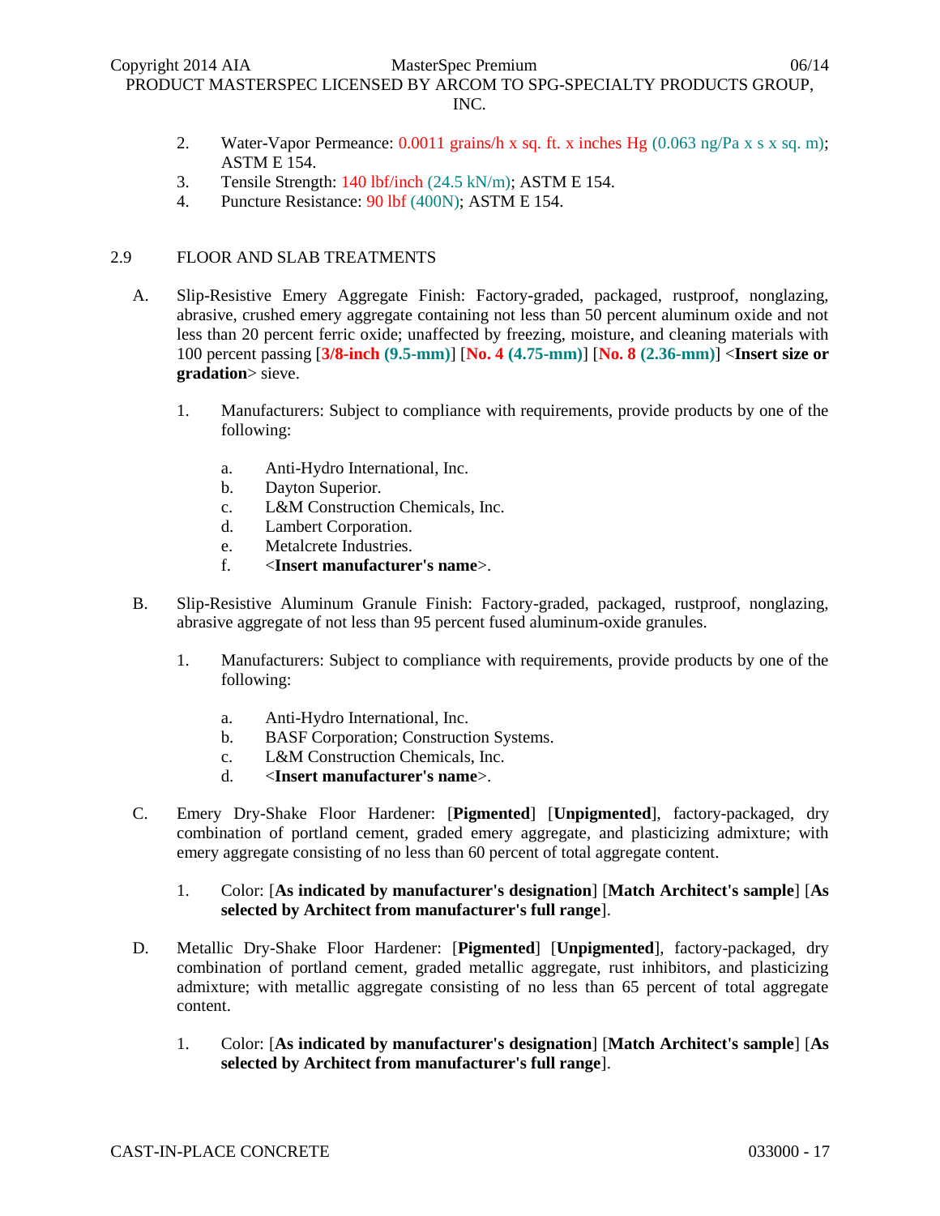2. Water-Vapor Permeance: 0.0011 grains/h x sq. ft. x inches Hg (0.063 ng/Pa x s x sq. m); ASTM E 154.
3. Tensile Strength: 140 lbf/inch (24.5 kN/m); ASTM E 154.
4. Puncture Resistance: 90 lbf (400N); ASTM E 154.

## 2.9 FLOOR AND SLAB TREATMENTS

A. Slip-Resistive Emery Aggregate Finish: Factory-graded, packaged, rustproof, nonglazing, abrasive, crushed emery aggregate containing not less than 50 percent aluminum oxide and not less than 20 percent ferric oxide; unaffected by freezing, moisture, and cleaning materials with 100 percent passing [**3/8-inch (9.5-mm)**] [**No. 4 (4.75-mm)**] [**No. 8 (2.36-mm)**] <**Insert size or gradation**> sieve.

1. Manufacturers: Subject to compliance with requirements, provide products by one of the following:
   a. Anti-Hydro International, Inc.
   b. Dayton Superior.
   c. L&M Construction Chemicals, Inc.
   d. Lambert Corporation.
   e. Metalcrete Industries.
   f. <**Insert manufacturer's name**>.

B. Slip-Resistive Aluminum Granule Finish: Factory-graded, packaged, rustproof, nonglazing, abrasive aggregate of not less than 95 percent fused aluminum-oxide granules.

1. Manufacturers: Subject to compliance with requirements, provide products by one of the following:
   a. Anti-Hydro International, Inc.
   b. BASF Corporation; Construction Systems.
   c. L&M Construction Chemicals, Inc.
   d. <**Insert manufacturer's name**>.

C. Emery Dry-Shake Floor Hardener: [**Pigmented**] [**Unpigmented**], factory-packaged, dry combination of portland cement, graded emery aggregate, and plasticizing admixture; with emery aggregate consisting of no less than 60 percent of total aggregate content.

1. Color: [**As indicated by manufacturer's designation**] [**Match Architect's sample**] [**As selected by Architect from manufacturer's full range**].

D. Metallic Dry-Shake Floor Hardener: [**Pigmented**] [**Unpigmented**], factory-packaged, dry combination of portland cement, graded metallic aggregate, rust inhibitors, and plasticizing admixture; with metallic aggregate consisting of no less than 65 percent of total aggregate content.

1. Color: [**As indicated by manufacturer's designation**] [**Match Architect's sample**] [**As selected by Architect from manufacturer's full range**].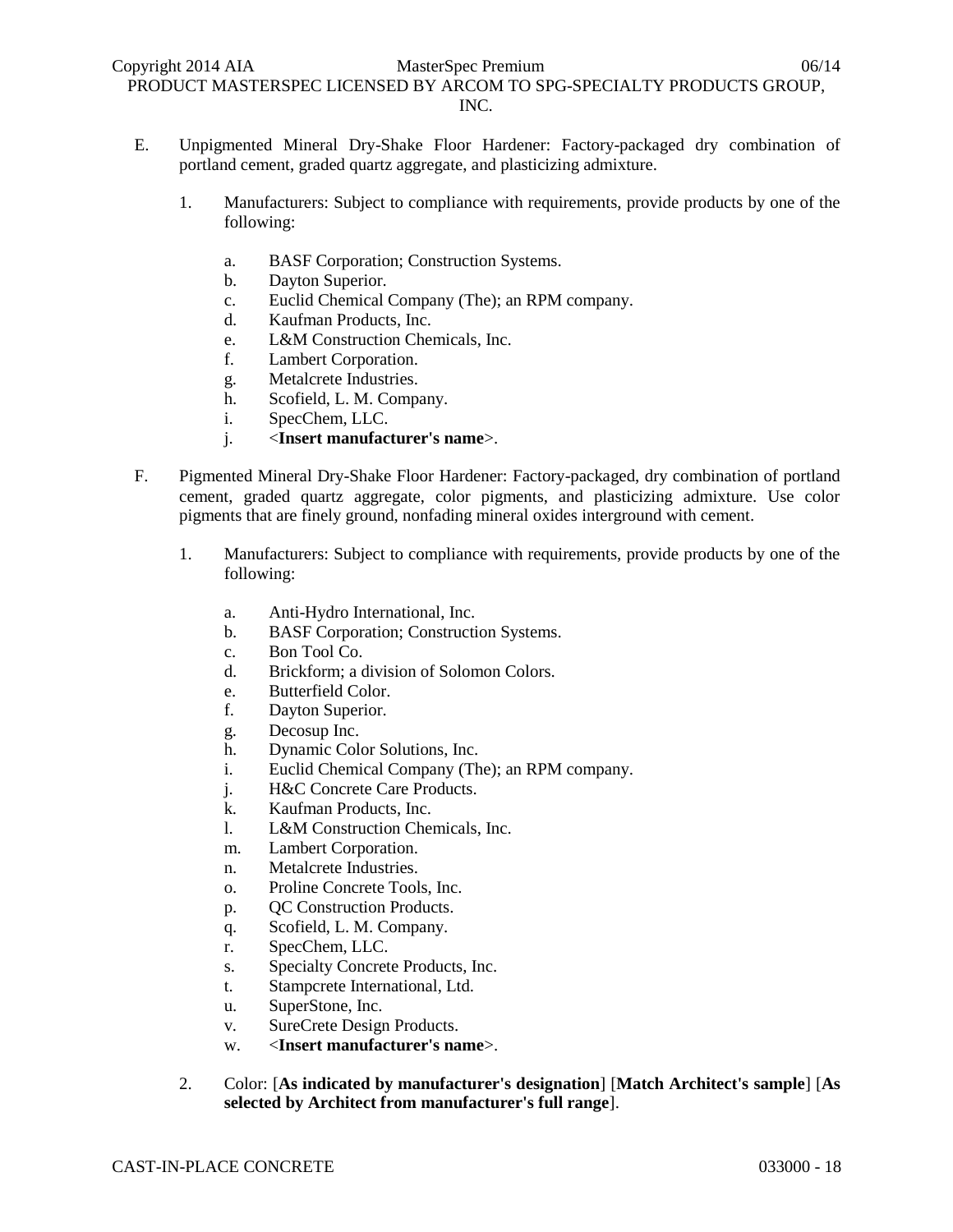E. Unpigmented Mineral Dry-Shake Floor Hardener: Factory-packaged dry combination of portland cement, graded quartz aggregate, and plasticizing admixture.

1. Manufacturers: Subject to compliance with requirements, provide products by one of the following:

    a. BASF Corporation; Construction Systems.
    b. Dayton Superior.
    c. Euclid Chemical Company (The); an RPM company.
    d. Kaufman Products, Inc.
    e. L&M Construction Chemicals, Inc.
    f. Lambert Corporation.
    g. Metalcrete Industries.
    h. Scofield, L. M. Company.
    i. SpecChem, LLC.
    j. <**Insert manufacturer's name**>.

F. Pigmented Mineral Dry-Shake Floor Hardener: Factory-packaged, dry combination of portland cement, graded quartz aggregate, color pigments, and plasticizing admixture. Use color pigments that are finely ground, nonfading mineral oxides interground with cement.

1. Manufacturers: Subject to compliance with requirements, provide products by one of the following:

    a. Anti-Hydro International, Inc.
    b. BASF Corporation; Construction Systems.
    c. Bon Tool Co.
    d. Brickform; a division of Solomon Colors.
    e. Butterfield Color.
    f. Dayton Superior.
    g. Decosup Inc.
    h. Dynamic Color Solutions, Inc.
    i. Euclid Chemical Company (The); an RPM company.
    j. H&C Concrete Care Products.
    k. Kaufman Products, Inc.
    l. L&M Construction Chemicals, Inc.
    m. Lambert Corporation.
    n. Metalcrete Industries.
    o. Proline Concrete Tools, Inc.
    p. QC Construction Products.
    q. Scofield, L. M. Company.
    r. SpecChem, LLC.
    s. Specialty Concrete Products, Inc.
    t. Stampcrete International, Ltd.
    u. SuperStone, Inc.
    v. SureCrete Design Products.
    w. <**Insert manufacturer's name**>.

2. Color: [**As indicated by manufacturer's designation**] [**Match Architect's sample**] [**As selected by Architect from manufacturer's full range**].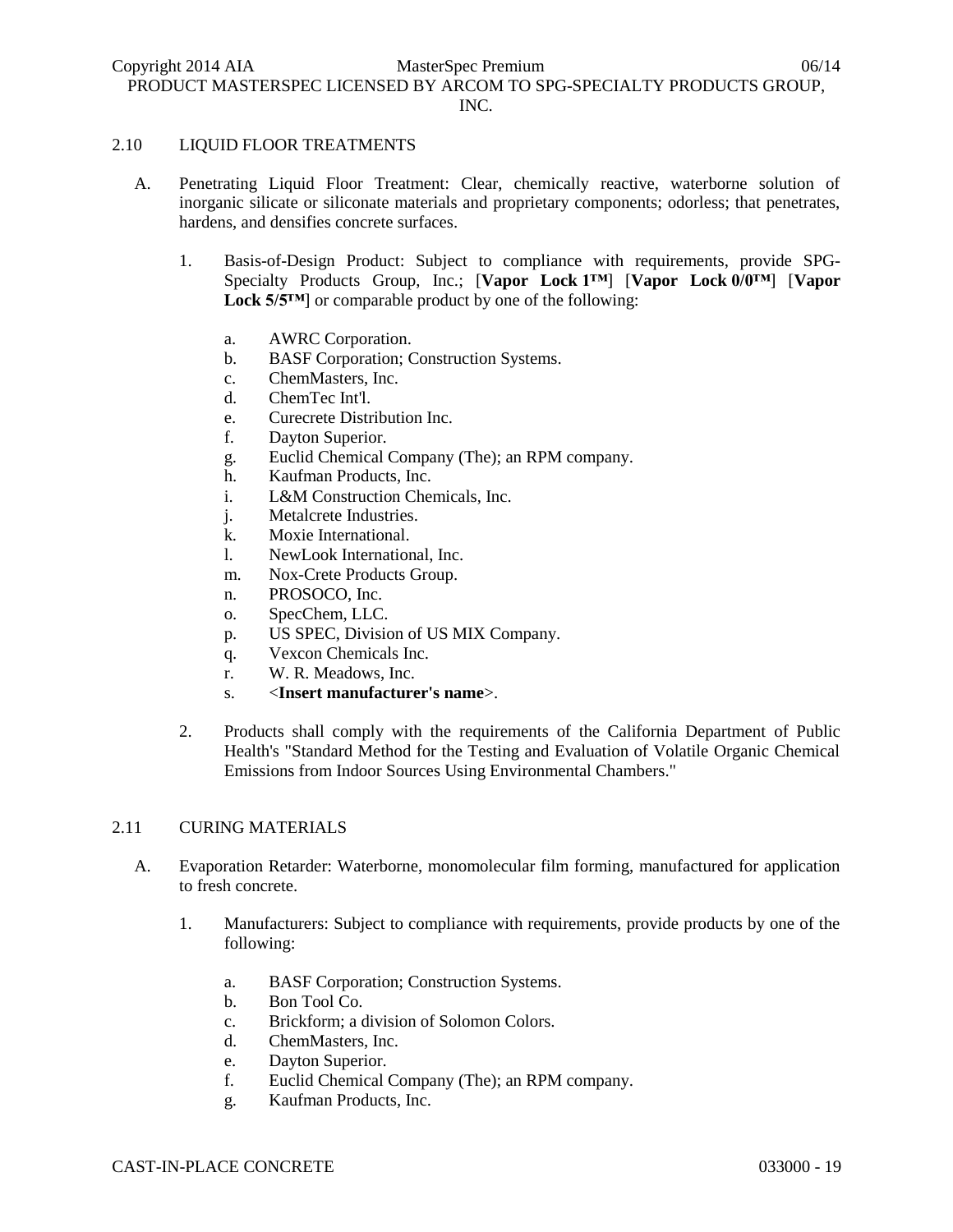## 2.10 LIQUID FLOOR TREATMENTS

A. Penetrating Liquid Floor Treatment: Clear, chemically reactive, waterborne solution of inorganic silicate or siliconate materials and proprietary components; odorless; that penetrates, hardens, and densifies concrete surfaces.

1. Basis-of-Design Product: Subject to compliance with requirements, provide SPG-Specialty Products Group, Inc.; [**Vapor Lock 1™**] [**Vapor Lock 0/0™**] [**Vapor Lock 5/5™**] or comparable product by one of the following:

   a. AWRC Corporation.
   b. BASF Corporation; Construction Systems.
   c. ChemMasters, Inc.
   d. ChemTec Int'l.
   e. Curecrete Distribution Inc.
   f. Dayton Superior.
   g. Euclid Chemical Company (The); an RPM company.
   h. Kaufman Products, Inc.
   i. L&M Construction Chemicals, Inc.
   j. Metalcrete Industries.
   k. Moxie International.
   l. NewLook International, Inc.
   m. Nox-Crete Products Group.
   n. PROSOCO, Inc.
   o. SpecChem, LLC.
   p. US SPEC, Division of US MIX Company.
   q. Vexcon Chemicals Inc.
   r. W. R. Meadows, Inc.
   s. <**Insert manufacturer's name**>.

2. Products shall comply with the requirements of the California Department of Public Health's "Standard Method for the Testing and Evaluation of Volatile Organic Chemical Emissions from Indoor Sources Using Environmental Chambers."

## 2.11 CURING MATERIALS

A. Evaporation Retarder: Waterborne, monomolecular film forming, manufactured for application to fresh concrete.

1. Manufacturers: Subject to compliance with requirements, provide products by one of the following:

   a. BASF Corporation; Construction Systems.
   b. Bon Tool Co.
   c. Brickform; a division of Solomon Colors.
   d. ChemMasters, Inc.
   e. Dayton Superior.
   f. Euclid Chemical Company (The); an RPM company.
   g. Kaufman Products, Inc.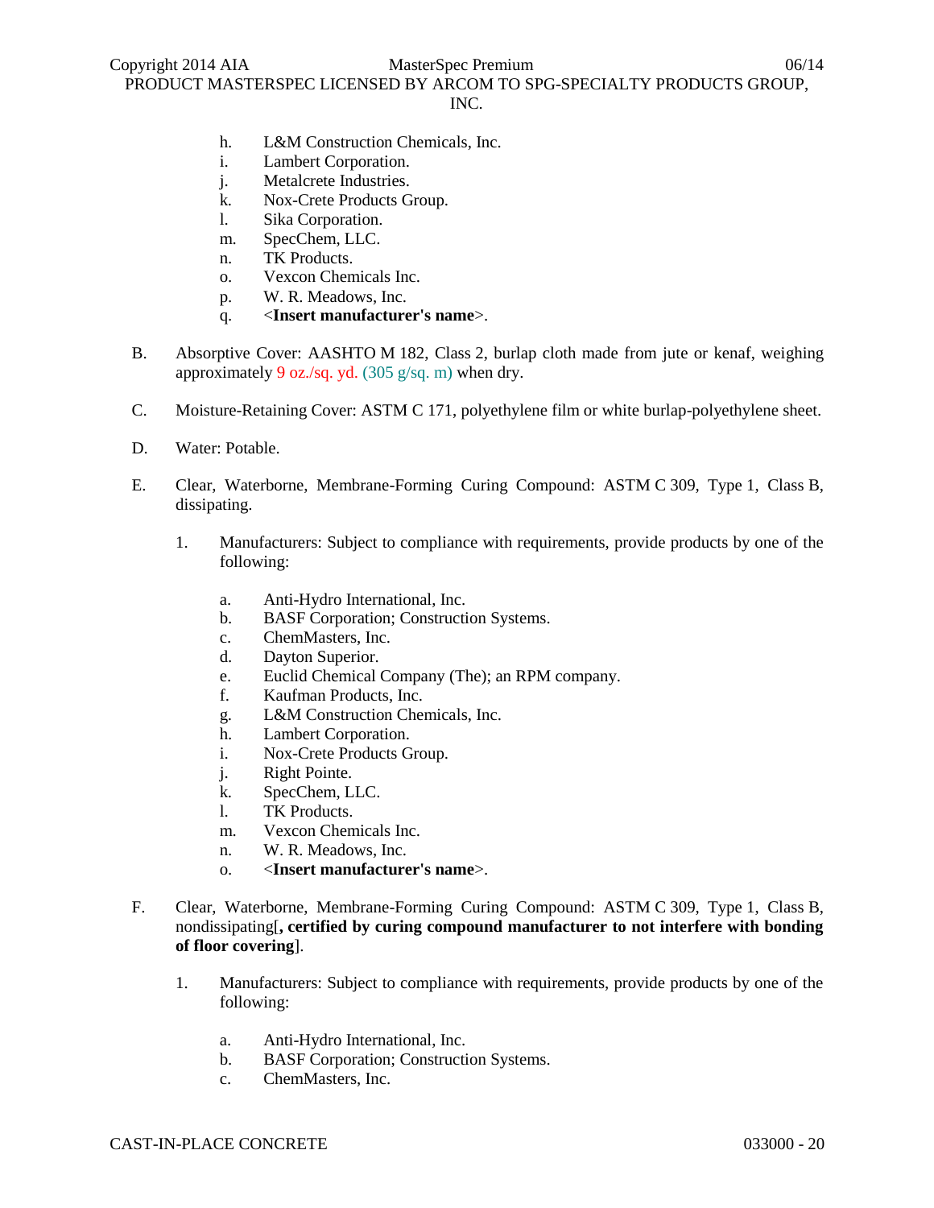h. L&M Construction Chemicals, Inc.
i. Lambert Corporation.
j. Metalcrete Industries.
k. Nox-Crete Products Group.
l. Sika Corporation.
m. SpecChem, LLC.
n. TK Products.
o. Vexcon Chemicals Inc.
p. W. R. Meadows, Inc.
q. <**Insert manufacturer's name**>.

B. Absorptive Cover: AASHTO M 182, Class 2, burlap cloth made from jute or kenaf, weighing approximately 9 oz./sq. yd. (305 g/sq. m) when dry.

C. Moisture-Retaining Cover: ASTM C 171, polyethylene film or white burlap-polyethylene sheet.

D. Water: Potable.

E. Clear, Waterborne, Membrane-Forming Curing Compound: ASTM C 309, Type 1, Class B, dissipating.

1. Manufacturers: Subject to compliance with requirements, provide products by one of the following:

   a. Anti-Hydro International, Inc.
   b. BASF Corporation; Construction Systems.
   c. ChemMasters, Inc.
   d. Dayton Superior.
   e. Euclid Chemical Company (The); an RPM company.
   f. Kaufman Products, Inc.
   g. L&M Construction Chemicals, Inc.
   h. Lambert Corporation.
   i. Nox-Crete Products Group.
   j. Right Pointe.
   k. SpecChem, LLC.
   l. TK Products.
   m. Vexcon Chemicals Inc.
   n. W. R. Meadows, Inc.
   o. <**Insert manufacturer's name**>.

F. Clear, Waterborne, Membrane-Forming Curing Compound: ASTM C 309, Type 1, Class B, nondissipating[**, certified by curing compound manufacturer to not interfere with bonding of floor covering**].

1. Manufacturers: Subject to compliance with requirements, provide products by one of the following:

   a. Anti-Hydro International, Inc.
   b. BASF Corporation; Construction Systems.
   c. ChemMasters, Inc.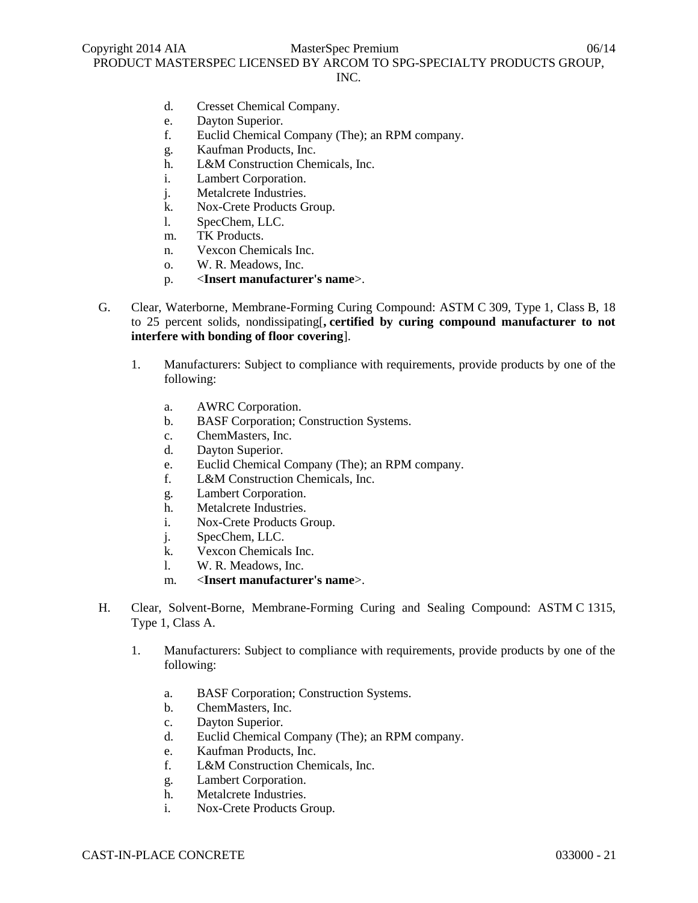d. Cresset Chemical Company.
e. Dayton Superior.
f. Euclid Chemical Company (The); an RPM company.
g. Kaufman Products, Inc.
h. L&M Construction Chemicals, Inc.
i. Lambert Corporation.
j. Metalcrete Industries.
k. Nox-Crete Products Group.
l. SpecChem, LLC.
m. TK Products.
n. Vexcon Chemicals Inc.
o. W. R. Meadows, Inc.
p. <**Insert manufacturer's name**>.

G. Clear, Waterborne, Membrane-Forming Curing Compound: ASTM C 309, Type 1, Class B, 18 to 25 percent solids, nondissipating[**, certified by curing compound manufacturer to not interfere with bonding of floor covering**].

1. Manufacturers: Subject to compliance with requirements, provide products by one of the following:

a. AWRC Corporation.
b. BASF Corporation; Construction Systems.
c. ChemMasters, Inc.
d. Dayton Superior.
e. Euclid Chemical Company (The); an RPM company.
f. L&M Construction Chemicals, Inc.
g. Lambert Corporation.
h. Metalcrete Industries.
i. Nox-Crete Products Group.
j. SpecChem, LLC.
k. Vexcon Chemicals Inc.
l. W. R. Meadows, Inc.
m. <**Insert manufacturer's name**>.

H. Clear, Solvent-Borne, Membrane-Forming Curing and Sealing Compound: ASTM C 1315, Type 1, Class A.

1. Manufacturers: Subject to compliance with requirements, provide products by one of the following:

a. BASF Corporation; Construction Systems.
b. ChemMasters, Inc.
c. Dayton Superior.
d. Euclid Chemical Company (The); an RPM company.
e. Kaufman Products, Inc.
f. L&M Construction Chemicals, Inc.
g. Lambert Corporation.
h. Metalcrete Industries.
i. Nox-Crete Products Group.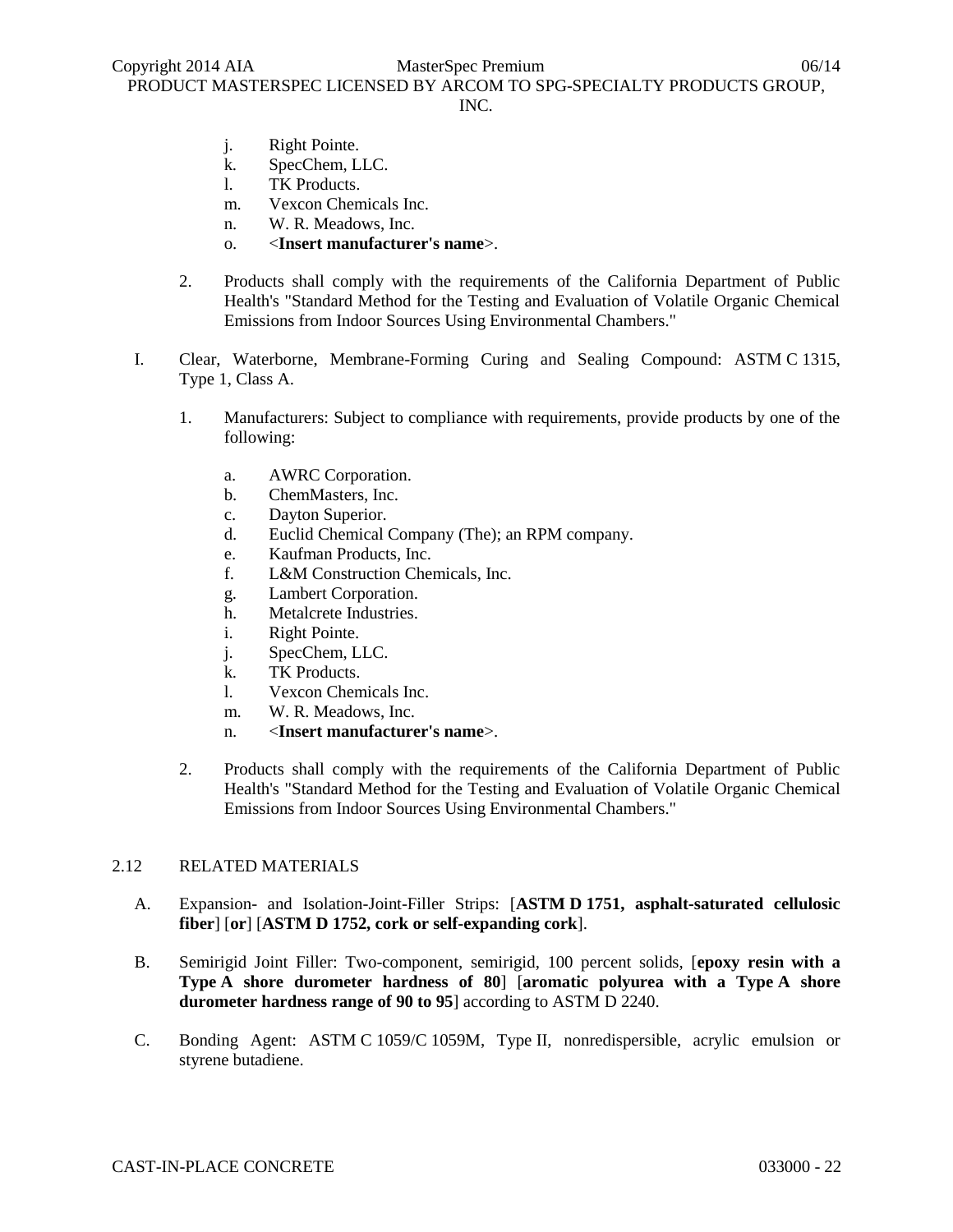j. Right Pointe.
k. SpecChem, LLC.
l. TK Products.
m. Vexcon Chemicals Inc.
n. W. R. Meadows, Inc.
o. <**Insert manufacturer's name**>.

2. Products shall comply with the requirements of the California Department of Public Health's "Standard Method for the Testing and Evaluation of Volatile Organic Chemical Emissions from Indoor Sources Using Environmental Chambers."

I. Clear, Waterborne, Membrane-Forming Curing and Sealing Compound: ASTM C 1315, Type 1, Class A.

1. Manufacturers: Subject to compliance with requirements, provide products by one of the following:

a. AWRC Corporation.
b. ChemMasters, Inc.
c. Dayton Superior.
d. Euclid Chemical Company (The); an RPM company.
e. Kaufman Products, Inc.
f. L&M Construction Chemicals, Inc.
g. Lambert Corporation.
h. Metalcrete Industries.
i. Right Pointe.
j. SpecChem, LLC.
k. TK Products.
l. Vexcon Chemicals Inc.
m. W. R. Meadows, Inc.
n. <**Insert manufacturer's name**>.

2. Products shall comply with the requirements of the California Department of Public Health's "Standard Method for the Testing and Evaluation of Volatile Organic Chemical Emissions from Indoor Sources Using Environmental Chambers."

## 2.12 RELATED MATERIALS

A. Expansion- and Isolation-Joint-Filler Strips: [**ASTM D 1751, asphalt-saturated cellulosic fiber**] [**or**] [**ASTM D 1752, cork or self-expanding cork**].

B. Semirigid Joint Filler: Two-component, semirigid, 100 percent solids, [**epoxy resin with a Type A shore durometer hardness of 80**] [**aromatic polyurea with a Type A shore durometer hardness range of 90 to 95**] according to ASTM D 2240.

C. Bonding Agent: ASTM C 1059/C 1059M, Type II, nonredispersible, acrylic emulsion or styrene butadiene.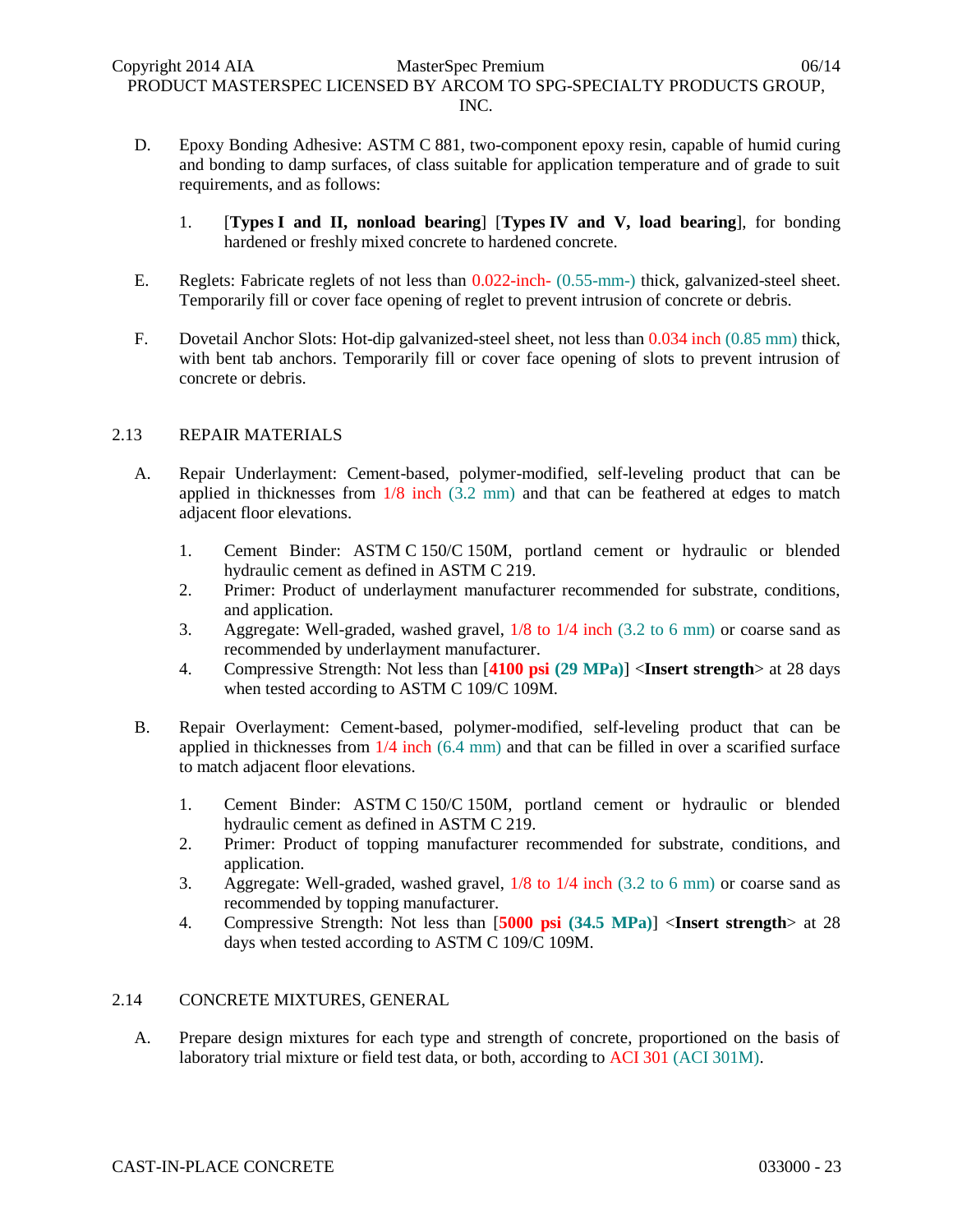D. Epoxy Bonding Adhesive: ASTM C 881, two-component epoxy resin, capable of humid curing and bonding to damp surfaces, of class suitable for application temperature and of grade to suit requirements, and as follows:

1. [**Types I and II, nonload bearing**] [**Types IV and V, load bearing**], for bonding hardened or freshly mixed concrete to hardened concrete.

E. Reglets: Fabricate reglets of not less than 0.022-inch- (0.55-mm-) thick, galvanized-steel sheet. Temporarily fill or cover face opening of reglet to prevent intrusion of concrete or debris.

F. Dovetail Anchor Slots: Hot-dip galvanized-steel sheet, not less than 0.034 inch (0.85 mm) thick, with bent tab anchors. Temporarily fill or cover face opening of slots to prevent intrusion of concrete or debris.

## 2.13 REPAIR MATERIALS

A. Repair Underlayment: Cement-based, polymer-modified, self-leveling product that can be applied in thicknesses from 1/8 inch (3.2 mm) and that can be feathered at edges to match adjacent floor elevations.

1. Cement Binder: ASTM C 150/C 150M, portland cement or hydraulic or blended hydraulic cement as defined in ASTM C 219.
2. Primer: Product of underlayment manufacturer recommended for substrate, conditions, and application.
3. Aggregate: Well-graded, washed gravel, 1/8 to 1/4 inch (3.2 to 6 mm) or coarse sand as recommended by underlayment manufacturer.
4. Compressive Strength: Not less than [**4100 psi (29 MPa)**] <**Insert strength**> at 28 days when tested according to ASTM C 109/C 109M.

B. Repair Overlayment: Cement-based, polymer-modified, self-leveling product that can be applied in thicknesses from 1/4 inch (6.4 mm) and that can be filled in over a scarified surface to match adjacent floor elevations.

1. Cement Binder: ASTM C 150/C 150M, portland cement or hydraulic or blended hydraulic cement as defined in ASTM C 219.
2. Primer: Product of topping manufacturer recommended for substrate, conditions, and application.
3. Aggregate: Well-graded, washed gravel, 1/8 to 1/4 inch (3.2 to 6 mm) or coarse sand as recommended by topping manufacturer.
4. Compressive Strength: Not less than [**5000 psi (34.5 MPa)**] <**Insert strength**> at 28 days when tested according to ASTM C 109/C 109M.

## 2.14 CONCRETE MIXTURES, GENERAL

A. Prepare design mixtures for each type and strength of concrete, proportioned on the basis of laboratory trial mixture or field test data, or both, according to ACI 301 (ACI 301M).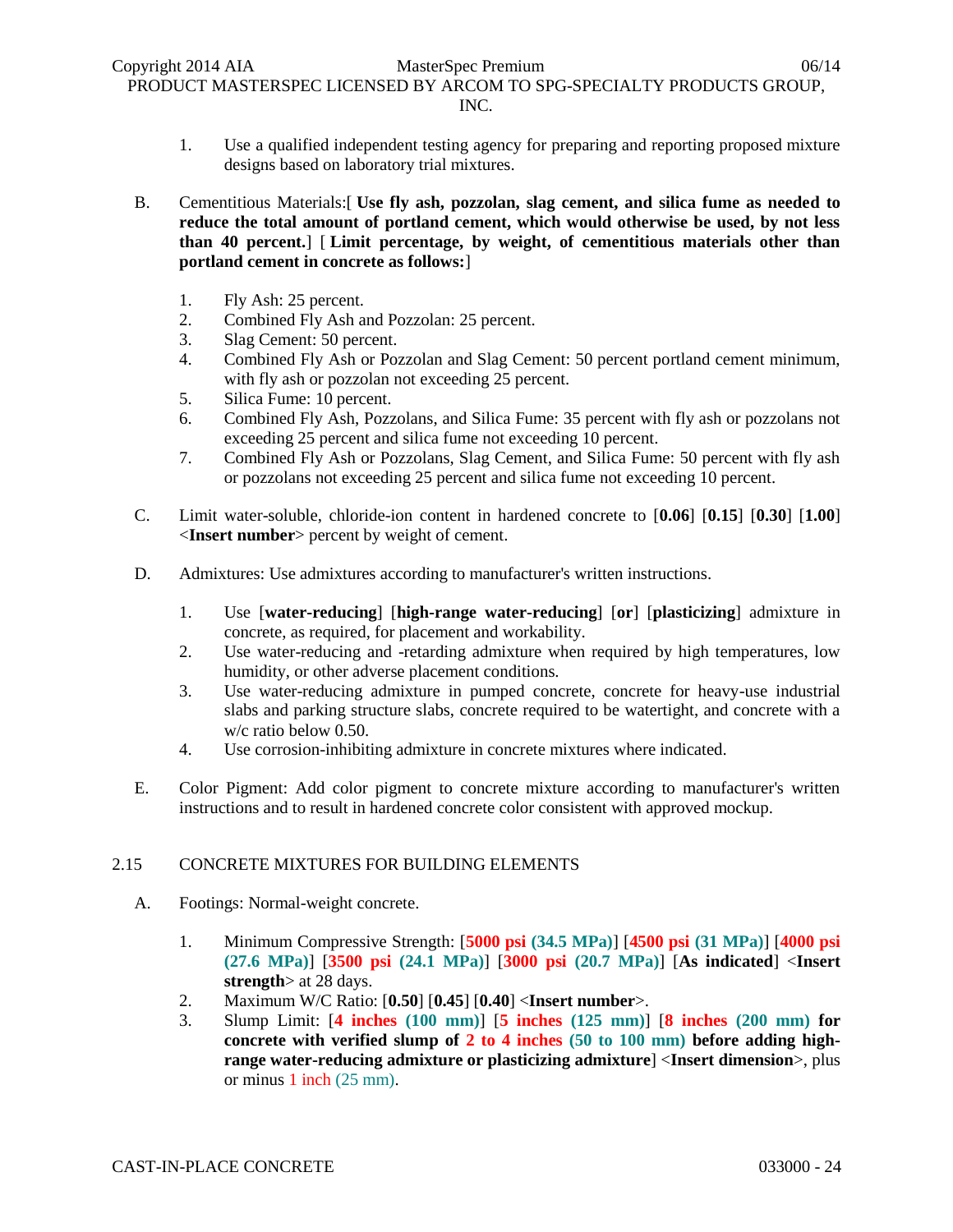1. Use a qualified independent testing agency for preparing and reporting proposed mixture designs based on laboratory trial mixtures.

B. Cementitious Materials:[ **Use fly ash, pozzolan, slag cement, and silica fume as needed to reduce the total amount of portland cement, which would otherwise be used, by not less than 40 percent.**] [ **Limit percentage, by weight, of cementitious materials other than portland cement in concrete as follows:**]

1. Fly Ash: 25 percent.
2. Combined Fly Ash and Pozzolan: 25 percent.
3. Slag Cement: 50 percent.
4. Combined Fly Ash or Pozzolan and Slag Cement: 50 percent portland cement minimum, with fly ash or pozzolan not exceeding 25 percent.
5. Silica Fume: 10 percent.
6. Combined Fly Ash, Pozzolans, and Silica Fume: 35 percent with fly ash or pozzolans not exceeding 25 percent and silica fume not exceeding 10 percent.
7. Combined Fly Ash or Pozzolans, Slag Cement, and Silica Fume: 50 percent with fly ash or pozzolans not exceeding 25 percent and silica fume not exceeding 10 percent.

C. Limit water-soluble, chloride-ion content in hardened concrete to [**0.06**] [**0.15**] [**0.30**] [**1.00**] <**Insert number**> percent by weight of cement.

D. Admixtures: Use admixtures according to manufacturer's written instructions.

1. Use [**water-reducing**] [**high-range water-reducing**] [**or**] [**plasticizing**] admixture in concrete, as required, for placement and workability.
2. Use water-reducing and -retarding admixture when required by high temperatures, low humidity, or other adverse placement conditions.
3. Use water-reducing admixture in pumped concrete, concrete for heavy-use industrial slabs and parking structure slabs, concrete required to be watertight, and concrete with a w/c ratio below 0.50.
4. Use corrosion-inhibiting admixture in concrete mixtures where indicated.

E. Color Pigment: Add color pigment to concrete mixture according to manufacturer's written instructions and to result in hardened concrete color consistent with approved mockup.

## 2.15 CONCRETE MIXTURES FOR BUILDING ELEMENTS

A. Footings: Normal-weight concrete.

1. Minimum Compressive Strength: [**5000 psi (34.5 MPa)**] [**4500 psi (31 MPa)**] [**4000 psi (27.6 MPa)**] [**3500 psi (24.1 MPa)**] [**3000 psi (20.7 MPa)**] [**As indicated**] <**Insert strength**> at 28 days.
2. Maximum W/C Ratio: [**0.50**] [**0.45**] [**0.40**] <**Insert number**>.
3. Slump Limit: [**4 inches (100 mm)**] [**5 inches (125 mm)**] [**8 inches (200 mm) for concrete with verified slump of 2 to 4 inches (50 to 100 mm) before adding high-range water-reducing admixture or plasticizing admixture**] <**Insert dimension**>, plus or minus 1 inch (25 mm).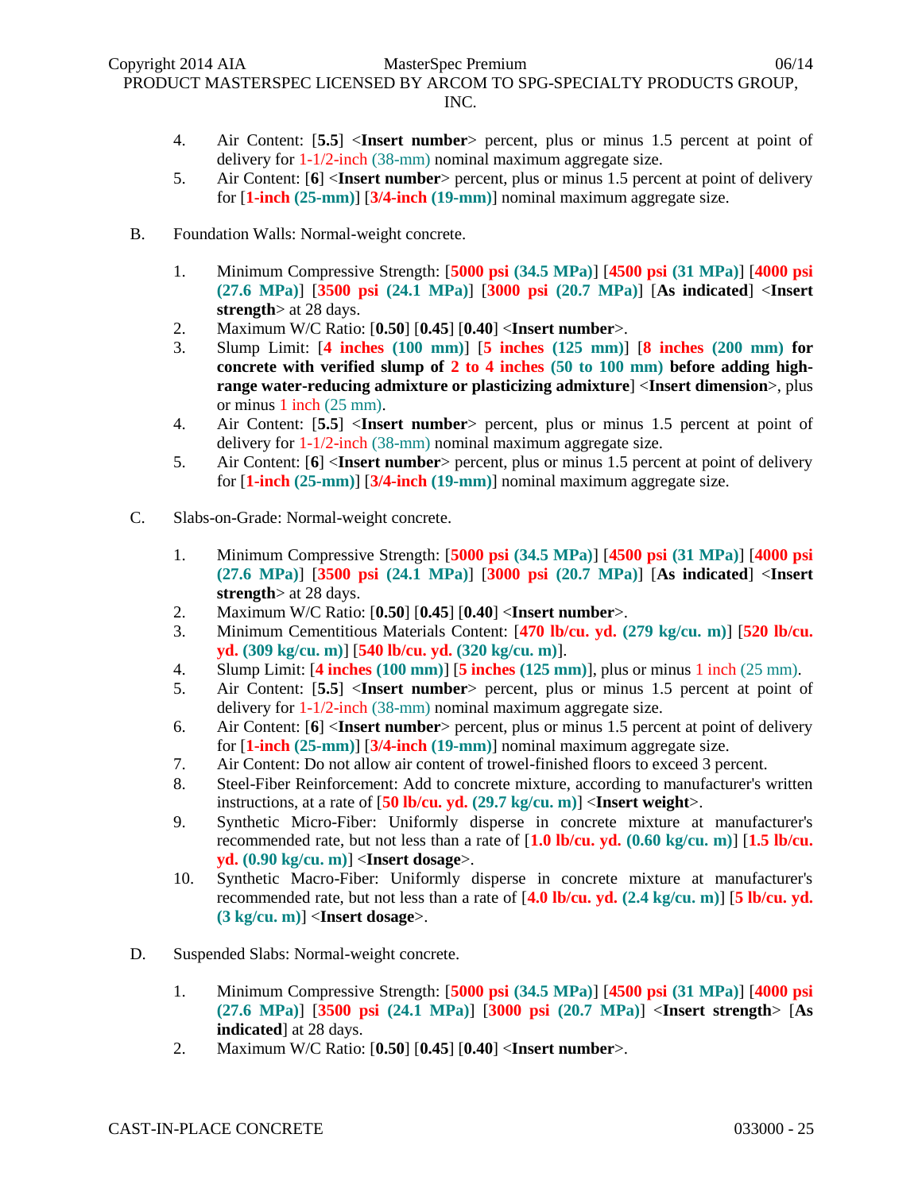4. Air Content: [**5.5**] <**Insert number**> percent, plus or minus 1.5 percent at point of delivery for 1-1/2-inch (38-mm) nominal maximum aggregate size.
5. Air Content: [**6**] <**Insert number**> percent, plus or minus 1.5 percent at point of delivery for [**1-inch (25-mm)**] [**3/4-inch (19-mm)**] nominal maximum aggregate size.

B. Foundation Walls: Normal-weight concrete.

1. Minimum Compressive Strength: [**5000 psi (34.5 MPa)**] [**4500 psi (31 MPa)**] [**4000 psi (27.6 MPa)**] [**3500 psi (24.1 MPa)**] [**3000 psi (20.7 MPa)**] [**As indicated**] <**Insert strength**> at 28 days.
2. Maximum W/C Ratio: [**0.50**] [**0.45**] [**0.40**] <**Insert number**>.
3. Slump Limit: [**4 inches (100 mm)**] [**5 inches (125 mm)**] [**8 inches (200 mm) for concrete with verified slump of 2 to 4 inches (50 to 100 mm) before adding high-range water-reducing admixture or plasticizing admixture**] <**Insert dimension**>, plus or minus 1 inch (25 mm).
4. Air Content: [**5.5**] <**Insert number**> percent, plus or minus 1.5 percent at point of delivery for 1-1/2-inch (38-mm) nominal maximum aggregate size.
5. Air Content: [**6**] <**Insert number**> percent, plus or minus 1.5 percent at point of delivery for [**1-inch (25-mm)**] [**3/4-inch (19-mm)**] nominal maximum aggregate size.

C. Slabs-on-Grade: Normal-weight concrete.

1. Minimum Compressive Strength: [**5000 psi (34.5 MPa)**] [**4500 psi (31 MPa)**] [**4000 psi (27.6 MPa)**] [**3500 psi (24.1 MPa)**] [**3000 psi (20.7 MPa)**] [**As indicated**] <**Insert strength**> at 28 days.
2. Maximum W/C Ratio: [**0.50**] [**0.45**] [**0.40**] <**Insert number**>.
3. Minimum Cementitious Materials Content: [**470 lb/cu. yd. (279 kg/cu. m)**] [**520 lb/cu. yd. (309 kg/cu. m)**] [**540 lb/cu. yd. (320 kg/cu. m)**].
4. Slump Limit: [**4 inches (100 mm)**] [**5 inches (125 mm)**], plus or minus 1 inch (25 mm).
5. Air Content: [**5.5**] <**Insert number**> percent, plus or minus 1.5 percent at point of delivery for 1-1/2-inch (38-mm) nominal maximum aggregate size.
6. Air Content: [**6**] <**Insert number**> percent, plus or minus 1.5 percent at point of delivery for [**1-inch (25-mm)**] [**3/4-inch (19-mm)**] nominal maximum aggregate size.
7. Air Content: Do not allow air content of trowel-finished floors to exceed 3 percent.
8. Steel-Fiber Reinforcement: Add to concrete mixture, according to manufacturer's written instructions, at a rate of [**50 lb/cu. yd. (29.7 kg/cu. m)**] <**Insert weight**>.
9. Synthetic Micro-Fiber: Uniformly disperse in concrete mixture at manufacturer's recommended rate, but not less than a rate of [**1.0 lb/cu. yd. (0.60 kg/cu. m)**] [**1.5 lb/cu. yd. (0.90 kg/cu. m)**] <**Insert dosage**>.
10. Synthetic Macro-Fiber: Uniformly disperse in concrete mixture at manufacturer's recommended rate, but not less than a rate of [**4.0 lb/cu. yd. (2.4 kg/cu. m)**] [**5 lb/cu. yd. (3 kg/cu. m)**] <**Insert dosage**>.

D. Suspended Slabs: Normal-weight concrete.

1. Minimum Compressive Strength: [**5000 psi (34.5 MPa)**] [**4500 psi (31 MPa)**] [**4000 psi (27.6 MPa)**] [**3500 psi (24.1 MPa)**] [**3000 psi (20.7 MPa)**] <**Insert strength**> [**As indicated**] at 28 days.
2. Maximum W/C Ratio: [**0.50**] [**0.45**] [**0.40**] <**Insert number**>.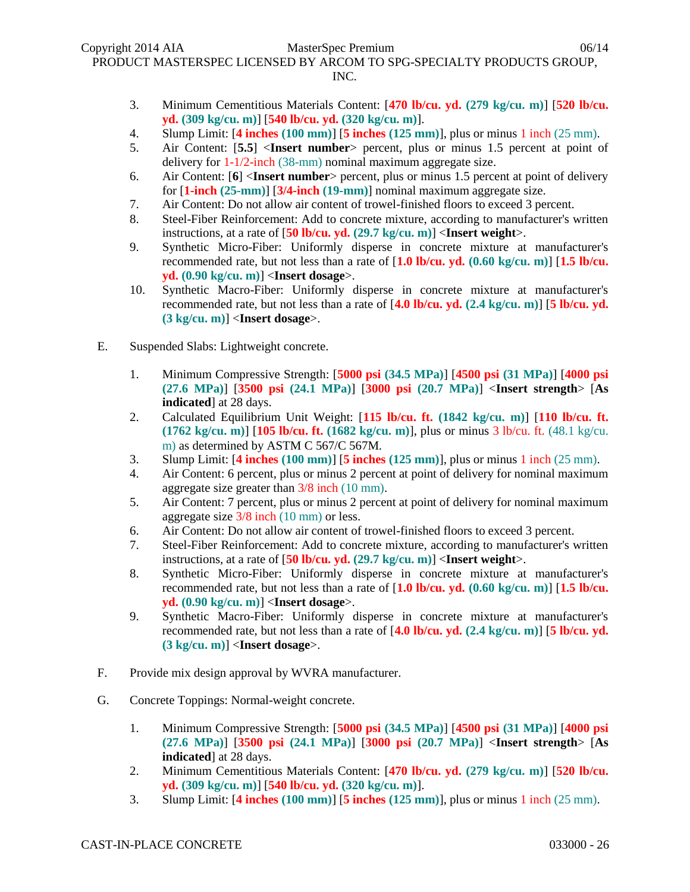3. Minimum Cementitious Materials Content: [**470 lb/cu. yd. (279 kg/cu. m)**] [**520 lb/cu. yd. (309 kg/cu. m)**] [**540 lb/cu. yd. (320 kg/cu. m)**].
4. Slump Limit: [**4 inches (100 mm)**] [**5 inches (125 mm)**], plus or minus 1 inch (25 mm).
5. Air Content: [**5.5**] <**Insert number**> percent, plus or minus 1.5 percent at point of delivery for 1-1/2-inch (38-mm) nominal maximum aggregate size.
6. Air Content: [**6**] <**Insert number**> percent, plus or minus 1.5 percent at point of delivery for [**1-inch (25-mm)**] [**3/4-inch (19-mm)**] nominal maximum aggregate size.
7. Air Content: Do not allow air content of trowel-finished floors to exceed 3 percent.
8. Steel-Fiber Reinforcement: Add to concrete mixture, according to manufacturer's written instructions, at a rate of [**50 lb/cu. yd. (29.7 kg/cu. m)**] <**Insert weight**>.
9. Synthetic Micro-Fiber: Uniformly disperse in concrete mixture at manufacturer's recommended rate, but not less than a rate of [**1.0 lb/cu. yd. (0.60 kg/cu. m)**] [**1.5 lb/cu. yd. (0.90 kg/cu. m)**] <**Insert dosage**>.
10. Synthetic Macro-Fiber: Uniformly disperse in concrete mixture at manufacturer's recommended rate, but not less than a rate of [**4.0 lb/cu. yd. (2.4 kg/cu. m)**] [**5 lb/cu. yd. (3 kg/cu. m)**] <**Insert dosage**>.

E. Suspended Slabs: Lightweight concrete.

1. Minimum Compressive Strength: [**5000 psi (34.5 MPa)**] [**4500 psi (31 MPa)**] [**4000 psi (27.6 MPa)**] [**3500 psi (24.1 MPa)**] [**3000 psi (20.7 MPa)**] <**Insert strength**> [**As indicated**] at 28 days.
2. Calculated Equilibrium Unit Weight: [**115 lb/cu. ft. (1842 kg/cu. m)**] [**110 lb/cu. ft. (1762 kg/cu. m)**] [**105 lb/cu. ft. (1682 kg/cu. m)**], plus or minus 3 lb/cu. ft. (48.1 kg/cu. m) as determined by ASTM C 567/C 567M.
3. Slump Limit: [**4 inches (100 mm)**] [**5 inches (125 mm)**], plus or minus 1 inch (25 mm).
4. Air Content: 6 percent, plus or minus 2 percent at point of delivery for nominal maximum aggregate size greater than 3/8 inch (10 mm).
5. Air Content: 7 percent, plus or minus 2 percent at point of delivery for nominal maximum aggregate size 3/8 inch (10 mm) or less.
6. Air Content: Do not allow air content of trowel-finished floors to exceed 3 percent.
7. Steel-Fiber Reinforcement: Add to concrete mixture, according to manufacturer's written instructions, at a rate of [**50 lb/cu. yd. (29.7 kg/cu. m)**] <**Insert weight**>.
8. Synthetic Micro-Fiber: Uniformly disperse in concrete mixture at manufacturer's recommended rate, but not less than a rate of [**1.0 lb/cu. yd. (0.60 kg/cu. m)**] [**1.5 lb/cu. yd. (0.90 kg/cu. m)**] <**Insert dosage**>.
9. Synthetic Macro-Fiber: Uniformly disperse in concrete mixture at manufacturer's recommended rate, but not less than a rate of [**4.0 lb/cu. yd. (2.4 kg/cu. m)**] [**5 lb/cu. yd. (3 kg/cu. m)**] <**Insert dosage**>.

F. Provide mix design approval by WVRA manufacturer.

G. Concrete Toppings: Normal-weight concrete.

1. Minimum Compressive Strength: [**5000 psi (34.5 MPa)**] [**4500 psi (31 MPa)**] [**4000 psi (27.6 MPa)**] [**3500 psi (24.1 MPa)**] [**3000 psi (20.7 MPa)**] <**Insert strength**> [**As indicated**] at 28 days.
2. Minimum Cementitious Materials Content: [**470 lb/cu. yd. (279 kg/cu. m)**] [**520 lb/cu. yd. (309 kg/cu. m)**] [**540 lb/cu. yd. (320 kg/cu. m)**].
3. Slump Limit: [**4 inches (100 mm)**] [**5 inches (125 mm)**], plus or minus 1 inch (25 mm).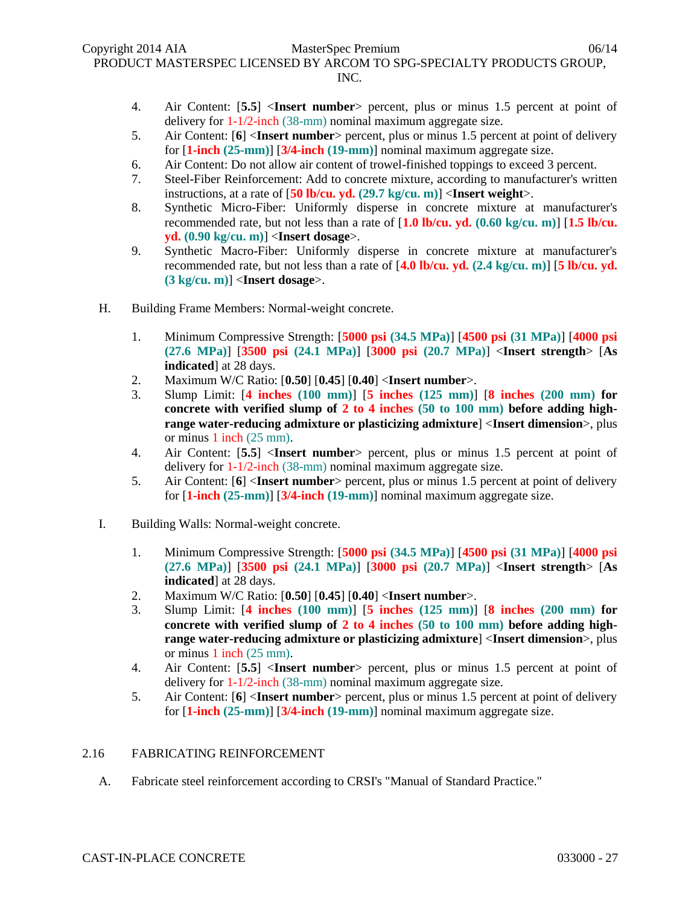4. Air Content: [**5.5**] <**Insert number**> percent, plus or minus 1.5 percent at point of delivery for 1-1/2-inch (38-mm) nominal maximum aggregate size.
5. Air Content: [**6**] <**Insert number**> percent, plus or minus 1.5 percent at point of delivery for [**1-inch (25-mm)**] [**3/4-inch (19-mm)**] nominal maximum aggregate size.
6. Air Content: Do not allow air content of trowel-finished toppings to exceed 3 percent.
7. Steel-Fiber Reinforcement: Add to concrete mixture, according to manufacturer's written instructions, at a rate of [**50 lb/cu. yd. (29.7 kg/cu. m)**] <**Insert weight**>.
8. Synthetic Micro-Fiber: Uniformly disperse in concrete mixture at manufacturer's recommended rate, but not less than a rate of [**1.0 lb/cu. yd. (0.60 kg/cu. m)**] [**1.5 lb/cu. yd. (0.90 kg/cu. m)**] <**Insert dosage**>.
9. Synthetic Macro-Fiber: Uniformly disperse in concrete mixture at manufacturer's recommended rate, but not less than a rate of [**4.0 lb/cu. yd. (2.4 kg/cu. m)**] [**5 lb/cu. yd. (3 kg/cu. m)**] <**Insert dosage**>.

H. Building Frame Members: Normal-weight concrete.

1. Minimum Compressive Strength: [**5000 psi (34.5 MPa)**] [**4500 psi (31 MPa)**] [**4000 psi (27.6 MPa)**] [**3500 psi (24.1 MPa)**] [**3000 psi (20.7 MPa)**] <**Insert strength**> [**As indicated**] at 28 days.
2. Maximum W/C Ratio: [**0.50**] [**0.45**] [**0.40**] <**Insert number**>.
3. Slump Limit: [**4 inches (100 mm)**] [**5 inches (125 mm)**] [**8 inches (200 mm) for concrete with verified slump of 2 to 4 inches (50 to 100 mm) before adding high-range water-reducing admixture or plasticizing admixture**] <**Insert dimension**>, plus or minus 1 inch (25 mm).
4. Air Content: [**5.5**] <**Insert number**> percent, plus or minus 1.5 percent at point of delivery for 1-1/2-inch (38-mm) nominal maximum aggregate size.
5. Air Content: [**6**] <**Insert number**> percent, plus or minus 1.5 percent at point of delivery for [**1-inch (25-mm)**] [**3/4-inch (19-mm)**] nominal maximum aggregate size.

I. Building Walls: Normal-weight concrete.

1. Minimum Compressive Strength: [**5000 psi (34.5 MPa)**] [**4500 psi (31 MPa)**] [**4000 psi (27.6 MPa)**] [**3500 psi (24.1 MPa)**] [**3000 psi (20.7 MPa)**] <**Insert strength**> [**As indicated**] at 28 days.
2. Maximum W/C Ratio: [**0.50**] [**0.45**] [**0.40**] <**Insert number**>.
3. Slump Limit: [**4 inches (100 mm)**] [**5 inches (125 mm)**] [**8 inches (200 mm) for concrete with verified slump of 2 to 4 inches (50 to 100 mm) before adding high-range water-reducing admixture or plasticizing admixture**] <**Insert dimension**>, plus or minus 1 inch (25 mm).
4. Air Content: [**5.5**] <**Insert number**> percent, plus or minus 1.5 percent at point of delivery for 1-1/2-inch (38-mm) nominal maximum aggregate size.
5. Air Content: [**6**] <**Insert number**> percent, plus or minus 1.5 percent at point of delivery for [**1-inch (25-mm)**] [**3/4-inch (19-mm)**] nominal maximum aggregate size.

## 2.16 FABRICATING REINFORCEMENT

A. Fabricate steel reinforcement according to CRSI's "Manual of Standard Practice."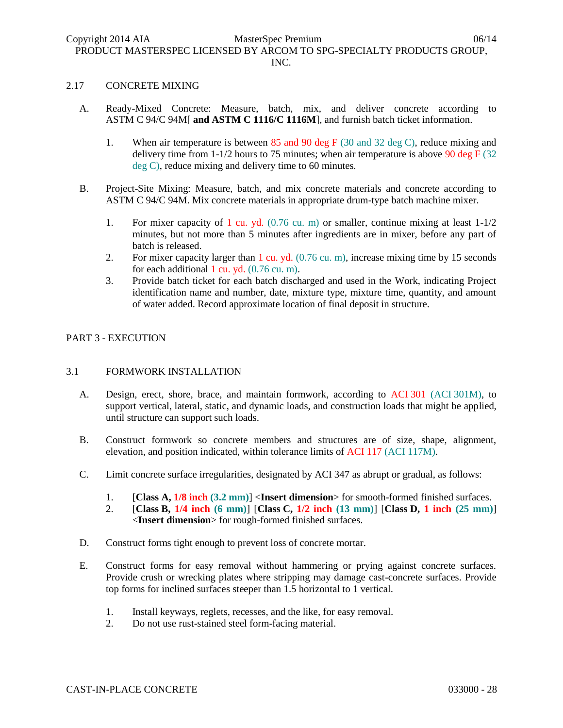## 2.17 CONCRETE MIXING

A. Ready-Mixed Concrete: Measure, batch, mix, and deliver concrete according to ASTM C 94/C 94M[ **and ASTM C 1116/C 1116M**], and furnish batch ticket information.

1. When air temperature is between 85 and 90 deg F (30 and 32 deg C), reduce mixing and delivery time from 1-1/2 hours to 75 minutes; when air temperature is above 90 deg F (32 deg C), reduce mixing and delivery time to 60 minutes.

B. Project-Site Mixing: Measure, batch, and mix concrete materials and concrete according to ASTM C 94/C 94M. Mix concrete materials in appropriate drum-type batch machine mixer.

1. For mixer capacity of 1 cu. yd. (0.76 cu. m) or smaller, continue mixing at least 1-1/2 minutes, but not more than 5 minutes after ingredients are in mixer, before any part of batch is released.
2. For mixer capacity larger than 1 cu. yd. (0.76 cu. m), increase mixing time by 15 seconds for each additional 1 cu. yd. (0.76 cu. m).
3. Provide batch ticket for each batch discharged and used in the Work, indicating Project identification name and number, date, mixture type, mixture time, quantity, and amount of water added. Record approximate location of final deposit in structure.

# PART 3 - EXECUTION

## 3.1 FORMWORK INSTALLATION

A. Design, erect, shore, brace, and maintain formwork, according to ACI 301 (ACI 301M), to support vertical, lateral, static, and dynamic loads, and construction loads that might be applied, until structure can support such loads.

B. Construct formwork so concrete members and structures are of size, shape, alignment, elevation, and position indicated, within tolerance limits of ACI 117 (ACI 117M).

C. Limit concrete surface irregularities, designated by ACI 347 as abrupt or gradual, as follows:

1. [**Class A, 1/8 inch (3.2 mm)**] <**Insert dimension**> for smooth-formed finished surfaces.
2. [**Class B, 1/4 inch (6 mm)**] [**Class C, 1/2 inch (13 mm)**] [**Class D, 1 inch (25 mm)**] <**Insert dimension**> for rough-formed finished surfaces.

D. Construct forms tight enough to prevent loss of concrete mortar.

E. Construct forms for easy removal without hammering or prying against concrete surfaces. Provide crush or wrecking plates where stripping may damage cast-concrete surfaces. Provide top forms for inclined surfaces steeper than 1.5 horizontal to 1 vertical.

1. Install keyways, reglets, recesses, and the like, for easy removal.
2. Do not use rust-stained steel form-facing material.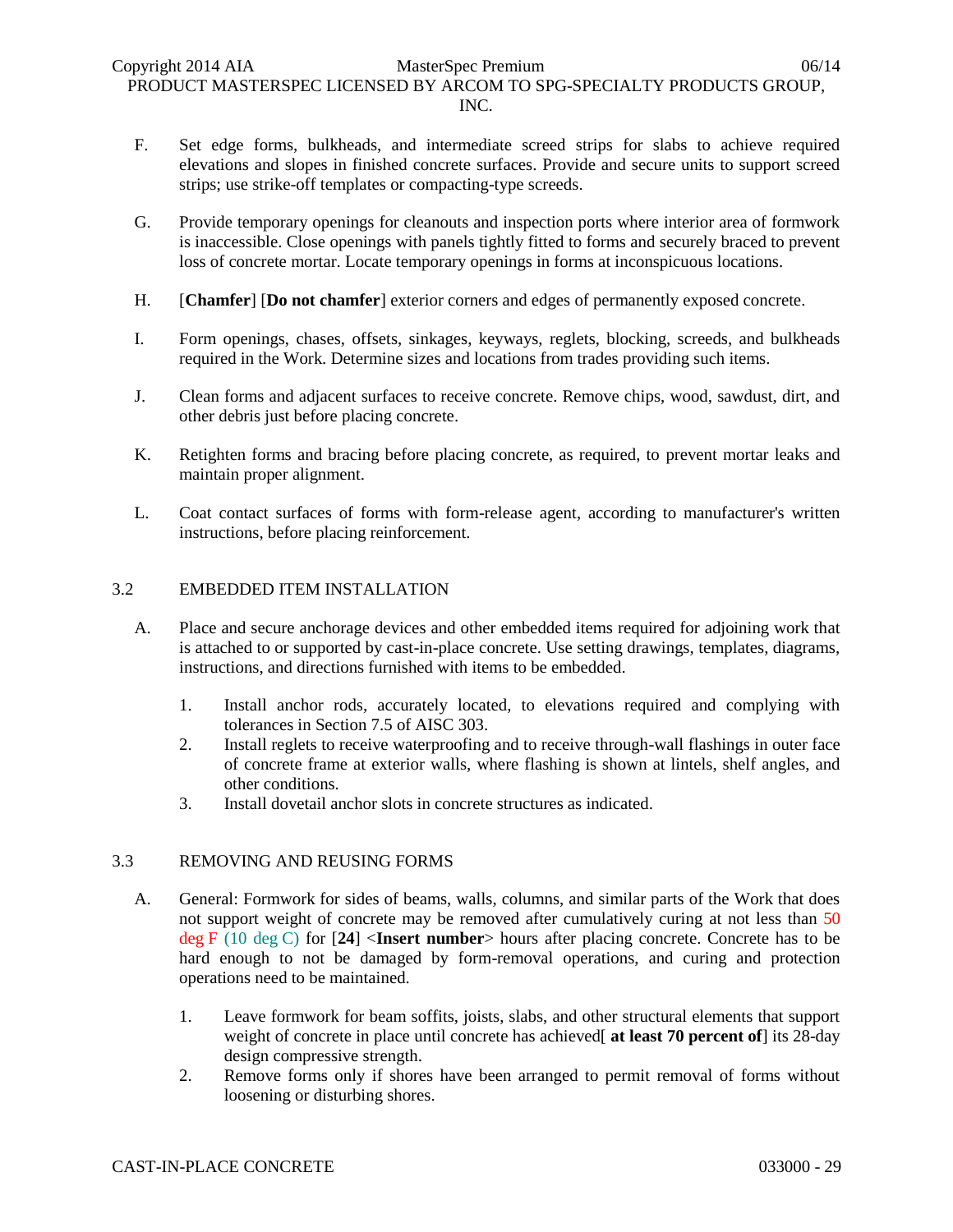F. Set edge forms, bulkheads, and intermediate screed strips for slabs to achieve required elevations and slopes in finished concrete surfaces. Provide and secure units to support screed strips; use strike-off templates or compacting-type screeds.

G. Provide temporary openings for cleanouts and inspection ports where interior area of formwork is inaccessible. Close openings with panels tightly fitted to forms and securely braced to prevent loss of concrete mortar. Locate temporary openings in forms at inconspicuous locations.

H. [**Chamfer**] [**Do not chamfer**] exterior corners and edges of permanently exposed concrete.

I. Form openings, chases, offsets, sinkages, keyways, reglets, blocking, screeds, and bulkheads required in the Work. Determine sizes and locations from trades providing such items.

J. Clean forms and adjacent surfaces to receive concrete. Remove chips, wood, sawdust, dirt, and other debris just before placing concrete.

K. Retighten forms and bracing before placing concrete, as required, to prevent mortar leaks and maintain proper alignment.

L. Coat contact surfaces of forms with form-release agent, according to manufacturer's written instructions, before placing reinforcement.

## 3.2 EMBEDDED ITEM INSTALLATION

A. Place and secure anchorage devices and other embedded items required for adjoining work that is attached to or supported by cast-in-place concrete. Use setting drawings, templates, diagrams, instructions, and directions furnished with items to be embedded.

1. Install anchor rods, accurately located, to elevations required and complying with tolerances in Section 7.5 of AISC 303.
2. Install reglets to receive waterproofing and to receive through-wall flashings in outer face of concrete frame at exterior walls, where flashing is shown at lintels, shelf angles, and other conditions.
3. Install dovetail anchor slots in concrete structures as indicated.

## 3.3 REMOVING AND REUSING FORMS

A. General: Formwork for sides of beams, walls, columns, and similar parts of the Work that does not support weight of concrete may be removed after cumulatively curing at not less than 50 deg F (10 deg C) for [**24**] <**Insert number**> hours after placing concrete. Concrete has to be hard enough to not be damaged by form-removal operations, and curing and protection operations need to be maintained.

1. Leave formwork for beam soffits, joists, slabs, and other structural elements that support weight of concrete in place until concrete has achieved[ **at least 70 percent of**] its 28-day design compressive strength.
2. Remove forms only if shores have been arranged to permit removal of forms without loosening or disturbing shores.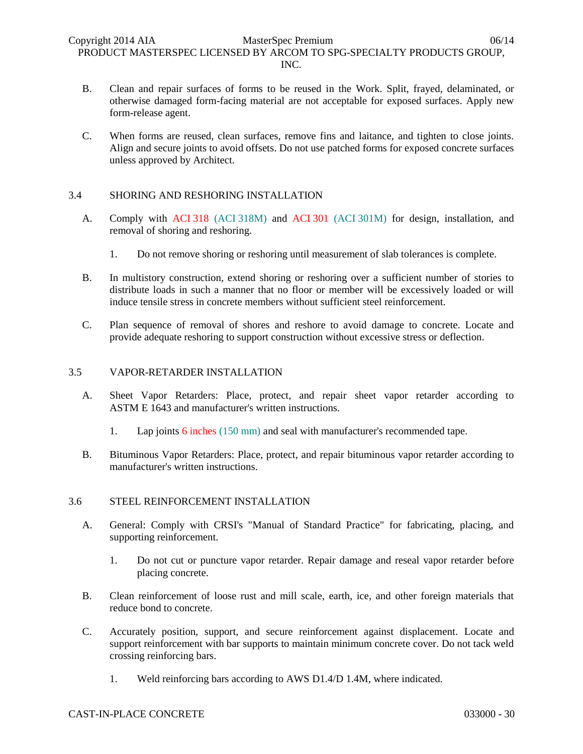B. Clean and repair surfaces of forms to be reused in the Work. Split, frayed, delaminated, or otherwise damaged form-facing material are not acceptable for exposed surfaces. Apply new form-release agent.

C. When forms are reused, clean surfaces, remove fins and laitance, and tighten to close joints. Align and secure joints to avoid offsets. Do not use patched forms for exposed concrete surfaces unless approved by Architect.

## 3.4 SHORING AND RESHORING INSTALLATION

A. Comply with ACI 318 (ACI 318M) and ACI 301 (ACI 301M) for design, installation, and removal of shoring and reshoring.

1. Do not remove shoring or reshoring until measurement of slab tolerances is complete.

B. In multistory construction, extend shoring or reshoring over a sufficient number of stories to distribute loads in such a manner that no floor or member will be excessively loaded or will induce tensile stress in concrete members without sufficient steel reinforcement.

C. Plan sequence of removal of shores and reshore to avoid damage to concrete. Locate and provide adequate reshoring to support construction without excessive stress or deflection.

## 3.5 VAPOR-RETARDER INSTALLATION

A. Sheet Vapor Retarders: Place, protect, and repair sheet vapor retarder according to ASTM E 1643 and manufacturer's written instructions.

1. Lap joints 6 inches (150 mm) and seal with manufacturer's recommended tape.

B. Bituminous Vapor Retarders: Place, protect, and repair bituminous vapor retarder according to manufacturer's written instructions.

## 3.6 STEEL REINFORCEMENT INSTALLATION

A. General: Comply with CRSI's "Manual of Standard Practice" for fabricating, placing, and supporting reinforcement.

1. Do not cut or puncture vapor retarder. Repair damage and reseal vapor retarder before placing concrete.

B. Clean reinforcement of loose rust and mill scale, earth, ice, and other foreign materials that reduce bond to concrete.

C. Accurately position, support, and secure reinforcement against displacement. Locate and support reinforcement with bar supports to maintain minimum concrete cover. Do not tack weld crossing reinforcing bars.

1. Weld reinforcing bars according to AWS D1.4/D 1.4M, where indicated.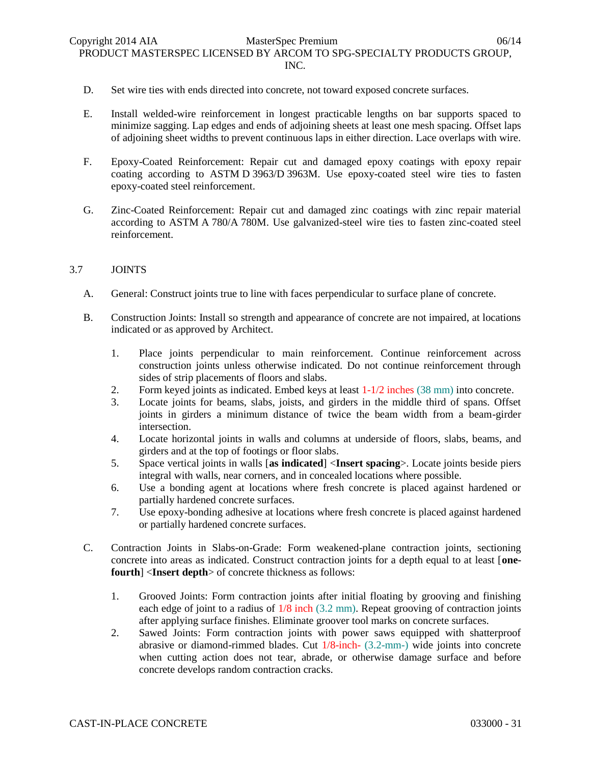D. Set wire ties with ends directed into concrete, not toward exposed concrete surfaces.

E. Install welded-wire reinforcement in longest practicable lengths on bar supports spaced to minimize sagging. Lap edges and ends of adjoining sheets at least one mesh spacing. Offset laps of adjoining sheet widths to prevent continuous laps in either direction. Lace overlaps with wire.

F. Epoxy-Coated Reinforcement: Repair cut and damaged epoxy coatings with epoxy repair coating according to ASTM D 3963/D 3963M. Use epoxy-coated steel wire ties to fasten epoxy-coated steel reinforcement.

G. Zinc-Coated Reinforcement: Repair cut and damaged zinc coatings with zinc repair material according to ASTM A 780/A 780M. Use galvanized-steel wire ties to fasten zinc-coated steel reinforcement.

## 3.7 JOINTS

A. General: Construct joints true to line with faces perpendicular to surface plane of concrete.

B. Construction Joints: Install so strength and appearance of concrete are not impaired, at locations indicated or as approved by Architect.

1. Place joints perpendicular to main reinforcement. Continue reinforcement across construction joints unless otherwise indicated. Do not continue reinforcement through sides of strip placements of floors and slabs.
2. Form keyed joints as indicated. Embed keys at least 1-1/2 inches (38 mm) into concrete.
3. Locate joints for beams, slabs, joists, and girders in the middle third of spans. Offset joints in girders a minimum distance of twice the beam width from a beam-girder intersection.
4. Locate horizontal joints in walls and columns at underside of floors, slabs, beams, and girders and at the top of footings or floor slabs.
5. Space vertical joints in walls [**as indicated**] <**Insert spacing**>. Locate joints beside piers integral with walls, near corners, and in concealed locations where possible.
6. Use a bonding agent at locations where fresh concrete is placed against hardened or partially hardened concrete surfaces.
7. Use epoxy-bonding adhesive at locations where fresh concrete is placed against hardened or partially hardened concrete surfaces.

C. Contraction Joints in Slabs-on-Grade: Form weakened-plane contraction joints, sectioning concrete into areas as indicated. Construct contraction joints for a depth equal to at least [**one-fourth**] <**Insert depth**> of concrete thickness as follows:

1. Grooved Joints: Form contraction joints after initial floating by grooving and finishing each edge of joint to a radius of 1/8 inch (3.2 mm). Repeat grooving of contraction joints after applying surface finishes. Eliminate groover tool marks on concrete surfaces.
2. Sawed Joints: Form contraction joints with power saws equipped with shatterproof abrasive or diamond-rimmed blades. Cut 1/8-inch- (3.2-mm-) wide joints into concrete when cutting action does not tear, abrade, or otherwise damage surface and before concrete develops random contraction cracks.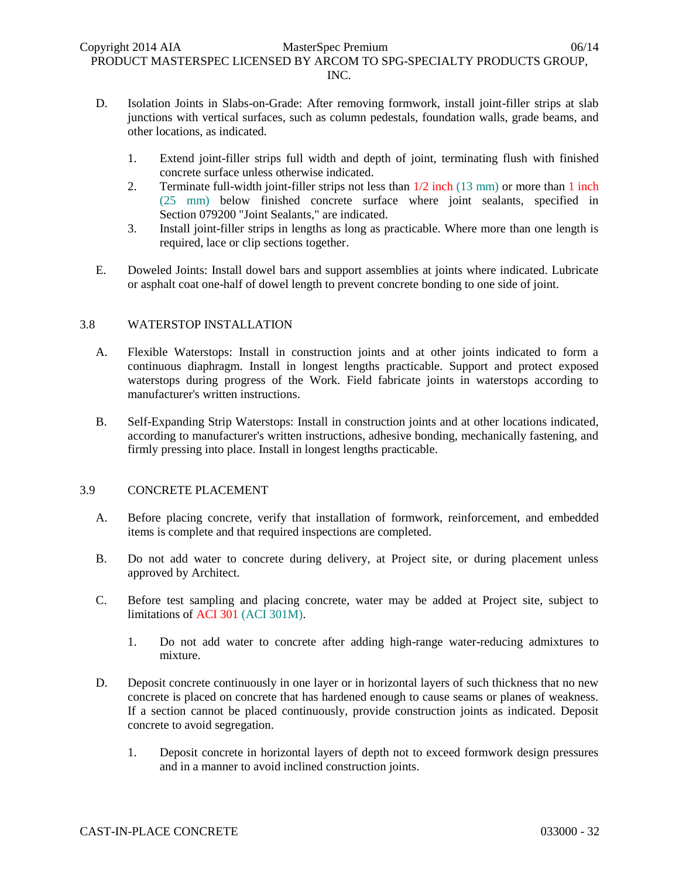D. Isolation Joints in Slabs-on-Grade: After removing formwork, install joint-filler strips at slab junctions with vertical surfaces, such as column pedestals, foundation walls, grade beams, and other locations, as indicated.

1. Extend joint-filler strips full width and depth of joint, terminating flush with finished concrete surface unless otherwise indicated.
2. Terminate full-width joint-filler strips not less than 1/2 inch (13 mm) or more than 1 inch (25 mm) below finished concrete surface where joint sealants, specified in Section 079200 "Joint Sealants," are indicated.
3. Install joint-filler strips in lengths as long as practicable. Where more than one length is required, lace or clip sections together.

E. Doweled Joints: Install dowel bars and support assemblies at joints where indicated. Lubricate or asphalt coat one-half of dowel length to prevent concrete bonding to one side of joint.

## 3.8 WATERSTOP INSTALLATION

A. Flexible Waterstops: Install in construction joints and at other joints indicated to form a continuous diaphragm. Install in longest lengths practicable. Support and protect exposed waterstops during progress of the Work. Field fabricate joints in waterstops according to manufacturer's written instructions.

B. Self-Expanding Strip Waterstops: Install in construction joints and at other locations indicated, according to manufacturer's written instructions, adhesive bonding, mechanically fastening, and firmly pressing into place. Install in longest lengths practicable.

## 3.9 CONCRETE PLACEMENT

A. Before placing concrete, verify that installation of formwork, reinforcement, and embedded items is complete and that required inspections are completed.

B. Do not add water to concrete during delivery, at Project site, or during placement unless approved by Architect.

C. Before test sampling and placing concrete, water may be added at Project site, subject to limitations of ACI 301 (ACI 301M).

1. Do not add water to concrete after adding high-range water-reducing admixtures to mixture.

D. Deposit concrete continuously in one layer or in horizontal layers of such thickness that no new concrete is placed on concrete that has hardened enough to cause seams or planes of weakness. If a section cannot be placed continuously, provide construction joints as indicated. Deposit concrete to avoid segregation.

1. Deposit concrete in horizontal layers of depth not to exceed formwork design pressures and in a manner to avoid inclined construction joints.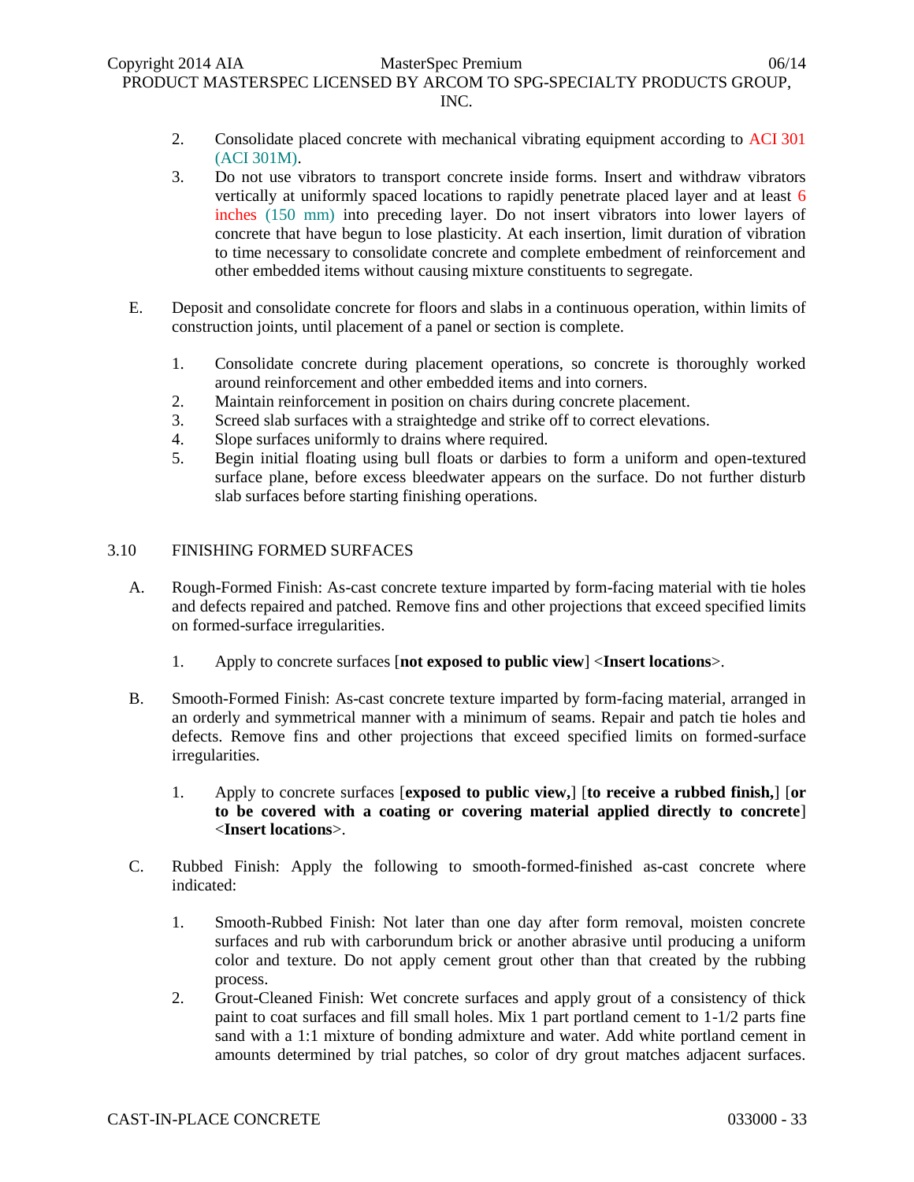2. Consolidate placed concrete with mechanical vibrating equipment according to ACI 301 (ACI 301M).
3. Do not use vibrators to transport concrete inside forms. Insert and withdraw vibrators vertically at uniformly spaced locations to rapidly penetrate placed layer and at least 6 inches (150 mm) into preceding layer. Do not insert vibrators into lower layers of concrete that have begun to lose plasticity. At each insertion, limit duration of vibration to time necessary to consolidate concrete and complete embedment of reinforcement and other embedded items without causing mixture constituents to segregate.

E. Deposit and consolidate concrete for floors and slabs in a continuous operation, within limits of construction joints, until placement of a panel or section is complete.

1. Consolidate concrete during placement operations, so concrete is thoroughly worked around reinforcement and other embedded items and into corners.
2. Maintain reinforcement in position on chairs during concrete placement.
3. Screed slab surfaces with a straightedge and strike off to correct elevations.
4. Slope surfaces uniformly to drains where required.
5. Begin initial floating using bull floats or darbies to form a uniform and open-textured surface plane, before excess bleedwater appears on the surface. Do not further disturb slab surfaces before starting finishing operations.

## 3.10 FINISHING FORMED SURFACES

A. Rough-Formed Finish: As-cast concrete texture imparted by form-facing material with tie holes and defects repaired and patched. Remove fins and other projections that exceed specified limits on formed-surface irregularities.

1. Apply to concrete surfaces [**not exposed to public view**] <**Insert locations**>.

B. Smooth-Formed Finish: As-cast concrete texture imparted by form-facing material, arranged in an orderly and symmetrical manner with a minimum of seams. Repair and patch tie holes and defects. Remove fins and other projections that exceed specified limits on formed-surface irregularities.

1. Apply to concrete surfaces [**exposed to public view,**] [**to receive a rubbed finish,**] [**or to be covered with a coating or covering material applied directly to concrete**] <**Insert locations**>.

C. Rubbed Finish: Apply the following to smooth-formed-finished as-cast concrete where indicated:

1. Smooth-Rubbed Finish: Not later than one day after form removal, moisten concrete surfaces and rub with carborundum brick or another abrasive until producing a uniform color and texture. Do not apply cement grout other than that created by the rubbing process.
2. Grout-Cleaned Finish: Wet concrete surfaces and apply grout of a consistency of thick paint to coat surfaces and fill small holes. Mix 1 part portland cement to 1-1/2 parts fine sand with a 1:1 mixture of bonding admixture and water. Add white portland cement in amounts determined by trial patches, so color of dry grout matches adjacent surfaces.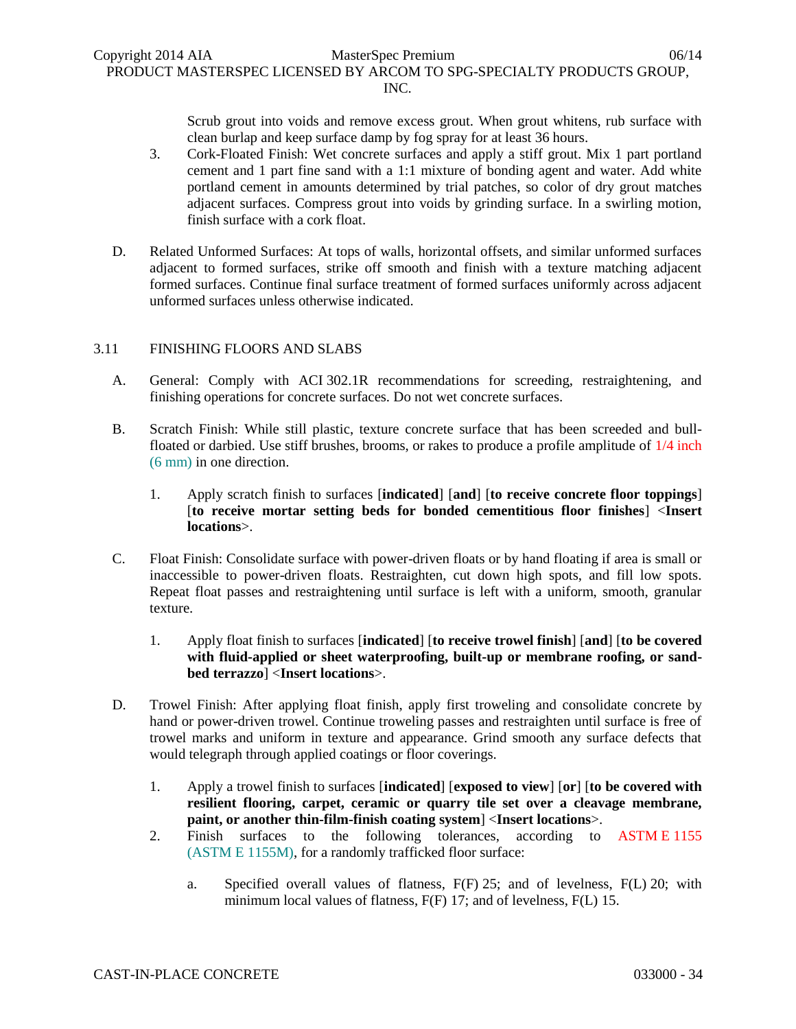Scrub grout into voids and remove excess grout. When grout whitens, rub surface with clean burlap and keep surface damp by fog spray for at least 36 hours.

3. Cork-Floated Finish: Wet concrete surfaces and apply a stiff grout. Mix 1 part portland cement and 1 part fine sand with a 1:1 mixture of bonding agent and water. Add white portland cement in amounts determined by trial patches, so color of dry grout matches adjacent surfaces. Compress grout into voids by grinding surface. In a swirling motion, finish surface with a cork float.

D. Related Unformed Surfaces: At tops of walls, horizontal offsets, and similar unformed surfaces adjacent to formed surfaces, strike off smooth and finish with a texture matching adjacent formed surfaces. Continue final surface treatment of formed surfaces uniformly across adjacent unformed surfaces unless otherwise indicated.

## 3.11 FINISHING FLOORS AND SLABS

A. General: Comply with ACI 302.1R recommendations for screeding, restraightening, and finishing operations for concrete surfaces. Do not wet concrete surfaces.

B. Scratch Finish: While still plastic, texture concrete surface that has been screeded and bull-floated or darbied. Use stiff brushes, brooms, or rakes to produce a profile amplitude of 1/4 inch (6 mm) in one direction.

1. Apply scratch finish to surfaces [**indicated**] [**and**] [**to receive concrete floor toppings**] [**to receive mortar setting beds for bonded cementitious floor finishes**] <**Insert locations**>.

C. Float Finish: Consolidate surface with power-driven floats or by hand floating if area is small or inaccessible to power-driven floats. Restraighten, cut down high spots, and fill low spots. Repeat float passes and restraightening until surface is left with a uniform, smooth, granular texture.

1. Apply float finish to surfaces [**indicated**] [**to receive trowel finish**] [**and**] [**to be covered with fluid-applied or sheet waterproofing, built-up or membrane roofing, or sand-bed terrazzo**] <**Insert locations**>.

D. Trowel Finish: After applying float finish, apply first troweling and consolidate concrete by hand or power-driven trowel. Continue troweling passes and restraighten until surface is free of trowel marks and uniform in texture and appearance. Grind smooth any surface defects that would telegraph through applied coatings or floor coverings.

1. Apply a trowel finish to surfaces [**indicated**] [**exposed to view**] [**or**] [**to be covered with resilient flooring, carpet, ceramic or quarry tile set over a cleavage membrane, paint, or another thin-film-finish coating system**] <**Insert locations**>.
2. Finish surfaces to the following tolerances, according to ASTM E 1155 (ASTM E 1155M), for a randomly trafficked floor surface:

    a. Specified overall values of flatness, F(F) 25; and of levelness, F(L) 20; with minimum local values of flatness, F(F) 17; and of levelness, F(L) 15.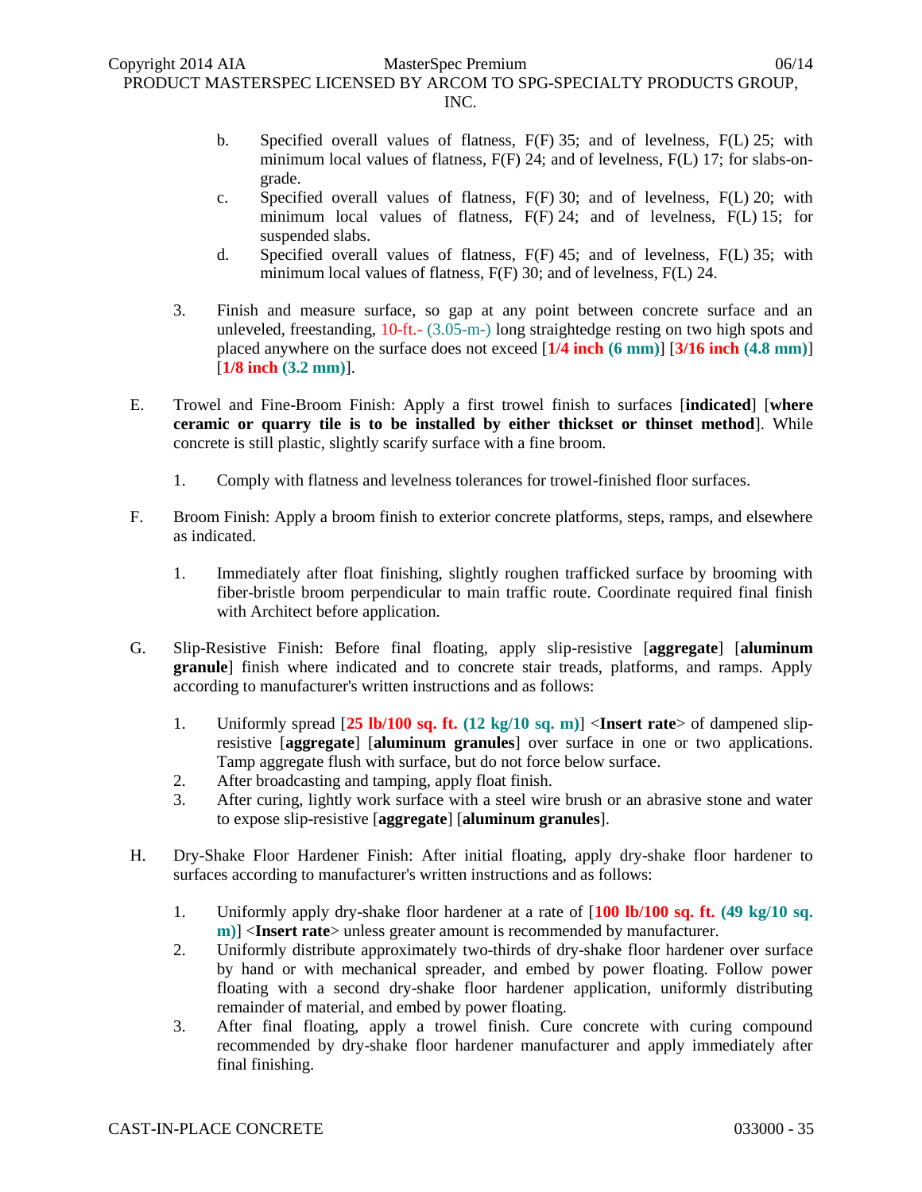b. Specified overall values of flatness, F(F) 35; and of levelness, F(L) 25; with minimum local values of flatness, F(F) 24; and of levelness, F(L) 17; for slabs-on-grade.

c. Specified overall values of flatness, F(F) 30; and of levelness, F(L) 20; with minimum local values of flatness, F(F) 24; and of levelness, F(L) 15; for suspended slabs.

d. Specified overall values of flatness, F(F) 45; and of levelness, F(L) 35; with minimum local values of flatness, F(F) 30; and of levelness, F(L) 24.

3. Finish and measure surface, so gap at any point between concrete surface and an unleveled, freestanding, 10-ft.- (3.05-m-) long straightedge resting on two high spots and placed anywhere on the surface does not exceed [**1/4 inch (6 mm)**] [**3/16 inch (4.8 mm)**] [**1/8 inch (3.2 mm)**].

E. Trowel and Fine-Broom Finish: Apply a first trowel finish to surfaces [**indicated**] [**where ceramic or quarry tile is to be installed by either thickset or thinset method**]. While concrete is still plastic, slightly scarify surface with a fine broom.

1. Comply with flatness and levelness tolerances for trowel-finished floor surfaces.

F. Broom Finish: Apply a broom finish to exterior concrete platforms, steps, ramps, and elsewhere as indicated.

1. Immediately after float finishing, slightly roughen trafficked surface by brooming with fiber-bristle broom perpendicular to main traffic route. Coordinate required final finish with Architect before application.

G. Slip-Resistive Finish: Before final floating, apply slip-resistive [**aggregate**] [**aluminum granule**] finish where indicated and to concrete stair treads, platforms, and ramps. Apply according to manufacturer's written instructions and as follows:

1. Uniformly spread [**25 lb/100 sq. ft. (12 kg/10 sq. m)**] <**Insert rate**> of dampened slip-resistive [**aggregate**] [**aluminum granules**] over surface in one or two applications. Tamp aggregate flush with surface, but do not force below surface.
2. After broadcasting and tamping, apply float finish.
3. After curing, lightly work surface with a steel wire brush or an abrasive stone and water to expose slip-resistive [**aggregate**] [**aluminum granules**].

H. Dry-Shake Floor Hardener Finish: After initial floating, apply dry-shake floor hardener to surfaces according to manufacturer's written instructions and as follows:

1. Uniformly apply dry-shake floor hardener at a rate of [**100 lb/100 sq. ft. (49 kg/10 sq. m)**] <**Insert rate**> unless greater amount is recommended by manufacturer.
2. Uniformly distribute approximately two-thirds of dry-shake floor hardener over surface by hand or with mechanical spreader, and embed by power floating. Follow power floating with a second dry-shake floor hardener application, uniformly distributing remainder of material, and embed by power floating.
3. After final floating, apply a trowel finish. Cure concrete with curing compound recommended by dry-shake floor hardener manufacturer and apply immediately after final finishing.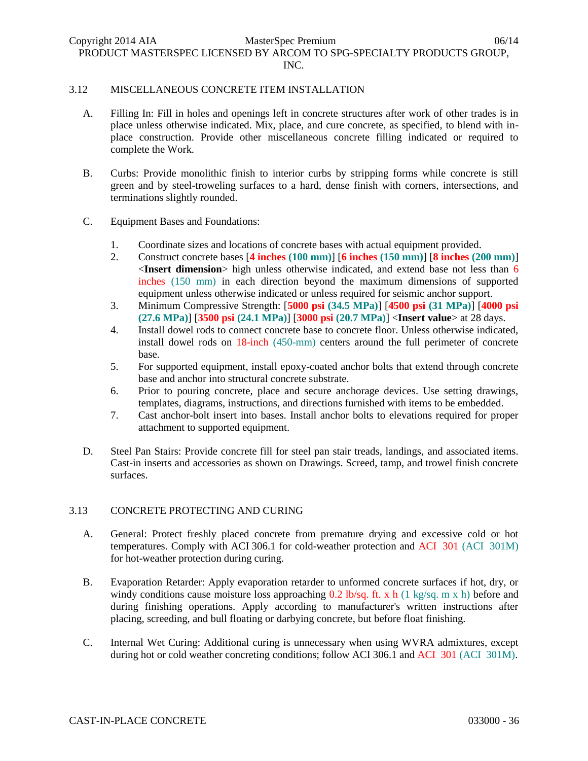## 3.12 MISCELLANEOUS CONCRETE ITEM INSTALLATION

A. Filling In: Fill in holes and openings left in concrete structures after work of other trades is in place unless otherwise indicated. Mix, place, and cure concrete, as specified, to blend with in-place construction. Provide other miscellaneous concrete filling indicated or required to complete the Work.

B. Curbs: Provide monolithic finish to interior curbs by stripping forms while concrete is still green and by steel-troweling surfaces to a hard, dense finish with corners, intersections, and terminations slightly rounded.

C. Equipment Bases and Foundations:

1. Coordinate sizes and locations of concrete bases with actual equipment provided.
2. Construct concrete bases [**4 inches (100 mm)**] [**6 inches (150 mm)**] [**8 inches (200 mm)**] <**Insert dimension**> high unless otherwise indicated, and extend base not less than 6 inches (150 mm) in each direction beyond the maximum dimensions of supported equipment unless otherwise indicated or unless required for seismic anchor support.
3. Minimum Compressive Strength: [**5000 psi (34.5 MPa)**] [**4500 psi (31 MPa)**] [**4000 psi (27.6 MPa)**] [**3500 psi (24.1 MPa)**] [**3000 psi (20.7 MPa)**] <**Insert value**> at 28 days.
4. Install dowel rods to connect concrete base to concrete floor. Unless otherwise indicated, install dowel rods on 18-inch (450-mm) centers around the full perimeter of concrete base.
5. For supported equipment, install epoxy-coated anchor bolts that extend through concrete base and anchor into structural concrete substrate.
6. Prior to pouring concrete, place and secure anchorage devices. Use setting drawings, templates, diagrams, instructions, and directions furnished with items to be embedded.
7. Cast anchor-bolt insert into bases. Install anchor bolts to elevations required for proper attachment to supported equipment.

D. Steel Pan Stairs: Provide concrete fill for steel pan stair treads, landings, and associated items. Cast-in inserts and accessories as shown on Drawings. Screed, tamp, and trowel finish concrete surfaces.

## 3.13 CONCRETE PROTECTING AND CURING

A. General: Protect freshly placed concrete from premature drying and excessive cold or hot temperatures. Comply with ACI 306.1 for cold-weather protection and ACI 301 (ACI 301M) for hot-weather protection during curing.

B. Evaporation Retarder: Apply evaporation retarder to unformed concrete surfaces if hot, dry, or windy conditions cause moisture loss approaching 0.2 lb/sq. ft. x h (1 kg/sq. m x h) before and during finishing operations. Apply according to manufacturer's written instructions after placing, screeding, and bull floating or darbying concrete, but before float finishing.

C. Internal Wet Curing: Additional curing is unnecessary when using WVRA admixtures, except during hot or cold weather concreting conditions; follow ACI 306.1 and ACI 301 (ACI 301M).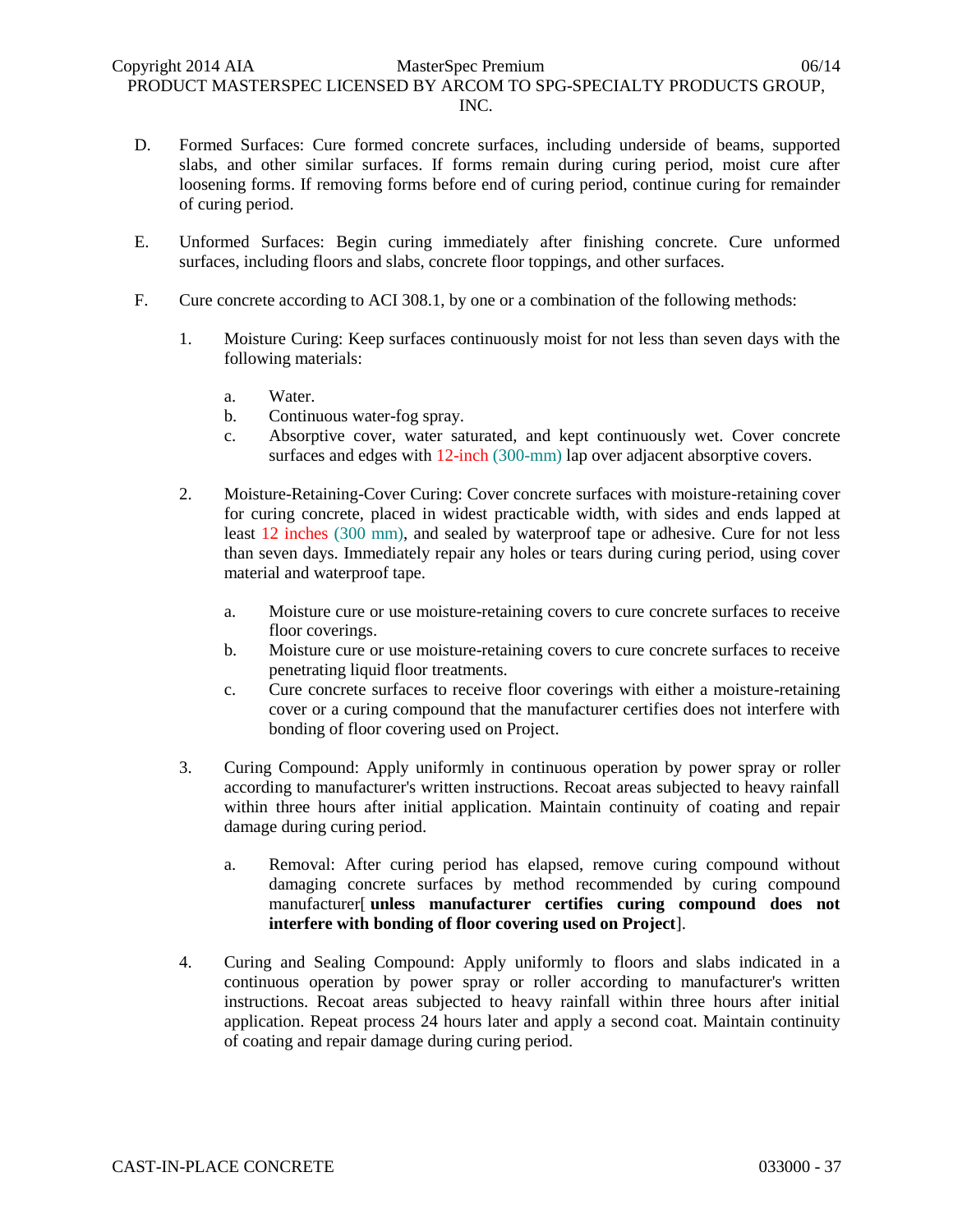D. Formed Surfaces: Cure formed concrete surfaces, including underside of beams, supported slabs, and other similar surfaces. If forms remain during curing period, moist cure after loosening forms. If removing forms before end of curing period, continue curing for remainder of curing period.

E. Unformed Surfaces: Begin curing immediately after finishing concrete. Cure unformed surfaces, including floors and slabs, concrete floor toppings, and other surfaces.

F. Cure concrete according to ACI 308.1, by one or a combination of the following methods:

1. Moisture Curing: Keep surfaces continuously moist for not less than seven days with the following materials:

   a. Water.
   b. Continuous water-fog spray.
   c. Absorptive cover, water saturated, and kept continuously wet. Cover concrete surfaces and edges with 12-inch (300-mm) lap over adjacent absorptive covers.

2. Moisture-Retaining-Cover Curing: Cover concrete surfaces with moisture-retaining cover for curing concrete, placed in widest practicable width, with sides and ends lapped at least 12 inches (300 mm), and sealed by waterproof tape or adhesive. Cure for not less than seven days. Immediately repair any holes or tears during curing period, using cover material and waterproof tape.

   a. Moisture cure or use moisture-retaining covers to cure concrete surfaces to receive floor coverings.
   b. Moisture cure or use moisture-retaining covers to cure concrete surfaces to receive penetrating liquid floor treatments.
   c. Cure concrete surfaces to receive floor coverings with either a moisture-retaining cover or a curing compound that the manufacturer certifies does not interfere with bonding of floor covering used on Project.

3. Curing Compound: Apply uniformly in continuous operation by power spray or roller according to manufacturer's written instructions. Recoat areas subjected to heavy rainfall within three hours after initial application. Maintain continuity of coating and repair damage during curing period.

   a. Removal: After curing period has elapsed, remove curing compound without damaging concrete surfaces by method recommended by curing compound manufacturer[ **unless manufacturer certifies curing compound does not interfere with bonding of floor covering used on Project**].

4. Curing and Sealing Compound: Apply uniformly to floors and slabs indicated in a continuous operation by power spray or roller according to manufacturer's written instructions. Recoat areas subjected to heavy rainfall within three hours after initial application. Repeat process 24 hours later and apply a second coat. Maintain continuity of coating and repair damage during curing period.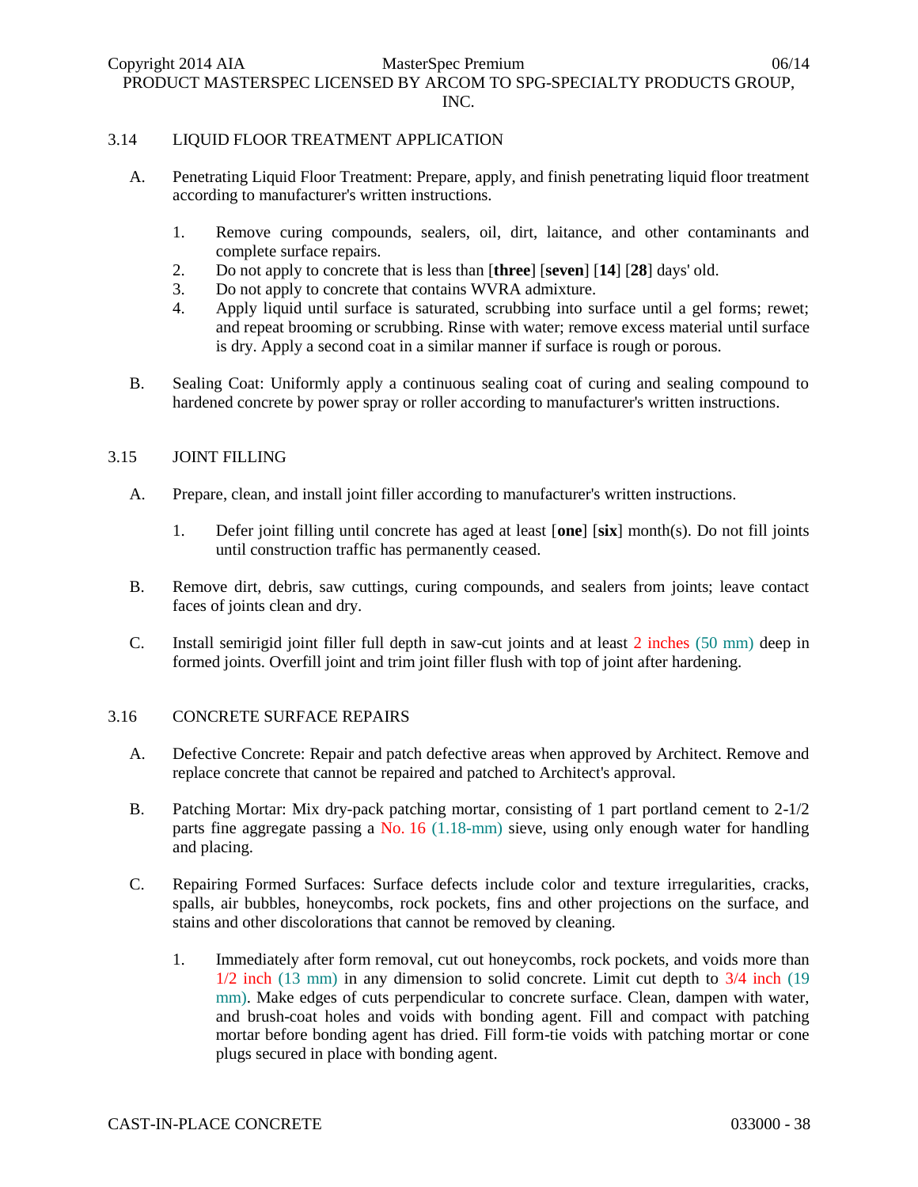## 3.14 LIQUID FLOOR TREATMENT APPLICATION

A. Penetrating Liquid Floor Treatment: Prepare, apply, and finish penetrating liquid floor treatment according to manufacturer's written instructions.

1. Remove curing compounds, sealers, oil, dirt, laitance, and other contaminants and complete surface repairs.
2. Do not apply to concrete that is less than [**three**] [**seven**] [**14**] [**28**] days' old.
3. Do not apply to concrete that contains WVRA admixture.
4. Apply liquid until surface is saturated, scrubbing into surface until a gel forms; rewet; and repeat brooming or scrubbing. Rinse with water; remove excess material until surface is dry. Apply a second coat in a similar manner if surface is rough or porous.

B. Sealing Coat: Uniformly apply a continuous sealing coat of curing and sealing compound to hardened concrete by power spray or roller according to manufacturer's written instructions.

## 3.15 JOINT FILLING

A. Prepare, clean, and install joint filler according to manufacturer's written instructions.

1. Defer joint filling until concrete has aged at least [**one**] [**six**] month(s). Do not fill joints until construction traffic has permanently ceased.

B. Remove dirt, debris, saw cuttings, curing compounds, and sealers from joints; leave contact faces of joints clean and dry.

C. Install semirigid joint filler full depth in saw-cut joints and at least 2 inches (50 mm) deep in formed joints. Overfill joint and trim joint filler flush with top of joint after hardening.

## 3.16 CONCRETE SURFACE REPAIRS

A. Defective Concrete: Repair and patch defective areas when approved by Architect. Remove and replace concrete that cannot be repaired and patched to Architect's approval.

B. Patching Mortar: Mix dry-pack patching mortar, consisting of 1 part portland cement to 2-1/2 parts fine aggregate passing a No. 16 (1.18-mm) sieve, using only enough water for handling and placing.

C. Repairing Formed Surfaces: Surface defects include color and texture irregularities, cracks, spalls, air bubbles, honeycombs, rock pockets, fins and other projections on the surface, and stains and other discolorations that cannot be removed by cleaning.

1. Immediately after form removal, cut out honeycombs, rock pockets, and voids more than 1/2 inch (13 mm) in any dimension to solid concrete. Limit cut depth to 3/4 inch (19 mm). Make edges of cuts perpendicular to concrete surface. Clean, dampen with water, and brush-coat holes and voids with bonding agent. Fill and compact with patching mortar before bonding agent has dried. Fill form-tie voids with patching mortar or cone plugs secured in place with bonding agent.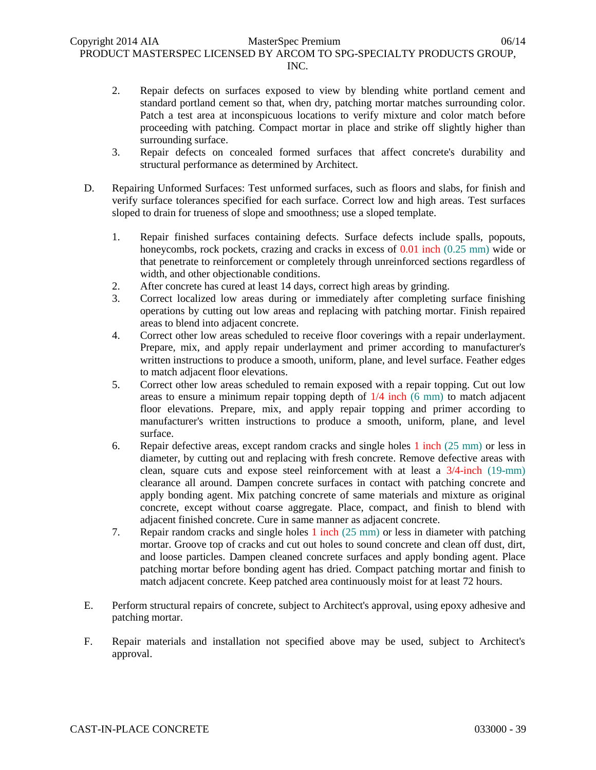2. Repair defects on surfaces exposed to view by blending white portland cement and standard portland cement so that, when dry, patching mortar matches surrounding color. Patch a test area at inconspicuous locations to verify mixture and color match before proceeding with patching. Compact mortar in place and strike off slightly higher than surrounding surface.
3. Repair defects on concealed formed surfaces that affect concrete's durability and structural performance as determined by Architect.

D. Repairing Unformed Surfaces: Test unformed surfaces, such as floors and slabs, for finish and verify surface tolerances specified for each surface. Correct low and high areas. Test surfaces sloped to drain for trueness of slope and smoothness; use a sloped template.

1. Repair finished surfaces containing defects. Surface defects include spalls, popouts, honeycombs, rock pockets, crazing and cracks in excess of 0.01 inch (0.25 mm) wide or that penetrate to reinforcement or completely through unreinforced sections regardless of width, and other objectionable conditions.
2. After concrete has cured at least 14 days, correct high areas by grinding.
3. Correct localized low areas during or immediately after completing surface finishing operations by cutting out low areas and replacing with patching mortar. Finish repaired areas to blend into adjacent concrete.
4. Correct other low areas scheduled to receive floor coverings with a repair underlayment. Prepare, mix, and apply repair underlayment and primer according to manufacturer's written instructions to produce a smooth, uniform, plane, and level surface. Feather edges to match adjacent floor elevations.
5. Correct other low areas scheduled to remain exposed with a repair topping. Cut out low areas to ensure a minimum repair topping depth of 1/4 inch (6 mm) to match adjacent floor elevations. Prepare, mix, and apply repair topping and primer according to manufacturer's written instructions to produce a smooth, uniform, plane, and level surface.
6. Repair defective areas, except random cracks and single holes 1 inch (25 mm) or less in diameter, by cutting out and replacing with fresh concrete. Remove defective areas with clean, square cuts and expose steel reinforcement with at least a 3/4-inch (19-mm) clearance all around. Dampen concrete surfaces in contact with patching concrete and apply bonding agent. Mix patching concrete of same materials and mixture as original concrete, except without coarse aggregate. Place, compact, and finish to blend with adjacent finished concrete. Cure in same manner as adjacent concrete.
7. Repair random cracks and single holes 1 inch (25 mm) or less in diameter with patching mortar. Groove top of cracks and cut out holes to sound concrete and clean off dust, dirt, and loose particles. Dampen cleaned concrete surfaces and apply bonding agent. Place patching mortar before bonding agent has dried. Compact patching mortar and finish to match adjacent concrete. Keep patched area continuously moist for at least 72 hours.

E. Perform structural repairs of concrete, subject to Architect's approval, using epoxy adhesive and patching mortar.

F. Repair materials and installation not specified above may be used, subject to Architect's approval.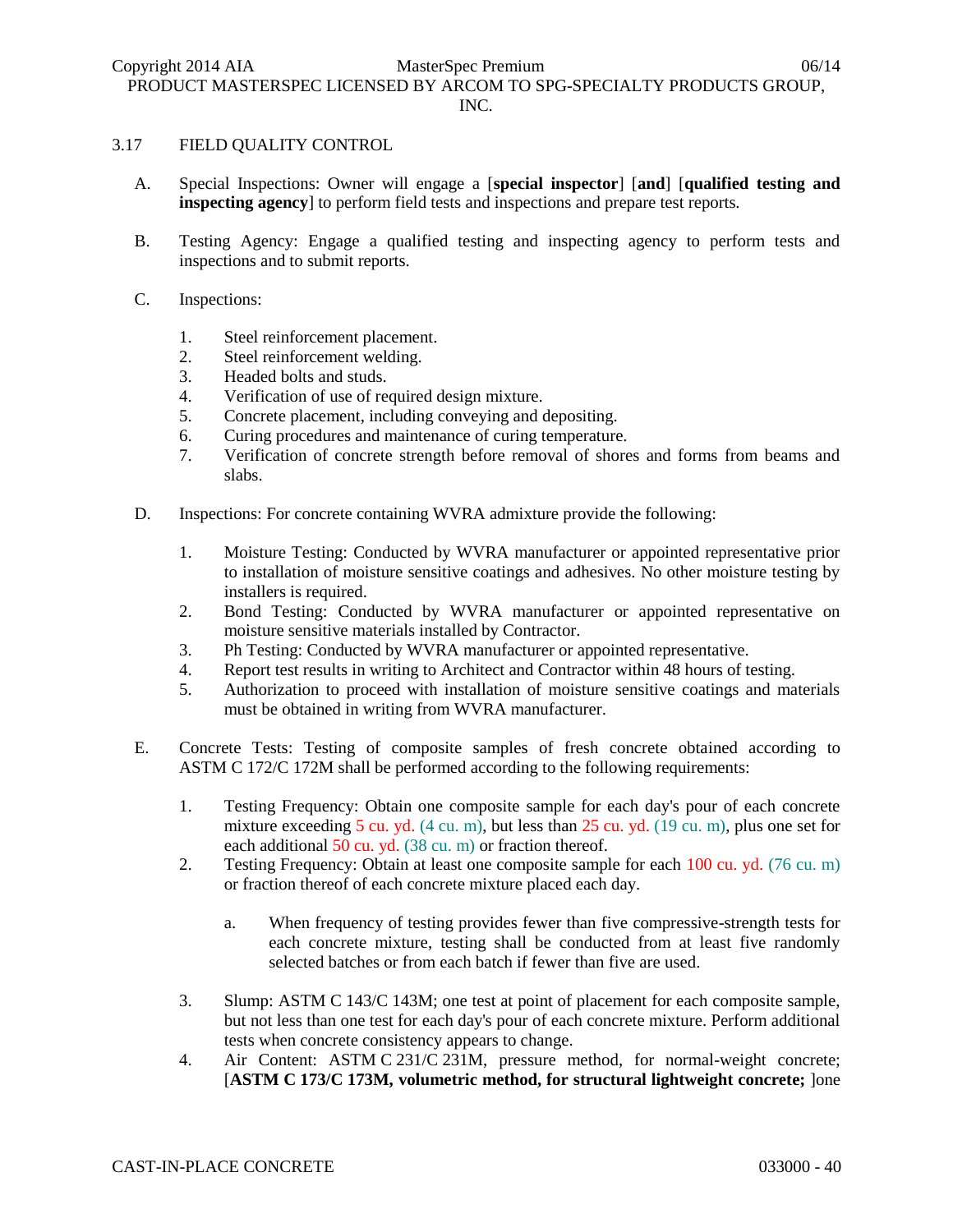3.17 FIELD QUALITY CONTROL

A. Special Inspections: Owner will engage a [**special inspector**] [**and**] [**qualified testing and inspecting agency**] to perform field tests and inspections and prepare test reports.

B. Testing Agency: Engage a qualified testing and inspecting agency to perform tests and inspections and to submit reports.

C. Inspections:

1. Steel reinforcement placement.
2. Steel reinforcement welding.
3. Headed bolts and studs.
4. Verification of use of required design mixture.
5. Concrete placement, including conveying and depositing.
6. Curing procedures and maintenance of curing temperature.
7. Verification of concrete strength before removal of shores and forms from beams and slabs.

D. Inspections: For concrete containing WVRA admixture provide the following:

1. Moisture Testing: Conducted by WVRA manufacturer or appointed representative prior to installation of moisture sensitive coatings and adhesives. No other moisture testing by installers is required.
2. Bond Testing: Conducted by WVRA manufacturer or appointed representative on moisture sensitive materials installed by Contractor.
3. Ph Testing: Conducted by WVRA manufacturer or appointed representative.
4. Report test results in writing to Architect and Contractor within 48 hours of testing.
5. Authorization to proceed with installation of moisture sensitive coatings and materials must be obtained in writing from WVRA manufacturer.

E. Concrete Tests: Testing of composite samples of fresh concrete obtained according to ASTM C 172/C 172M shall be performed according to the following requirements:

1. Testing Frequency: Obtain one composite sample for each day's pour of each concrete mixture exceeding 5 cu. yd. (4 cu. m), but less than 25 cu. yd. (19 cu. m), plus one set for each additional 50 cu. yd. (38 cu. m) or fraction thereof.
2. Testing Frequency: Obtain at least one composite sample for each 100 cu. yd. (76 cu. m) or fraction thereof of each concrete mixture placed each day.

   a. When frequency of testing provides fewer than five compressive-strength tests for each concrete mixture, testing shall be conducted from at least five randomly selected batches or from each batch if fewer than five are used.

3. Slump: ASTM C 143/C 143M; one test at point of placement for each composite sample, but not less than one test for each day's pour of each concrete mixture. Perform additional tests when concrete consistency appears to change.
4. Air Content: ASTM C 231/C 231M, pressure method, for normal-weight concrete; [**ASTM C 173/C 173M, volumetric method, for structural lightweight concrete;** ]one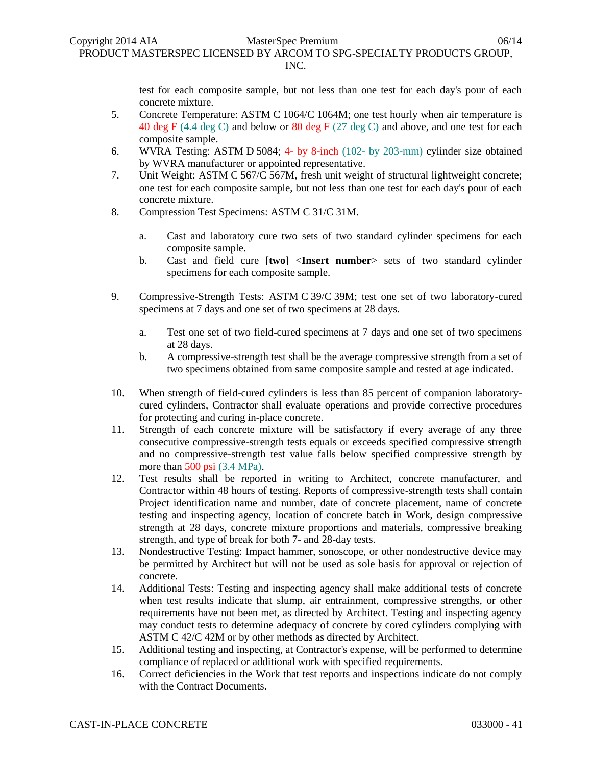test for each composite sample, but not less than one test for each day's pour of each concrete mixture.

5. Concrete Temperature: ASTM C 1064/C 1064M; one test hourly when air temperature is 40 deg F (4.4 deg C) and below or 80 deg F (27 deg C) and above, and one test for each composite sample.
6. WVRA Testing: ASTM D 5084; 4- by 8-inch (102- by 203-mm) cylinder size obtained by WVRA manufacturer or appointed representative.
7. Unit Weight: ASTM C 567/C 567M, fresh unit weight of structural lightweight concrete; one test for each composite sample, but not less than one test for each day's pour of each concrete mixture.
8. Compression Test Specimens: ASTM C 31/C 31M.
   a. Cast and laboratory cure two sets of two standard cylinder specimens for each composite sample.
   b. Cast and field cure [**two**] <**Insert number**> sets of two standard cylinder specimens for each composite sample.
9. Compressive-Strength Tests: ASTM C 39/C 39M; test one set of two laboratory-cured specimens at 7 days and one set of two specimens at 28 days.
   a. Test one set of two field-cured specimens at 7 days and one set of two specimens at 28 days.
   b. A compressive-strength test shall be the average compressive strength from a set of two specimens obtained from same composite sample and tested at age indicated.
10. When strength of field-cured cylinders is less than 85 percent of companion laboratory-cured cylinders, Contractor shall evaluate operations and provide corrective procedures for protecting and curing in-place concrete.
11. Strength of each concrete mixture will be satisfactory if every average of any three consecutive compressive-strength tests equals or exceeds specified compressive strength and no compressive-strength test value falls below specified compressive strength by more than 500 psi (3.4 MPa).
12. Test results shall be reported in writing to Architect, concrete manufacturer, and Contractor within 48 hours of testing. Reports of compressive-strength tests shall contain Project identification name and number, date of concrete placement, name of concrete testing and inspecting agency, location of concrete batch in Work, design compressive strength at 28 days, concrete mixture proportions and materials, compressive breaking strength, and type of break for both 7- and 28-day tests.
13. Nondestructive Testing: Impact hammer, sonoscope, or other nondestructive device may be permitted by Architect but will not be used as sole basis for approval or rejection of concrete.
14. Additional Tests: Testing and inspecting agency shall make additional tests of concrete when test results indicate that slump, air entrainment, compressive strengths, or other requirements have not been met, as directed by Architect. Testing and inspecting agency may conduct tests to determine adequacy of concrete by cored cylinders complying with ASTM C 42/C 42M or by other methods as directed by Architect.
15. Additional testing and inspecting, at Contractor's expense, will be performed to determine compliance of replaced or additional work with specified requirements.
16. Correct deficiencies in the Work that test reports and inspections indicate do not comply with the Contract Documents.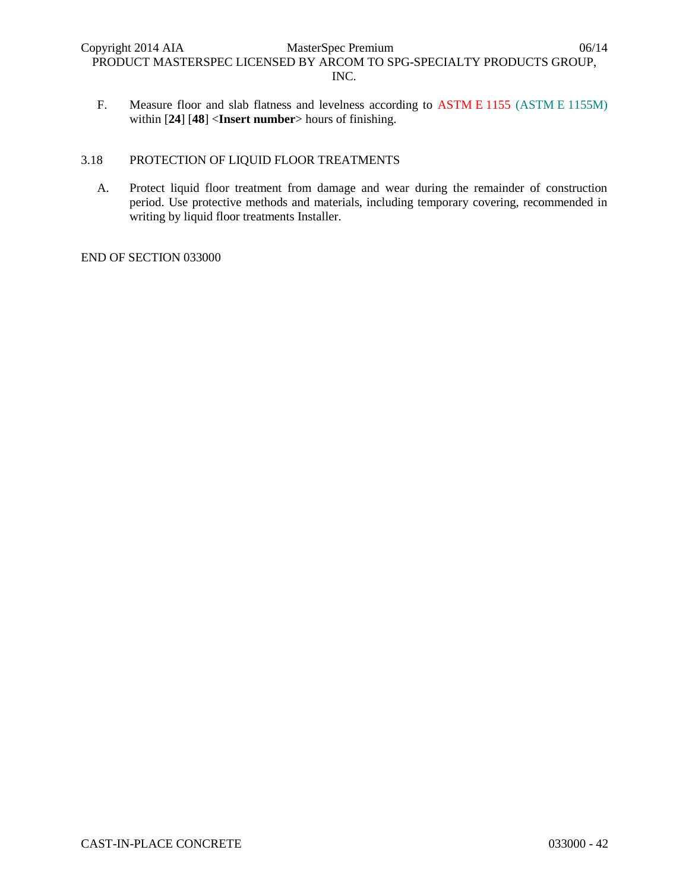F. Measure floor and slab flatness and levelness according to ASTM E 1155 (ASTM E 1155M) within [**24**] [**48**] <**Insert number**> hours of finishing.

## 3.18 PROTECTION OF LIQUID FLOOR TREATMENTS

A. Protect liquid floor treatment from damage and wear during the remainder of construction period. Use protective methods and materials, including temporary covering, recommended in writing by liquid floor treatments Installer.

END OF SECTION 033000